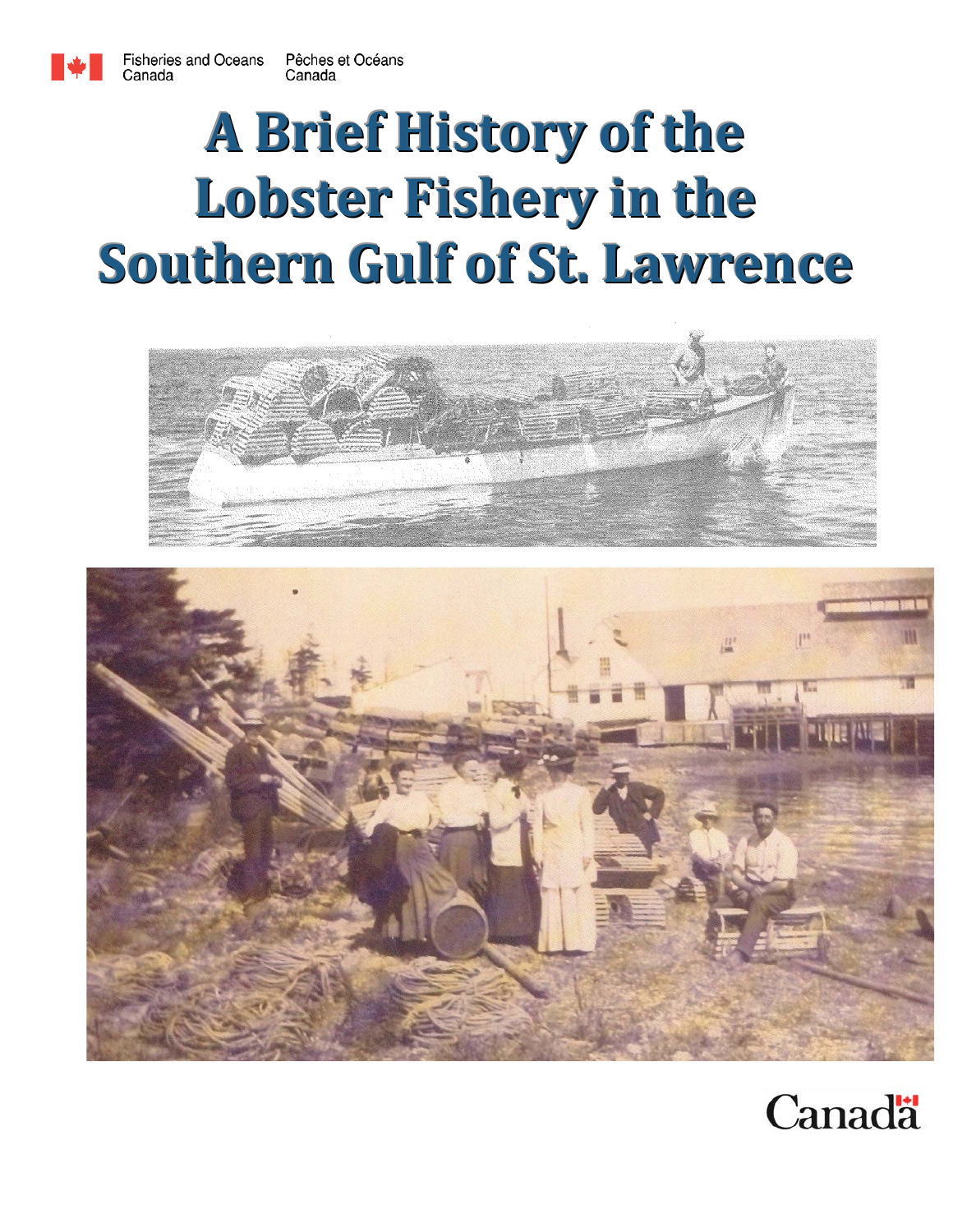Fisheries and Oceans Canada / Pêches et Océans Canada

# A Brief History of the Lobster Fishery in the Southern Gulf of St. Lawrence

Canada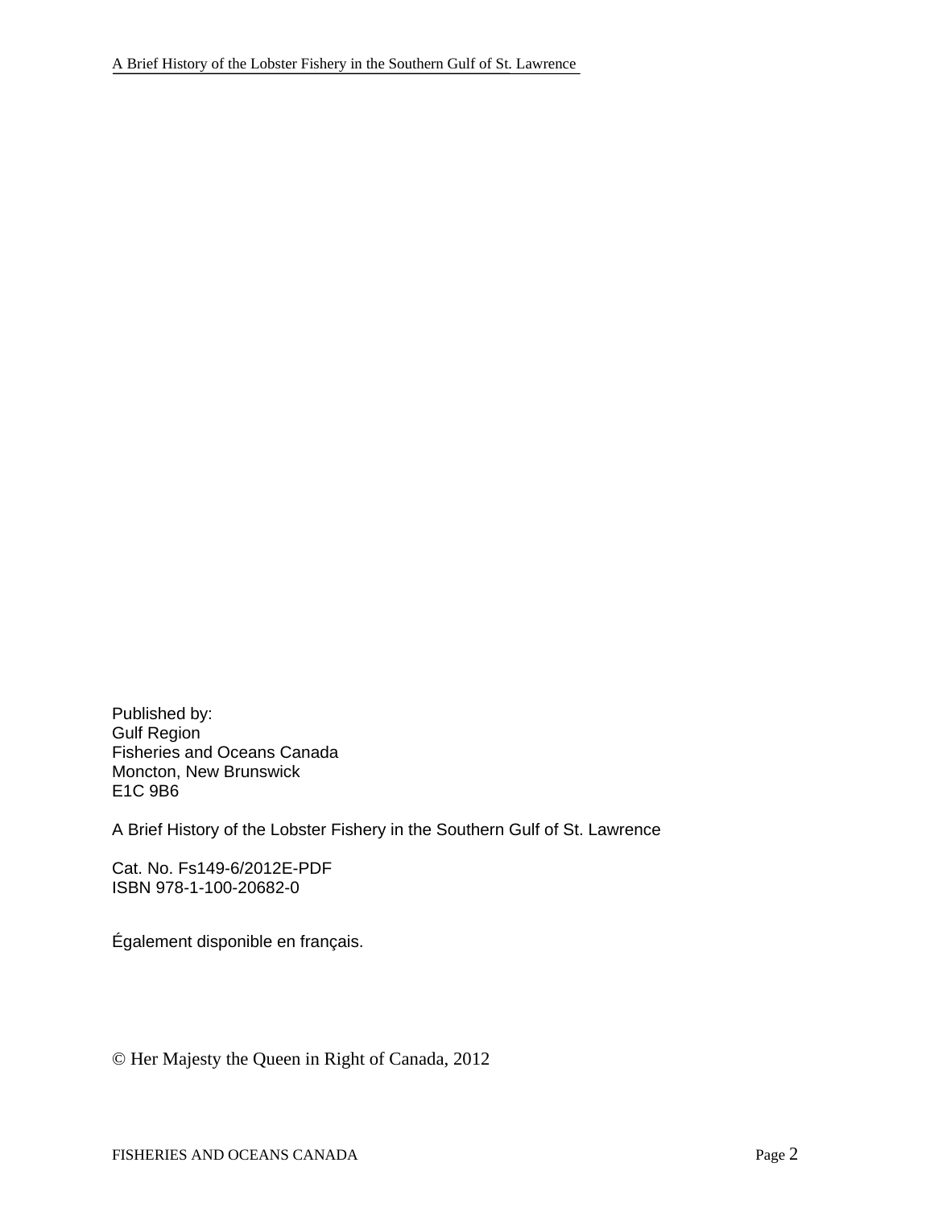Published by:
Gulf Region
Fisheries and Oceans Canada
Moncton, New Brunswick
E1C 9B6

A Brief History of the Lobster Fishery in the Southern Gulf of St. Lawrence

Cat. No. Fs149-6/2012E-PDF
ISBN 978-1-100-20682-0

Également disponible en français.

© Her Majesty the Queen in Right of Canada, 2012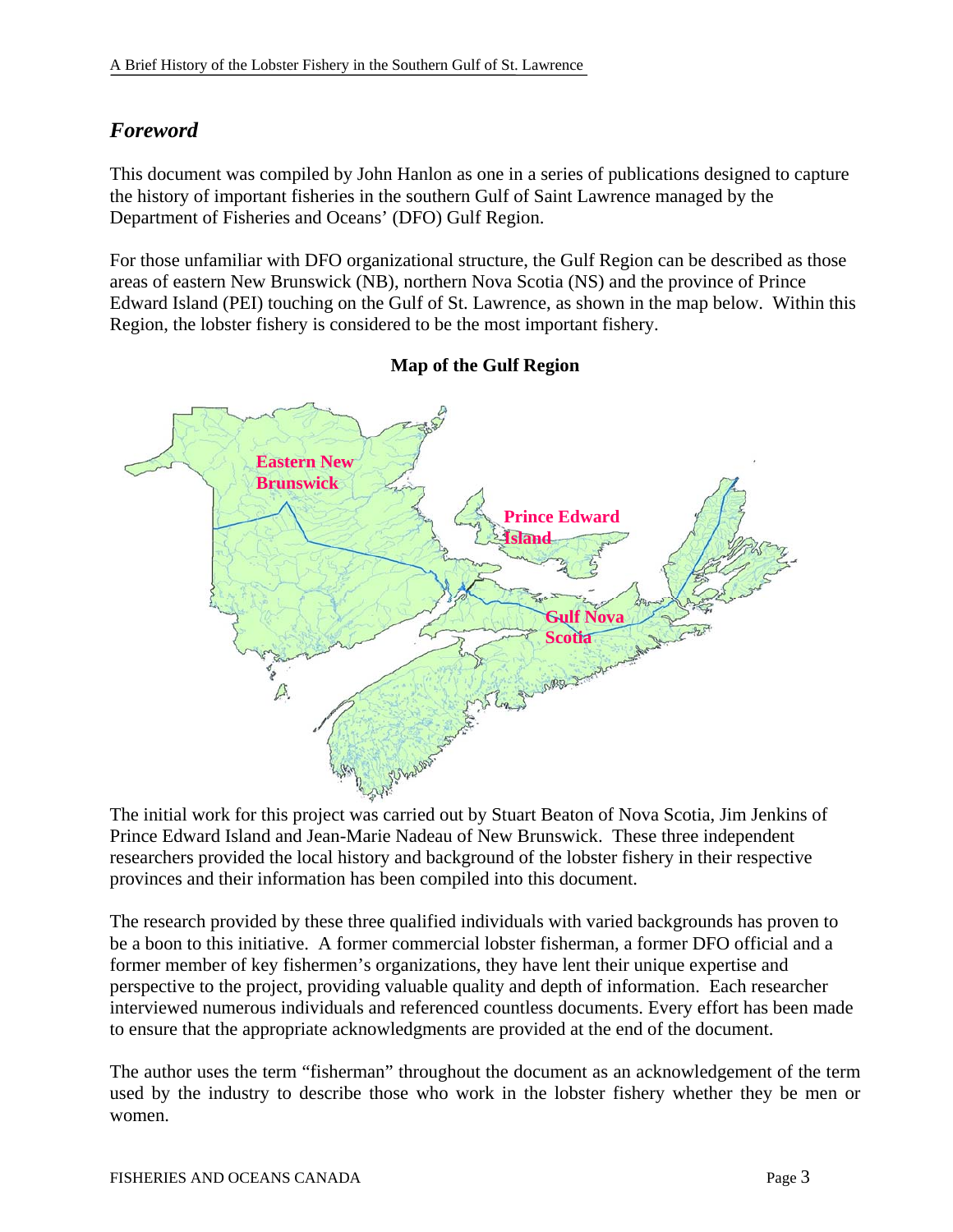## *Foreword*

This document was compiled by John Hanlon as one in a series of publications designed to capture the history of important fisheries in the southern Gulf of Saint Lawrence managed by the Department of Fisheries and Oceans' (DFO) Gulf Region.

For those unfamiliar with DFO organizational structure, the Gulf Region can be described as those areas of eastern New Brunswick (NB), northern Nova Scotia (NS) and the province of Prince Edward Island (PEI) touching on the Gulf of St. Lawrence, as shown in the map below. Within this Region, the lobster fishery is considered to be the most important fishery.

**Map of the Gulf Region**

The initial work for this project was carried out by Stuart Beaton of Nova Scotia, Jim Jenkins of Prince Edward Island and Jean-Marie Nadeau of New Brunswick. These three independent researchers provided the local history and background of the lobster fishery in their respective provinces and their information has been compiled into this document.

The research provided by these three qualified individuals with varied backgrounds has proven to be a boon to this initiative. A former commercial lobster fisherman, a former DFO official and a former member of key fishermen's organizations, they have lent their unique expertise and perspective to the project, providing valuable quality and depth of information. Each researcher interviewed numerous individuals and referenced countless documents. Every effort has been made to ensure that the appropriate acknowledgments are provided at the end of the document.

The author uses the term "fisherman" throughout the document as an acknowledgement of the term used by the industry to describe those who work in the lobster fishery whether they be men or women.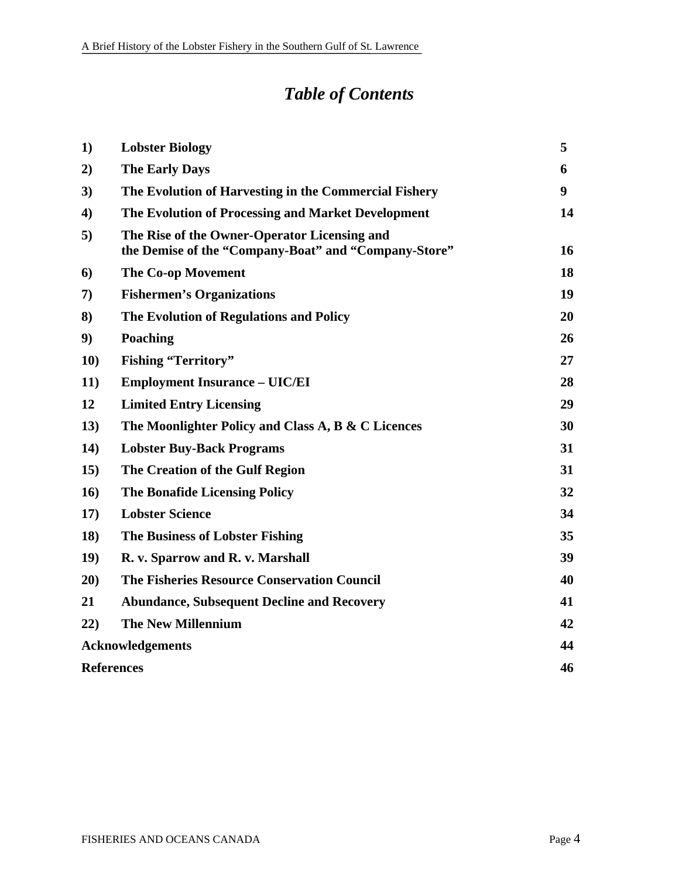# *Table of Contents*

| | | |
|---|---|---|
| **1)** | **Lobster Biology** | **5** |
| **2)** | **The Early Days** | **6** |
| **3)** | **The Evolution of Harvesting in the Commercial Fishery** | **9** |
| **4)** | **The Evolution of Processing and Market Development** | **14** |
| **5)** | **The Rise of the Owner-Operator Licensing and the Demise of the "Company-Boat" and "Company-Store"** | **16** |
| **6)** | **The Co-op Movement** | **18** |
| **7)** | **Fishermen's Organizations** | **19** |
| **8)** | **The Evolution of Regulations and Policy** | **20** |
| **9)** | **Poaching** | **26** |
| **10)** | **Fishing "Territory"** | **27** |
| **11)** | **Employment Insurance – UIC/EI** | **28** |
| **12** | **Limited Entry Licensing** | **29** |
| **13)** | **The Moonlighter Policy and Class A, B & C Licences** | **30** |
| **14)** | **Lobster Buy-Back Programs** | **31** |
| **15)** | **The Creation of the Gulf Region** | **31** |
| **16)** | **The Bonafide Licensing Policy** | **32** |
| **17)** | **Lobster Science** | **34** |
| **18)** | **The Business of Lobster Fishing** | **35** |
| **19)** | **R. v. Sparrow and R. v. Marshall** | **39** |
| **20)** | **The Fisheries Resource Conservation Council** | **40** |
| **21** | **Abundance, Subsequent Decline and Recovery** | **41** |
| **22)** | **The New Millennium** | **42** |
| **Acknowledgements** | | **44** |
| **References** | | **46** |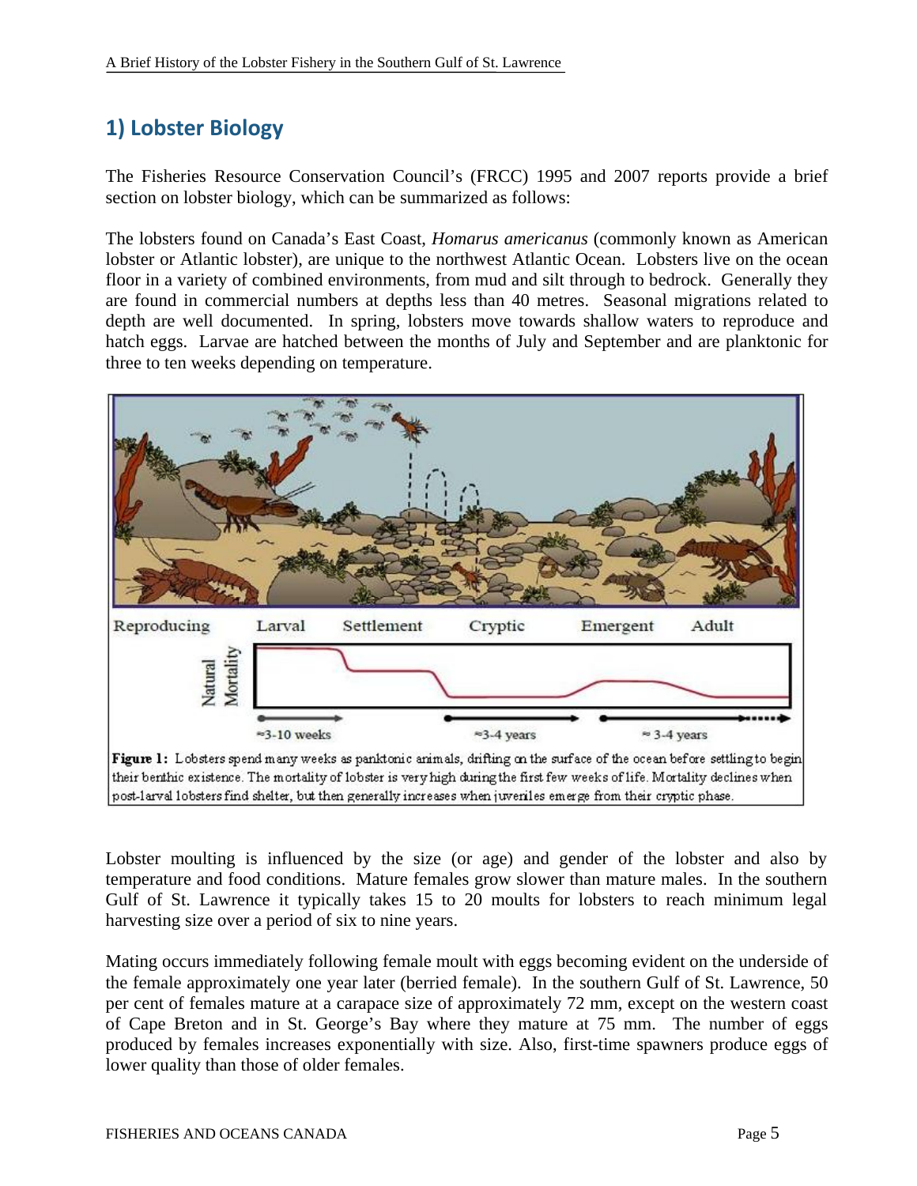## 1) Lobster Biology

The Fisheries Resource Conservation Council's (FRCC) 1995 and 2007 reports provide a brief section on lobster biology, which can be summarized as follows:

The lobsters found on Canada's East Coast, *Homarus americanus* (commonly known as American lobster or Atlantic lobster), are unique to the northwest Atlantic Ocean. Lobsters live on the ocean floor in a variety of combined environments, from mud and silt through to bedrock. Generally they are found in commercial numbers at depths less than 40 metres. Seasonal migrations related to depth are well documented. In spring, lobsters move towards shallow waters to reproduce and hatch eggs. Larvae are hatched between the months of July and September and are planktonic for three to ten weeks depending on temperature.

Reproducing | Larval | Settlement | Cryptic | Emergent | Adult

Natural Mortality

≈3-10 weeks | ≈3-4 years | ≈ 3-4 years

**Figure 1:** Lobsters spend many weeks as panktonic animals, drifting on the surface of the ocean before settling to begin their benthic existence. The mortality of lobster is very high during the first few weeks of life. Mortality declines when post-larval lobsters find shelter, but then generally increases when juveniles emerge from their cryptic phase.

Lobster moulting is influenced by the size (or age) and gender of the lobster and also by temperature and food conditions. Mature females grow slower than mature males. In the southern Gulf of St. Lawrence it typically takes 15 to 20 moults for lobsters to reach minimum legal harvesting size over a period of six to nine years.

Mating occurs immediately following female moult with eggs becoming evident on the underside of the female approximately one year later (berried female). In the southern Gulf of St. Lawrence, 50 per cent of females mature at a carapace size of approximately 72 mm, except on the western coast of Cape Breton and in St. George's Bay where they mature at 75 mm. The number of eggs produced by females increases exponentially with size. Also, first-time spawners produce eggs of lower quality than those of older females.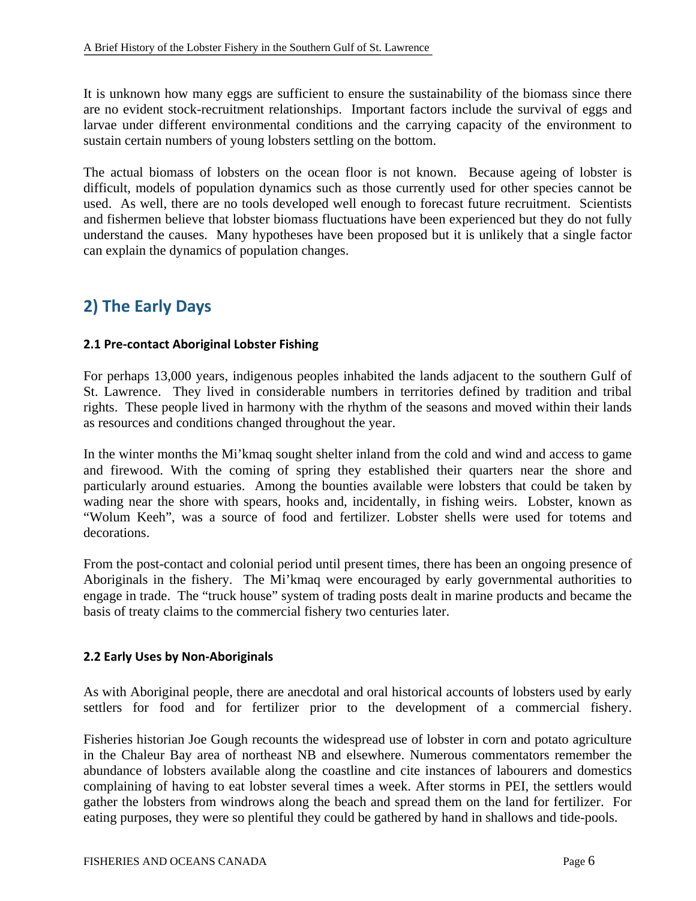It is unknown how many eggs are sufficient to ensure the sustainability of the biomass since there are no evident stock-recruitment relationships. Important factors include the survival of eggs and larvae under different environmental conditions and the carrying capacity of the environment to sustain certain numbers of young lobsters settling on the bottom.

The actual biomass of lobsters on the ocean floor is not known. Because ageing of lobster is difficult, models of population dynamics such as those currently used for other species cannot be used. As well, there are no tools developed well enough to forecast future recruitment. Scientists and fishermen believe that lobster biomass fluctuations have been experienced but they do not fully understand the causes. Many hypotheses have been proposed but it is unlikely that a single factor can explain the dynamics of population changes.

## 2) The Early Days

### 2.1 Pre-contact Aboriginal Lobster Fishing

For perhaps 13,000 years, indigenous peoples inhabited the lands adjacent to the southern Gulf of St. Lawrence. They lived in considerable numbers in territories defined by tradition and tribal rights. These people lived in harmony with the rhythm of the seasons and moved within their lands as resources and conditions changed throughout the year.

In the winter months the Mi'kmaq sought shelter inland from the cold and wind and access to game and firewood. With the coming of spring they established their quarters near the shore and particularly around estuaries. Among the bounties available were lobsters that could be taken by wading near the shore with spears, hooks and, incidentally, in fishing weirs. Lobster, known as "Wolum Keeh", was a source of food and fertilizer. Lobster shells were used for totems and decorations.

From the post-contact and colonial period until present times, there has been an ongoing presence of Aboriginals in the fishery. The Mi'kmaq were encouraged by early governmental authorities to engage in trade. The "truck house" system of trading posts dealt in marine products and became the basis of treaty claims to the commercial fishery two centuries later.

### 2.2 Early Uses by Non-Aboriginals

As with Aboriginal people, there are anecdotal and oral historical accounts of lobsters used by early settlers for food and for fertilizer prior to the development of a commercial fishery.

Fisheries historian Joe Gough recounts the widespread use of lobster in corn and potato agriculture in the Chaleur Bay area of northeast NB and elsewhere. Numerous commentators remember the abundance of lobsters available along the coastline and cite instances of labourers and domestics complaining of having to eat lobster several times a week. After storms in PEI, the settlers would gather the lobsters from windrows along the beach and spread them on the land for fertilizer. For eating purposes, they were so plentiful they could be gathered by hand in shallows and tide-pools.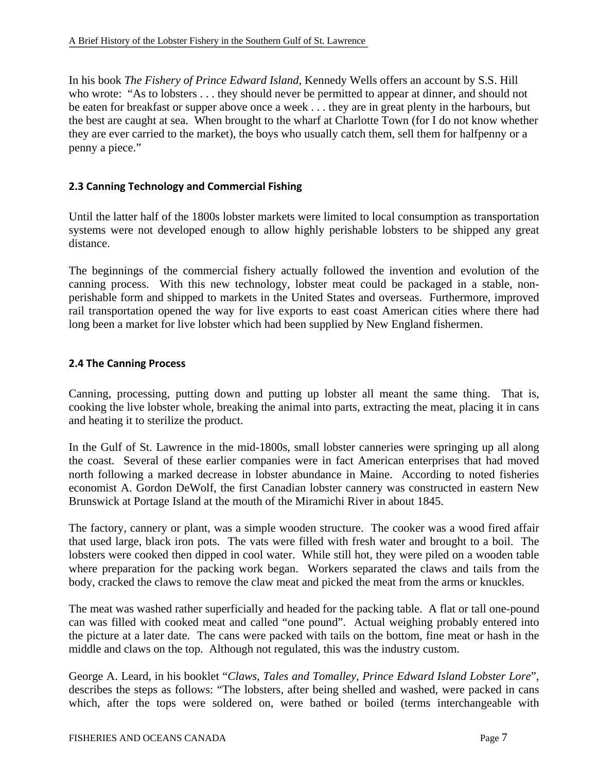In his book *The Fishery of Prince Edward Island*, Kennedy Wells offers an account by S.S. Hill who wrote: "As to lobsters . . . they should never be permitted to appear at dinner, and should not be eaten for breakfast or supper above once a week . . . they are in great plenty in the harbours, but the best are caught at sea. When brought to the wharf at Charlotte Town (for I do not know whether they are ever carried to the market), the boys who usually catch them, sell them for halfpenny or a penny a piece."

### 2.3 Canning Technology and Commercial Fishing

Until the latter half of the 1800s lobster markets were limited to local consumption as transportation systems were not developed enough to allow highly perishable lobsters to be shipped any great distance.

The beginnings of the commercial fishery actually followed the invention and evolution of the canning process. With this new technology, lobster meat could be packaged in a stable, non-perishable form and shipped to markets in the United States and overseas. Furthermore, improved rail transportation opened the way for live exports to east coast American cities where there had long been a market for live lobster which had been supplied by New England fishermen.

### 2.4 The Canning Process

Canning, processing, putting down and putting up lobster all meant the same thing. That is, cooking the live lobster whole, breaking the animal into parts, extracting the meat, placing it in cans and heating it to sterilize the product.

In the Gulf of St. Lawrence in the mid-1800s, small lobster canneries were springing up all along the coast. Several of these earlier companies were in fact American enterprises that had moved north following a marked decrease in lobster abundance in Maine. According to noted fisheries economist A. Gordon DeWolf, the first Canadian lobster cannery was constructed in eastern New Brunswick at Portage Island at the mouth of the Miramichi River in about 1845.

The factory, cannery or plant, was a simple wooden structure. The cooker was a wood fired affair that used large, black iron pots. The vats were filled with fresh water and brought to a boil. The lobsters were cooked then dipped in cool water. While still hot, they were piled on a wooden table where preparation for the packing work began. Workers separated the claws and tails from the body, cracked the claws to remove the claw meat and picked the meat from the arms or knuckles.

The meat was washed rather superficially and headed for the packing table. A flat or tall one-pound can was filled with cooked meat and called "one pound". Actual weighing probably entered into the picture at a later date. The cans were packed with tails on the bottom, fine meat or hash in the middle and claws on the top. Although not regulated, this was the industry custom.

George A. Leard, in his booklet "*Claws, Tales and Tomalley, Prince Edward Island Lobster Lore*", describes the steps as follows: "The lobsters, after being shelled and washed, were packed in cans which, after the tops were soldered on, were bathed or boiled (terms interchangeable with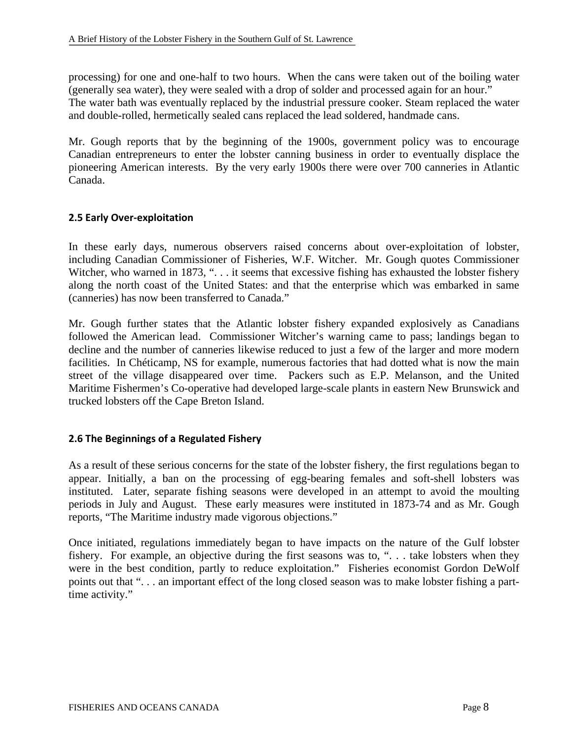processing) for one and one-half to two hours. When the cans were taken out of the boiling water (generally sea water), they were sealed with a drop of solder and processed again for an hour." The water bath was eventually replaced by the industrial pressure cooker. Steam replaced the water and double-rolled, hermetically sealed cans replaced the lead soldered, handmade cans.

Mr. Gough reports that by the beginning of the 1900s, government policy was to encourage Canadian entrepreneurs to enter the lobster canning business in order to eventually displace the pioneering American interests. By the very early 1900s there were over 700 canneries in Atlantic Canada.

### 2.5 Early Over-exploitation

In these early days, numerous observers raised concerns about over-exploitation of lobster, including Canadian Commissioner of Fisheries, W.F. Witcher. Mr. Gough quotes Commissioner Witcher, who warned in 1873, ". . . it seems that excessive fishing has exhausted the lobster fishery along the north coast of the United States: and that the enterprise which was embarked in same (canneries) has now been transferred to Canada."

Mr. Gough further states that the Atlantic lobster fishery expanded explosively as Canadians followed the American lead. Commissioner Witcher's warning came to pass; landings began to decline and the number of canneries likewise reduced to just a few of the larger and more modern facilities. In Chéticamp, NS for example, numerous factories that had dotted what is now the main street of the village disappeared over time. Packers such as E.P. Melanson, and the United Maritime Fishermen's Co-operative had developed large-scale plants in eastern New Brunswick and trucked lobsters off the Cape Breton Island.

### 2.6 The Beginnings of a Regulated Fishery

As a result of these serious concerns for the state of the lobster fishery, the first regulations began to appear. Initially, a ban on the processing of egg-bearing females and soft-shell lobsters was instituted. Later, separate fishing seasons were developed in an attempt to avoid the moulting periods in July and August. These early measures were instituted in 1873-74 and as Mr. Gough reports, "The Maritime industry made vigorous objections."

Once initiated, regulations immediately began to have impacts on the nature of the Gulf lobster fishery. For example, an objective during the first seasons was to, ". . . take lobsters when they were in the best condition, partly to reduce exploitation." Fisheries economist Gordon DeWolf points out that ". . . an important effect of the long closed season was to make lobster fishing a part-time activity."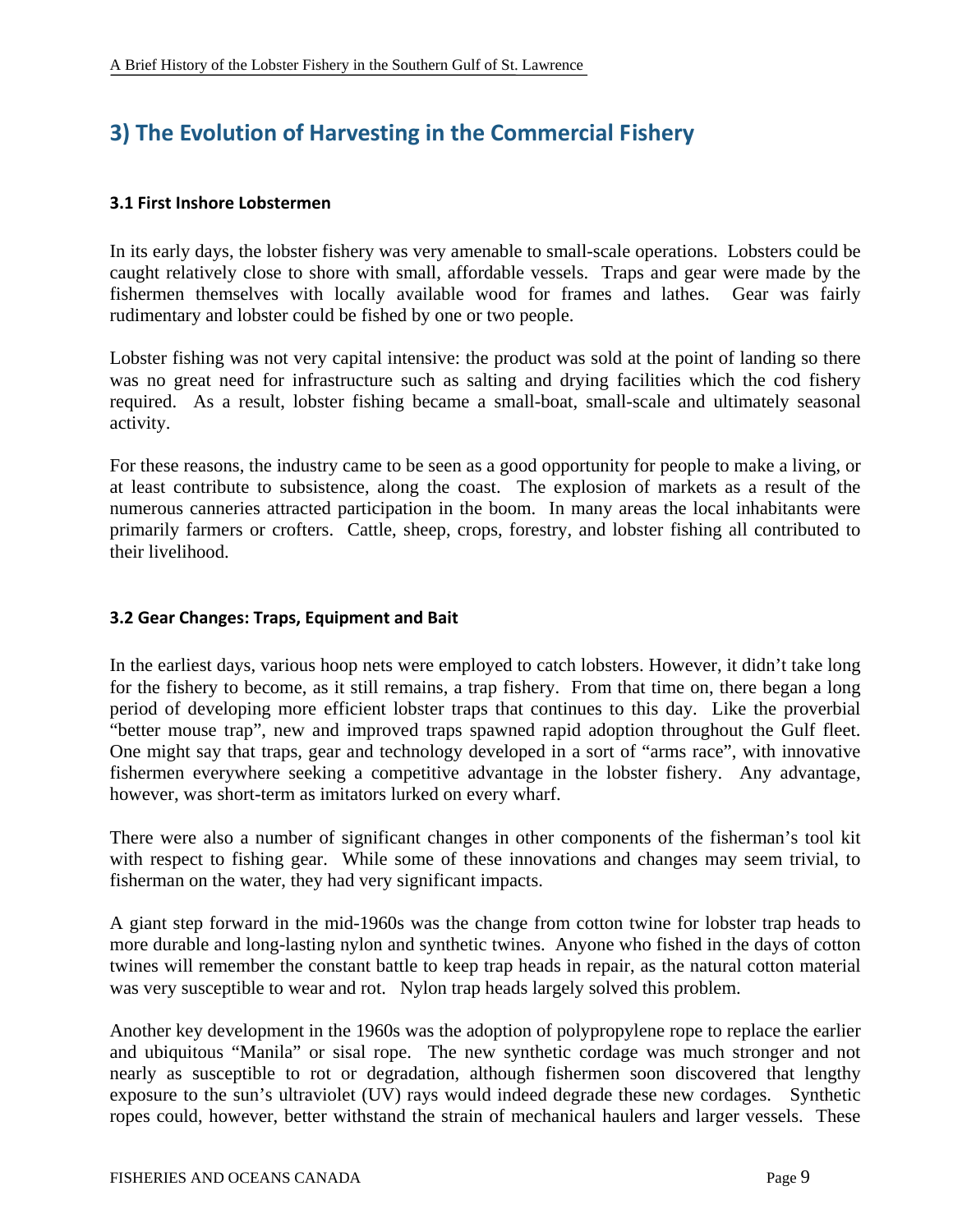## 3) The Evolution of Harvesting in the Commercial Fishery

### 3.1 First Inshore Lobstermen

In its early days, the lobster fishery was very amenable to small-scale operations. Lobsters could be caught relatively close to shore with small, affordable vessels. Traps and gear were made by the fishermen themselves with locally available wood for frames and lathes. Gear was fairly rudimentary and lobster could be fished by one or two people.

Lobster fishing was not very capital intensive: the product was sold at the point of landing so there was no great need for infrastructure such as salting and drying facilities which the cod fishery required. As a result, lobster fishing became a small-boat, small-scale and ultimately seasonal activity.

For these reasons, the industry came to be seen as a good opportunity for people to make a living, or at least contribute to subsistence, along the coast. The explosion of markets as a result of the numerous canneries attracted participation in the boom. In many areas the local inhabitants were primarily farmers or crofters. Cattle, sheep, crops, forestry, and lobster fishing all contributed to their livelihood.

### 3.2 Gear Changes: Traps, Equipment and Bait

In the earliest days, various hoop nets were employed to catch lobsters. However, it didn't take long for the fishery to become, as it still remains, a trap fishery. From that time on, there began a long period of developing more efficient lobster traps that continues to this day. Like the proverbial "better mouse trap", new and improved traps spawned rapid adoption throughout the Gulf fleet. One might say that traps, gear and technology developed in a sort of "arms race", with innovative fishermen everywhere seeking a competitive advantage in the lobster fishery. Any advantage, however, was short-term as imitators lurked on every wharf.

There were also a number of significant changes in other components of the fisherman's tool kit with respect to fishing gear. While some of these innovations and changes may seem trivial, to fisherman on the water, they had very significant impacts.

A giant step forward in the mid-1960s was the change from cotton twine for lobster trap heads to more durable and long-lasting nylon and synthetic twines. Anyone who fished in the days of cotton twines will remember the constant battle to keep trap heads in repair, as the natural cotton material was very susceptible to wear and rot. Nylon trap heads largely solved this problem.

Another key development in the 1960s was the adoption of polypropylene rope to replace the earlier and ubiquitous "Manila" or sisal rope. The new synthetic cordage was much stronger and not nearly as susceptible to rot or degradation, although fishermen soon discovered that lengthy exposure to the sun's ultraviolet (UV) rays would indeed degrade these new cordages. Synthetic ropes could, however, better withstand the strain of mechanical haulers and larger vessels. These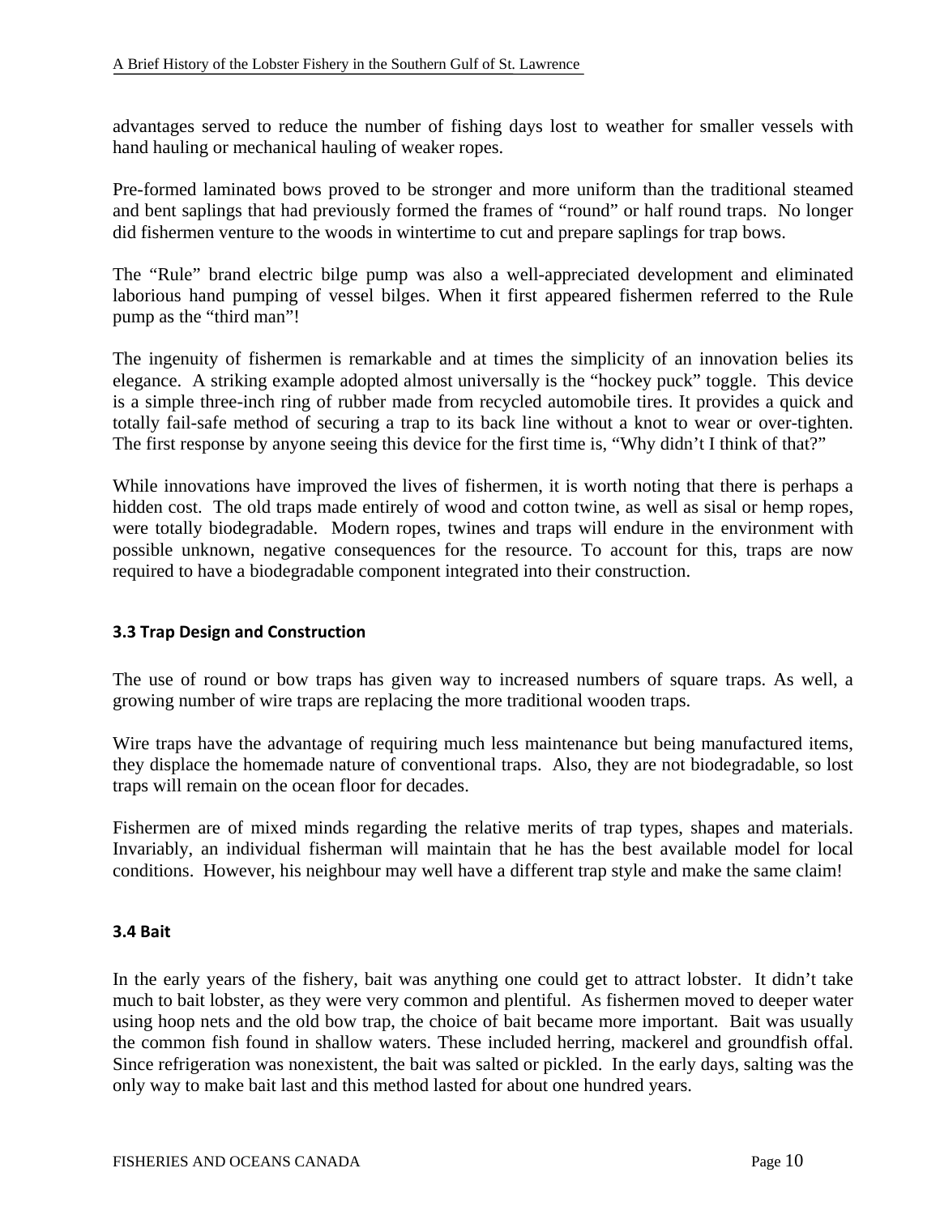advantages served to reduce the number of fishing days lost to weather for smaller vessels with hand hauling or mechanical hauling of weaker ropes.

Pre-formed laminated bows proved to be stronger and more uniform than the traditional steamed and bent saplings that had previously formed the frames of "round" or half round traps. No longer did fishermen venture to the woods in wintertime to cut and prepare saplings for trap bows.

The "Rule" brand electric bilge pump was also a well-appreciated development and eliminated laborious hand pumping of vessel bilges. When it first appeared fishermen referred to the Rule pump as the "third man"!

The ingenuity of fishermen is remarkable and at times the simplicity of an innovation belies its elegance. A striking example adopted almost universally is the "hockey puck" toggle. This device is a simple three-inch ring of rubber made from recycled automobile tires. It provides a quick and totally fail-safe method of securing a trap to its back line without a knot to wear or over-tighten. The first response by anyone seeing this device for the first time is, "Why didn't I think of that?"

While innovations have improved the lives of fishermen, it is worth noting that there is perhaps a hidden cost. The old traps made entirely of wood and cotton twine, as well as sisal or hemp ropes, were totally biodegradable. Modern ropes, twines and traps will endure in the environment with possible unknown, negative consequences for the resource. To account for this, traps are now required to have a biodegradable component integrated into their construction.

### 3.3 Trap Design and Construction

The use of round or bow traps has given way to increased numbers of square traps. As well, a growing number of wire traps are replacing the more traditional wooden traps.

Wire traps have the advantage of requiring much less maintenance but being manufactured items, they displace the homemade nature of conventional traps. Also, they are not biodegradable, so lost traps will remain on the ocean floor for decades.

Fishermen are of mixed minds regarding the relative merits of trap types, shapes and materials. Invariably, an individual fisherman will maintain that he has the best available model for local conditions. However, his neighbour may well have a different trap style and make the same claim!

### 3.4 Bait

In the early years of the fishery, bait was anything one could get to attract lobster. It didn't take much to bait lobster, as they were very common and plentiful. As fishermen moved to deeper water using hoop nets and the old bow trap, the choice of bait became more important. Bait was usually the common fish found in shallow waters. These included herring, mackerel and groundfish offal. Since refrigeration was nonexistent, the bait was salted or pickled. In the early days, salting was the only way to make bait last and this method lasted for about one hundred years.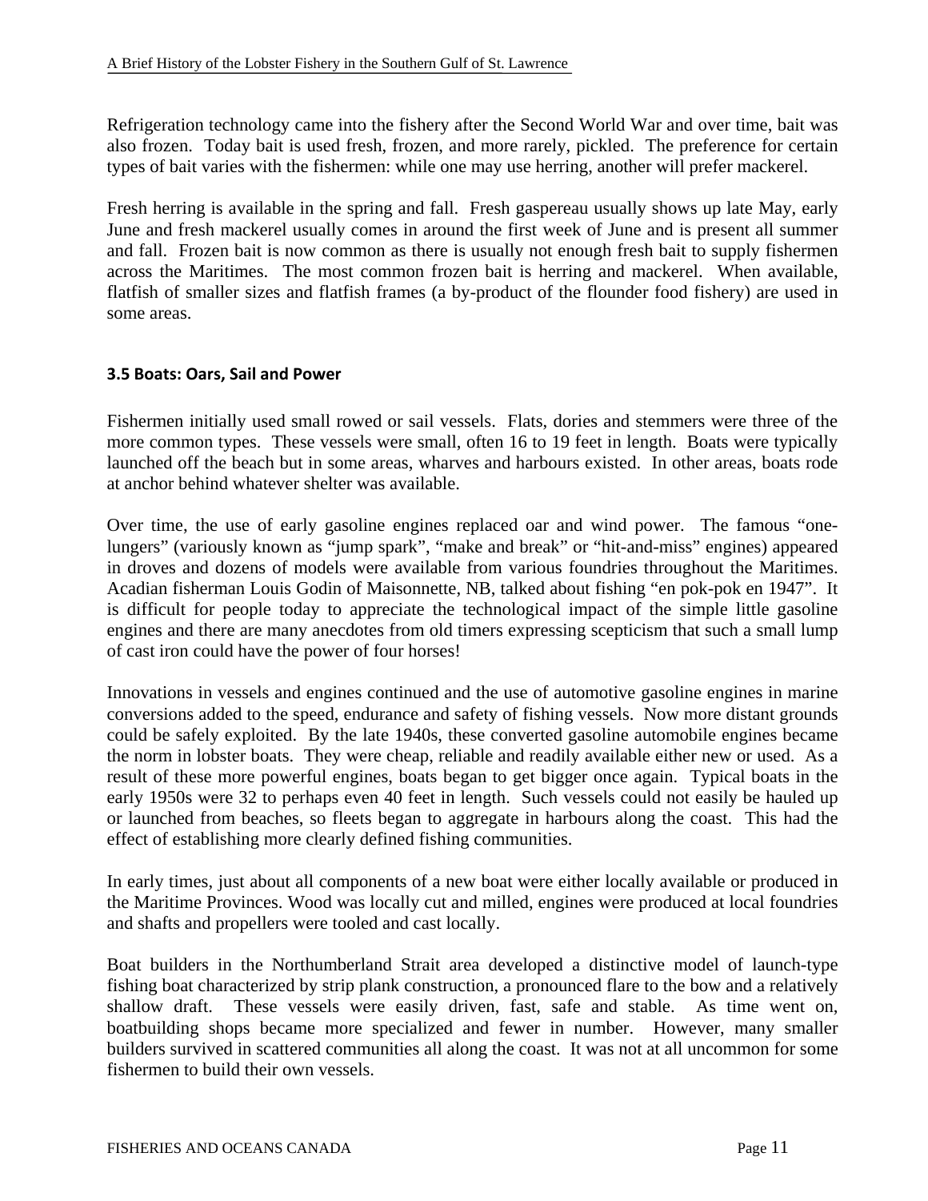Refrigeration technology came into the fishery after the Second World War and over time, bait was also frozen. Today bait is used fresh, frozen, and more rarely, pickled. The preference for certain types of bait varies with the fishermen: while one may use herring, another will prefer mackerel.

Fresh herring is available in the spring and fall. Fresh gaspereau usually shows up late May, early June and fresh mackerel usually comes in around the first week of June and is present all summer and fall. Frozen bait is now common as there is usually not enough fresh bait to supply fishermen across the Maritimes. The most common frozen bait is herring and mackerel. When available, flatfish of smaller sizes and flatfish frames (a by-product of the flounder food fishery) are used in some areas.

### 3.5 Boats: Oars, Sail and Power

Fishermen initially used small rowed or sail vessels. Flats, dories and stemmers were three of the more common types. These vessels were small, often 16 to 19 feet in length. Boats were typically launched off the beach but in some areas, wharves and harbours existed. In other areas, boats rode at anchor behind whatever shelter was available.

Over time, the use of early gasoline engines replaced oar and wind power. The famous "one-lungers" (variously known as "jump spark", "make and break" or "hit-and-miss" engines) appeared in droves and dozens of models were available from various foundries throughout the Maritimes. Acadian fisherman Louis Godin of Maisonnette, NB, talked about fishing "en pok-pok en 1947". It is difficult for people today to appreciate the technological impact of the simple little gasoline engines and there are many anecdotes from old timers expressing scepticism that such a small lump of cast iron could have the power of four horses!

Innovations in vessels and engines continued and the use of automotive gasoline engines in marine conversions added to the speed, endurance and safety of fishing vessels. Now more distant grounds could be safely exploited. By the late 1940s, these converted gasoline automobile engines became the norm in lobster boats. They were cheap, reliable and readily available either new or used. As a result of these more powerful engines, boats began to get bigger once again. Typical boats in the early 1950s were 32 to perhaps even 40 feet in length. Such vessels could not easily be hauled up or launched from beaches, so fleets began to aggregate in harbours along the coast. This had the effect of establishing more clearly defined fishing communities.

In early times, just about all components of a new boat were either locally available or produced in the Maritime Provinces. Wood was locally cut and milled, engines were produced at local foundries and shafts and propellers were tooled and cast locally.

Boat builders in the Northumberland Strait area developed a distinctive model of launch-type fishing boat characterized by strip plank construction, a pronounced flare to the bow and a relatively shallow draft. These vessels were easily driven, fast, safe and stable. As time went on, boatbuilding shops became more specialized and fewer in number. However, many smaller builders survived in scattered communities all along the coast. It was not at all uncommon for some fishermen to build their own vessels.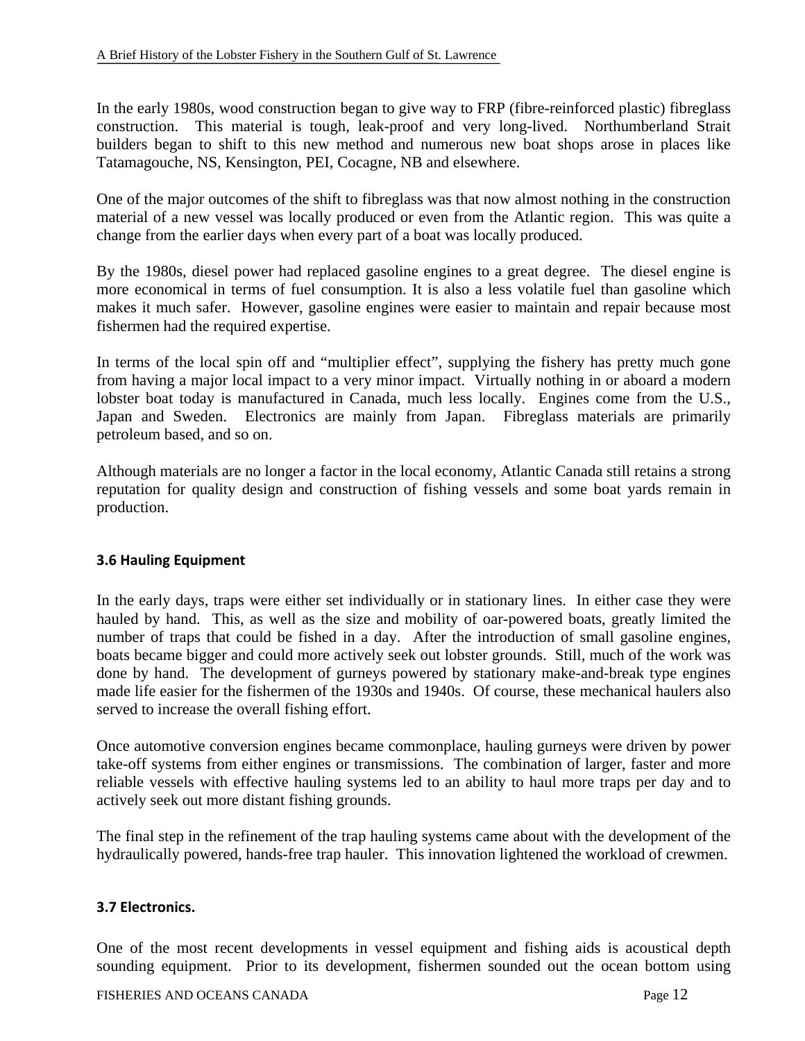In the early 1980s, wood construction began to give way to FRP (fibre-reinforced plastic) fibreglass construction. This material is tough, leak-proof and very long-lived. Northumberland Strait builders began to shift to this new method and numerous new boat shops arose in places like Tatamagouche, NS, Kensington, PEI, Cocagne, NB and elsewhere.

One of the major outcomes of the shift to fibreglass was that now almost nothing in the construction material of a new vessel was locally produced or even from the Atlantic region. This was quite a change from the earlier days when every part of a boat was locally produced.

By the 1980s, diesel power had replaced gasoline engines to a great degree. The diesel engine is more economical in terms of fuel consumption. It is also a less volatile fuel than gasoline which makes it much safer. However, gasoline engines were easier to maintain and repair because most fishermen had the required expertise.

In terms of the local spin off and "multiplier effect", supplying the fishery has pretty much gone from having a major local impact to a very minor impact. Virtually nothing in or aboard a modern lobster boat today is manufactured in Canada, much less locally. Engines come from the U.S., Japan and Sweden. Electronics are mainly from Japan. Fibreglass materials are primarily petroleum based, and so on.

Although materials are no longer a factor in the local economy, Atlantic Canada still retains a strong reputation for quality design and construction of fishing vessels and some boat yards remain in production.

### 3.6 Hauling Equipment

In the early days, traps were either set individually or in stationary lines. In either case they were hauled by hand. This, as well as the size and mobility of oar-powered boats, greatly limited the number of traps that could be fished in a day. After the introduction of small gasoline engines, boats became bigger and could more actively seek out lobster grounds. Still, much of the work was done by hand. The development of gurneys powered by stationary make-and-break type engines made life easier for the fishermen of the 1930s and 1940s. Of course, these mechanical haulers also served to increase the overall fishing effort.

Once automotive conversion engines became commonplace, hauling gurneys were driven by power take-off systems from either engines or transmissions. The combination of larger, faster and more reliable vessels with effective hauling systems led to an ability to haul more traps per day and to actively seek out more distant fishing grounds.

The final step in the refinement of the trap hauling systems came about with the development of the hydraulically powered, hands-free trap hauler. This innovation lightened the workload of crewmen.

### 3.7 Electronics.

One of the most recent developments in vessel equipment and fishing aids is acoustical depth sounding equipment. Prior to its development, fishermen sounded out the ocean bottom using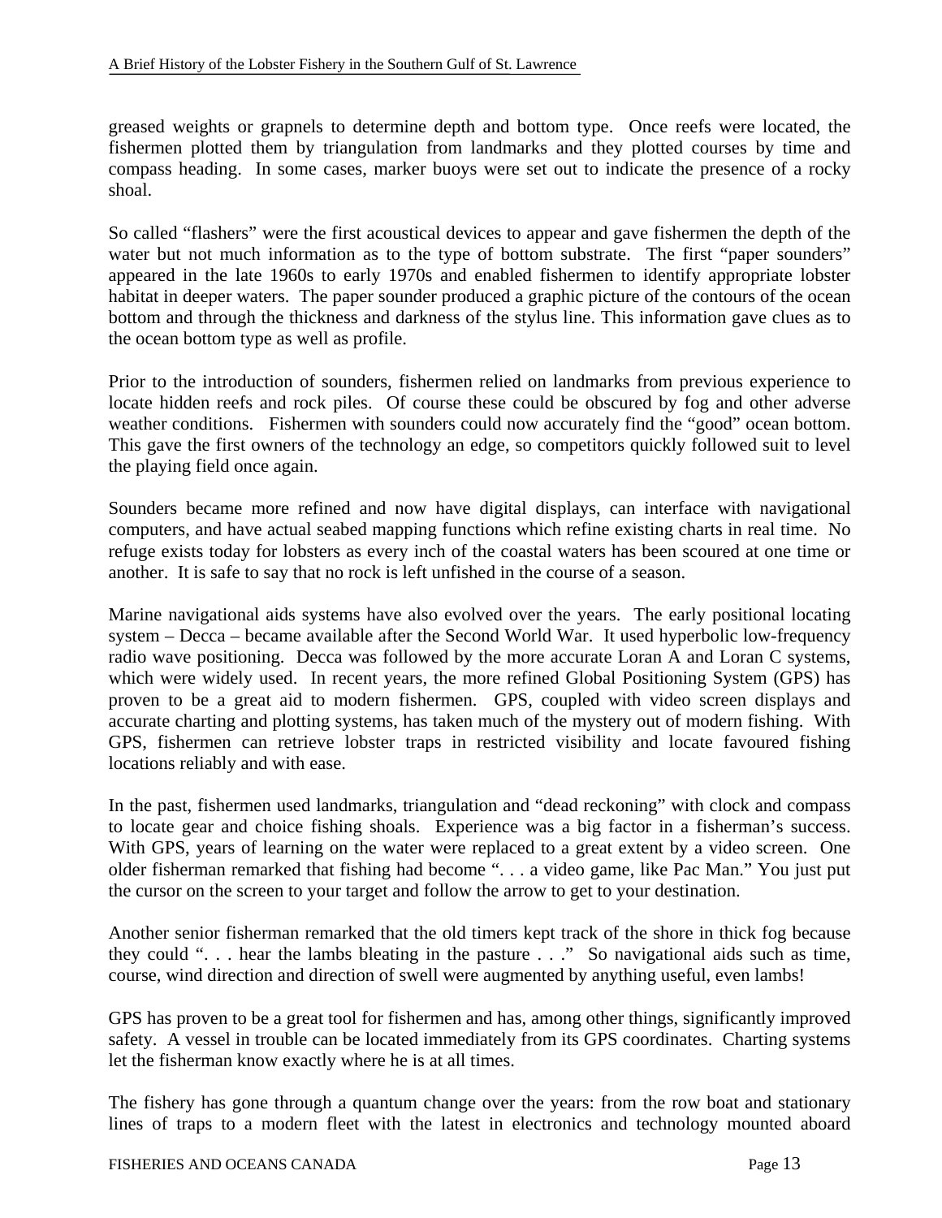greased weights or grapnels to determine depth and bottom type. Once reefs were located, the fishermen plotted them by triangulation from landmarks and they plotted courses by time and compass heading. In some cases, marker buoys were set out to indicate the presence of a rocky shoal.

So called "flashers" were the first acoustical devices to appear and gave fishermen the depth of the water but not much information as to the type of bottom substrate. The first "paper sounders" appeared in the late 1960s to early 1970s and enabled fishermen to identify appropriate lobster habitat in deeper waters. The paper sounder produced a graphic picture of the contours of the ocean bottom and through the thickness and darkness of the stylus line. This information gave clues as to the ocean bottom type as well as profile.

Prior to the introduction of sounders, fishermen relied on landmarks from previous experience to locate hidden reefs and rock piles. Of course these could be obscured by fog and other adverse weather conditions. Fishermen with sounders could now accurately find the "good" ocean bottom. This gave the first owners of the technology an edge, so competitors quickly followed suit to level the playing field once again.

Sounders became more refined and now have digital displays, can interface with navigational computers, and have actual seabed mapping functions which refine existing charts in real time. No refuge exists today for lobsters as every inch of the coastal waters has been scoured at one time or another. It is safe to say that no rock is left unfished in the course of a season.

Marine navigational aids systems have also evolved over the years. The early positional locating system – Decca – became available after the Second World War. It used hyperbolic low-frequency radio wave positioning. Decca was followed by the more accurate Loran A and Loran C systems, which were widely used. In recent years, the more refined Global Positioning System (GPS) has proven to be a great aid to modern fishermen. GPS, coupled with video screen displays and accurate charting and plotting systems, has taken much of the mystery out of modern fishing. With GPS, fishermen can retrieve lobster traps in restricted visibility and locate favoured fishing locations reliably and with ease.

In the past, fishermen used landmarks, triangulation and "dead reckoning" with clock and compass to locate gear and choice fishing shoals. Experience was a big factor in a fisherman's success. With GPS, years of learning on the water were replaced to a great extent by a video screen. One older fisherman remarked that fishing had become ". . . a video game, like Pac Man." You just put the cursor on the screen to your target and follow the arrow to get to your destination.

Another senior fisherman remarked that the old timers kept track of the shore in thick fog because they could ". . . hear the lambs bleating in the pasture . . ." So navigational aids such as time, course, wind direction and direction of swell were augmented by anything useful, even lambs!

GPS has proven to be a great tool for fishermen and has, among other things, significantly improved safety. A vessel in trouble can be located immediately from its GPS coordinates. Charting systems let the fisherman know exactly where he is at all times.

The fishery has gone through a quantum change over the years: from the row boat and stationary lines of traps to a modern fleet with the latest in electronics and technology mounted aboard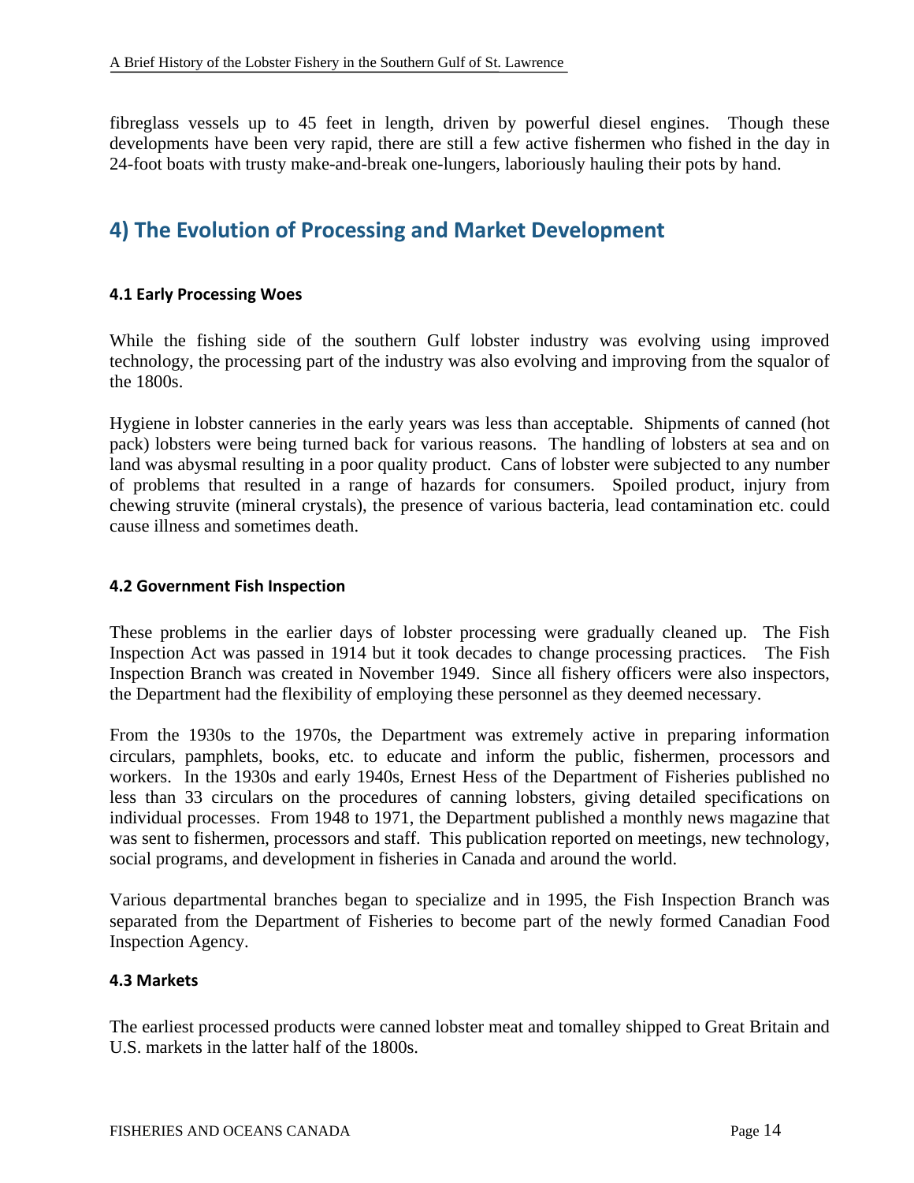fibreglass vessels up to 45 feet in length, driven by powerful diesel engines. Though these developments have been very rapid, there are still a few active fishermen who fished in the day in 24-foot boats with trusty make-and-break one-lungers, laboriously hauling their pots by hand.

## 4) The Evolution of Processing and Market Development

#### 4.1 Early Processing Woes

While the fishing side of the southern Gulf lobster industry was evolving using improved technology, the processing part of the industry was also evolving and improving from the squalor of the 1800s.

Hygiene in lobster canneries in the early years was less than acceptable. Shipments of canned (hot pack) lobsters were being turned back for various reasons. The handling of lobsters at sea and on land was abysmal resulting in a poor quality product. Cans of lobster were subjected to any number of problems that resulted in a range of hazards for consumers. Spoiled product, injury from chewing struvite (mineral crystals), the presence of various bacteria, lead contamination etc. could cause illness and sometimes death.

#### 4.2 Government Fish Inspection

These problems in the earlier days of lobster processing were gradually cleaned up. The Fish Inspection Act was passed in 1914 but it took decades to change processing practices. The Fish Inspection Branch was created in November 1949. Since all fishery officers were also inspectors, the Department had the flexibility of employing these personnel as they deemed necessary.

From the 1930s to the 1970s, the Department was extremely active in preparing information circulars, pamphlets, books, etc. to educate and inform the public, fishermen, processors and workers. In the 1930s and early 1940s, Ernest Hess of the Department of Fisheries published no less than 33 circulars on the procedures of canning lobsters, giving detailed specifications on individual processes. From 1948 to 1971, the Department published a monthly news magazine that was sent to fishermen, processors and staff. This publication reported on meetings, new technology, social programs, and development in fisheries in Canada and around the world.

Various departmental branches began to specialize and in 1995, the Fish Inspection Branch was separated from the Department of Fisheries to become part of the newly formed Canadian Food Inspection Agency.

#### 4.3 Markets

The earliest processed products were canned lobster meat and tomalley shipped to Great Britain and U.S. markets in the latter half of the 1800s.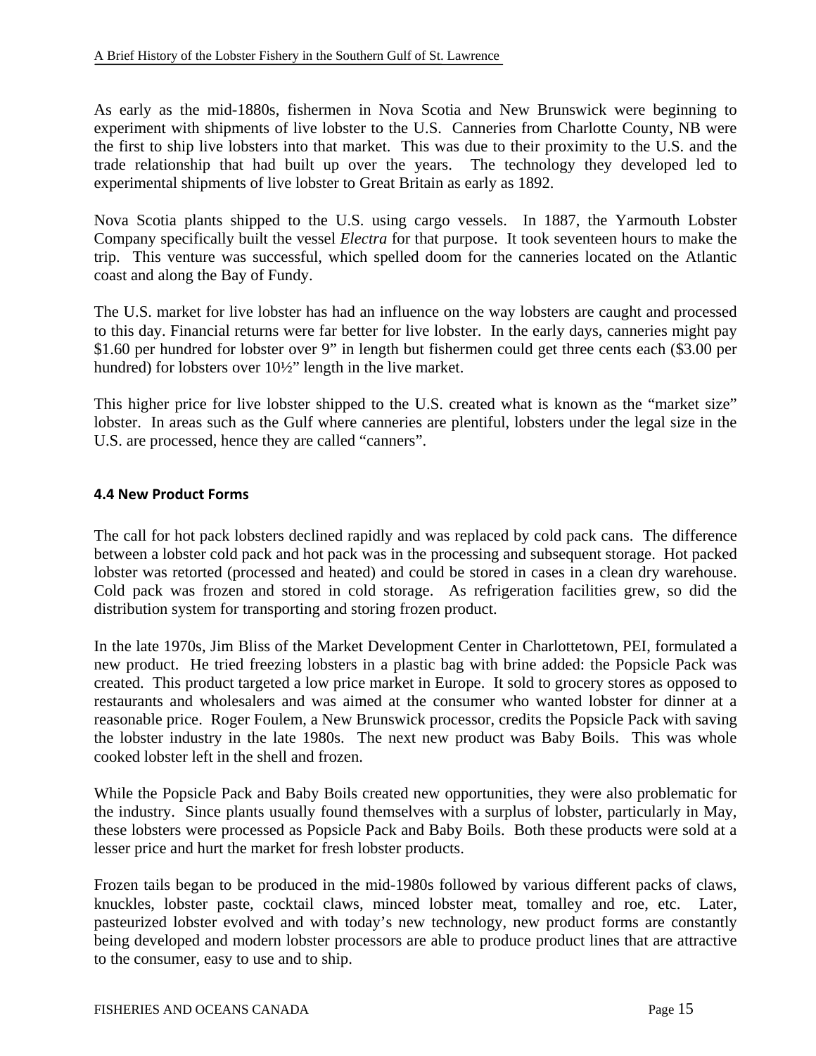As early as the mid-1880s, fishermen in Nova Scotia and New Brunswick were beginning to experiment with shipments of live lobster to the U.S. Canneries from Charlotte County, NB were the first to ship live lobsters into that market. This was due to their proximity to the U.S. and the trade relationship that had built up over the years. The technology they developed led to experimental shipments of live lobster to Great Britain as early as 1892.

Nova Scotia plants shipped to the U.S. using cargo vessels. In 1887, the Yarmouth Lobster Company specifically built the vessel *Electra* for that purpose. It took seventeen hours to make the trip. This venture was successful, which spelled doom for the canneries located on the Atlantic coast and along the Bay of Fundy.

The U.S. market for live lobster has had an influence on the way lobsters are caught and processed to this day. Financial returns were far better for live lobster. In the early days, canneries might pay $1.60 per hundred for lobster over 9" in length but fishermen could get three cents each ($3.00 per hundred) for lobsters over 10½" length in the live market.

This higher price for live lobster shipped to the U.S. created what is known as the "market size" lobster. In areas such as the Gulf where canneries are plentiful, lobsters under the legal size in the U.S. are processed, hence they are called "canners".

### 4.4 New Product Forms

The call for hot pack lobsters declined rapidly and was replaced by cold pack cans. The difference between a lobster cold pack and hot pack was in the processing and subsequent storage. Hot packed lobster was retorted (processed and heated) and could be stored in cases in a clean dry warehouse. Cold pack was frozen and stored in cold storage. As refrigeration facilities grew, so did the distribution system for transporting and storing frozen product.

In the late 1970s, Jim Bliss of the Market Development Center in Charlottetown, PEI, formulated a new product. He tried freezing lobsters in a plastic bag with brine added: the Popsicle Pack was created. This product targeted a low price market in Europe. It sold to grocery stores as opposed to restaurants and wholesalers and was aimed at the consumer who wanted lobster for dinner at a reasonable price. Roger Foulem, a New Brunswick processor, credits the Popsicle Pack with saving the lobster industry in the late 1980s. The next new product was Baby Boils. This was whole cooked lobster left in the shell and frozen.

While the Popsicle Pack and Baby Boils created new opportunities, they were also problematic for the industry. Since plants usually found themselves with a surplus of lobster, particularly in May, these lobsters were processed as Popsicle Pack and Baby Boils. Both these products were sold at a lesser price and hurt the market for fresh lobster products.

Frozen tails began to be produced in the mid-1980s followed by various different packs of claws, knuckles, lobster paste, cocktail claws, minced lobster meat, tomalley and roe, etc. Later, pasteurized lobster evolved and with today's new technology, new product forms are constantly being developed and modern lobster processors are able to produce product lines that are attractive to the consumer, easy to use and to ship.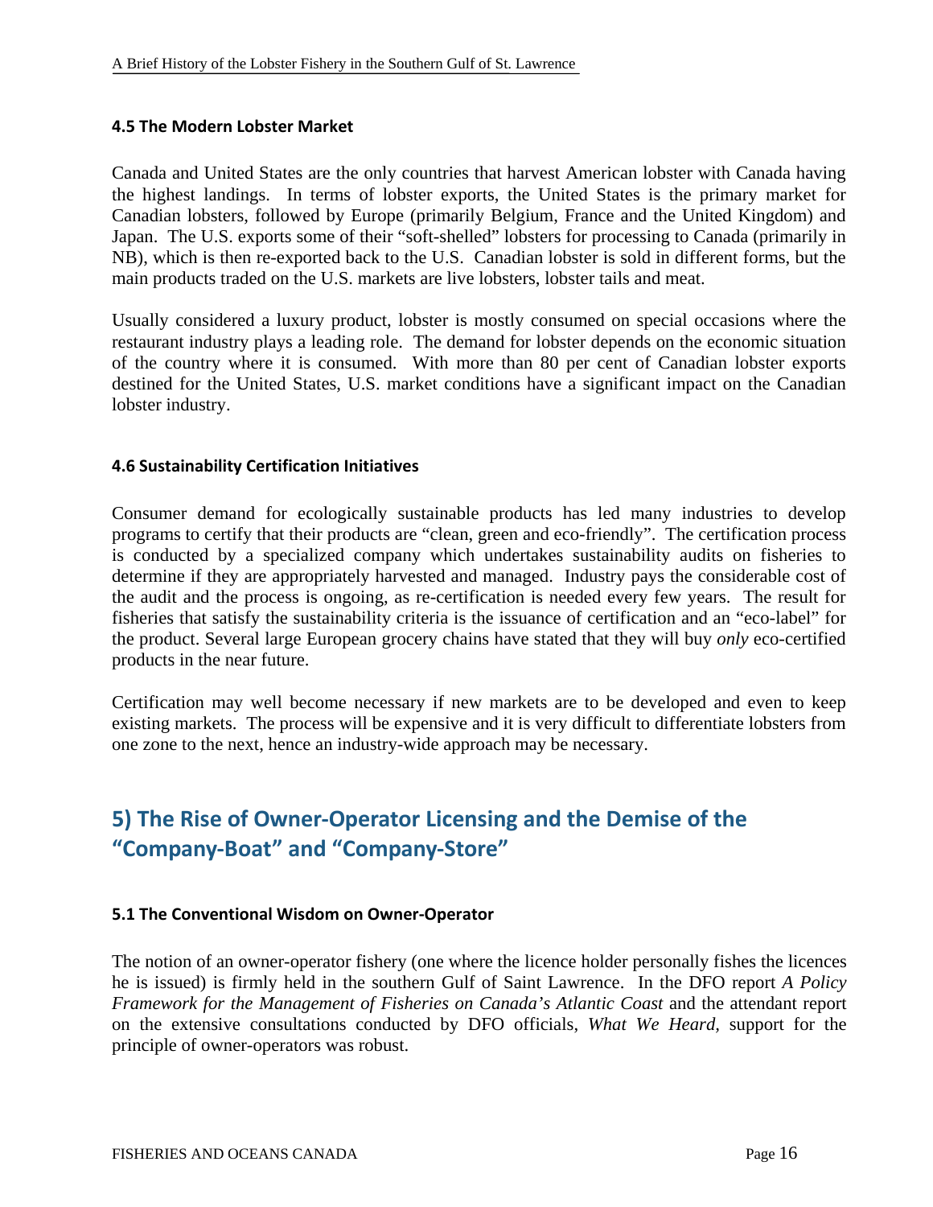### 4.5 The Modern Lobster Market

Canada and United States are the only countries that harvest American lobster with Canada having the highest landings. In terms of lobster exports, the United States is the primary market for Canadian lobsters, followed by Europe (primarily Belgium, France and the United Kingdom) and Japan. The U.S. exports some of their "soft-shelled" lobsters for processing to Canada (primarily in NB), which is then re-exported back to the U.S. Canadian lobster is sold in different forms, but the main products traded on the U.S. markets are live lobsters, lobster tails and meat.

Usually considered a luxury product, lobster is mostly consumed on special occasions where the restaurant industry plays a leading role. The demand for lobster depends on the economic situation of the country where it is consumed. With more than 80 per cent of Canadian lobster exports destined for the United States, U.S. market conditions have a significant impact on the Canadian lobster industry.

### 4.6 Sustainability Certification Initiatives

Consumer demand for ecologically sustainable products has led many industries to develop programs to certify that their products are "clean, green and eco-friendly". The certification process is conducted by a specialized company which undertakes sustainability audits on fisheries to determine if they are appropriately harvested and managed. Industry pays the considerable cost of the audit and the process is ongoing, as re-certification is needed every few years. The result for fisheries that satisfy the sustainability criteria is the issuance of certification and an "eco-label" for the product. Several large European grocery chains have stated that they will buy *only* eco-certified products in the near future.

Certification may well become necessary if new markets are to be developed and even to keep existing markets. The process will be expensive and it is very difficult to differentiate lobsters from one zone to the next, hence an industry-wide approach may be necessary.

## 5) The Rise of Owner-Operator Licensing and the Demise of the "Company-Boat" and "Company-Store"

### 5.1 The Conventional Wisdom on Owner-Operator

The notion of an owner-operator fishery (one where the licence holder personally fishes the licences he is issued) is firmly held in the southern Gulf of Saint Lawrence. In the DFO report *A Policy Framework for the Management of Fisheries on Canada's Atlantic Coast* and the attendant report on the extensive consultations conducted by DFO officials, *What We Heard,* support for the principle of owner-operators was robust.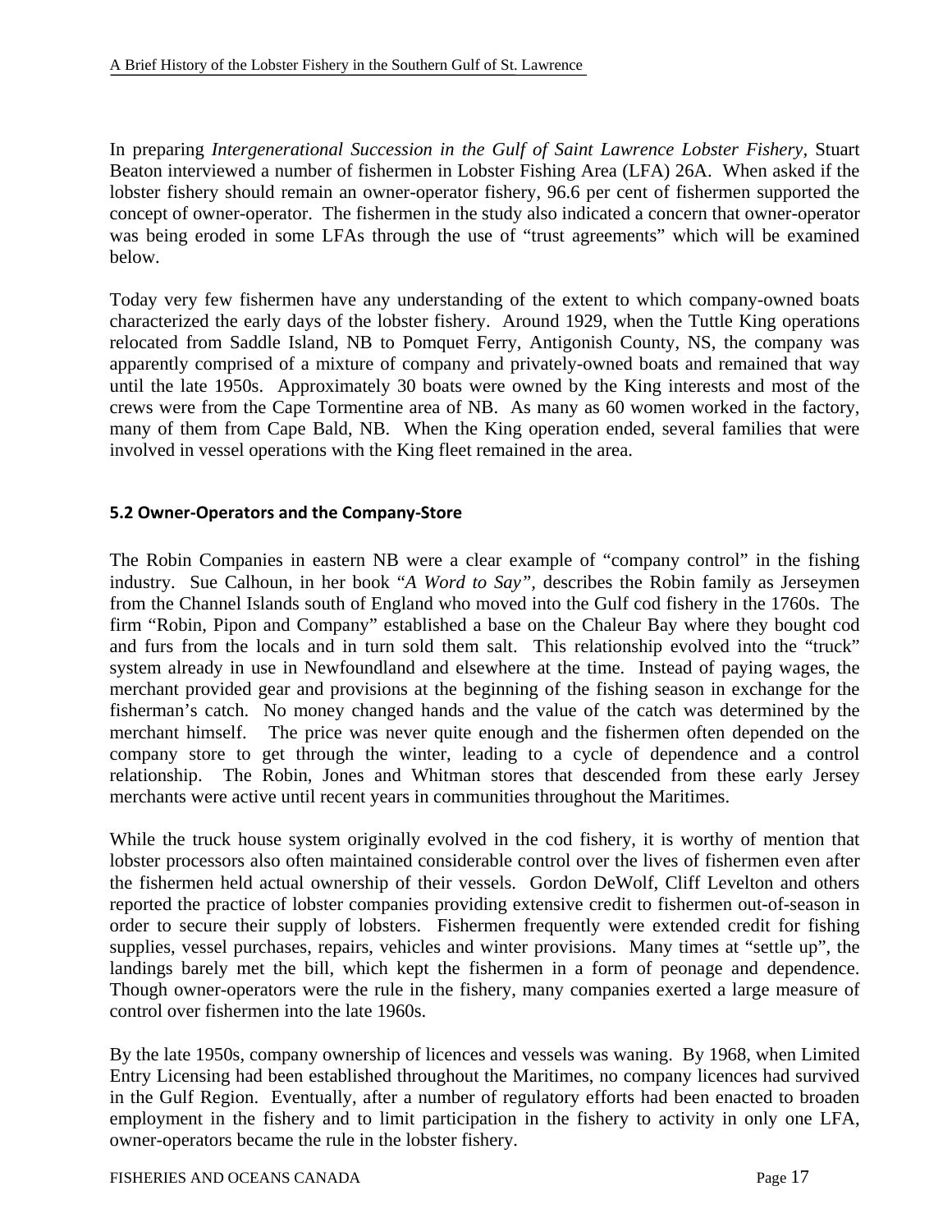In preparing *Intergenerational Succession in the Gulf of Saint Lawrence Lobster Fishery*, Stuart Beaton interviewed a number of fishermen in Lobster Fishing Area (LFA) 26A. When asked if the lobster fishery should remain an owner-operator fishery, 96.6 per cent of fishermen supported the concept of owner-operator. The fishermen in the study also indicated a concern that owner-operator was being eroded in some LFAs through the use of "trust agreements" which will be examined below.

Today very few fishermen have any understanding of the extent to which company-owned boats characterized the early days of the lobster fishery. Around 1929, when the Tuttle King operations relocated from Saddle Island, NB to Pomquet Ferry, Antigonish County, NS, the company was apparently comprised of a mixture of company and privately-owned boats and remained that way until the late 1950s. Approximately 30 boats were owned by the King interests and most of the crews were from the Cape Tormentine area of NB. As many as 60 women worked in the factory, many of them from Cape Bald, NB. When the King operation ended, several families that were involved in vessel operations with the King fleet remained in the area.

### 5.2 Owner-Operators and the Company-Store

The Robin Companies in eastern NB were a clear example of "company control" in the fishing industry. Sue Calhoun, in her book "*A Word to Say"*, describes the Robin family as Jerseymen from the Channel Islands south of England who moved into the Gulf cod fishery in the 1760s. The firm "Robin, Pipon and Company" established a base on the Chaleur Bay where they bought cod and furs from the locals and in turn sold them salt. This relationship evolved into the "truck" system already in use in Newfoundland and elsewhere at the time. Instead of paying wages, the merchant provided gear and provisions at the beginning of the fishing season in exchange for the fisherman's catch. No money changed hands and the value of the catch was determined by the merchant himself. The price was never quite enough and the fishermen often depended on the company store to get through the winter, leading to a cycle of dependence and a control relationship. The Robin, Jones and Whitman stores that descended from these early Jersey merchants were active until recent years in communities throughout the Maritimes.

While the truck house system originally evolved in the cod fishery, it is worthy of mention that lobster processors also often maintained considerable control over the lives of fishermen even after the fishermen held actual ownership of their vessels. Gordon DeWolf, Cliff Levelton and others reported the practice of lobster companies providing extensive credit to fishermen out-of-season in order to secure their supply of lobsters. Fishermen frequently were extended credit for fishing supplies, vessel purchases, repairs, vehicles and winter provisions. Many times at "settle up", the landings barely met the bill, which kept the fishermen in a form of peonage and dependence. Though owner-operators were the rule in the fishery, many companies exerted a large measure of control over fishermen into the late 1960s.

By the late 1950s, company ownership of licences and vessels was waning. By 1968, when Limited Entry Licensing had been established throughout the Maritimes, no company licences had survived in the Gulf Region. Eventually, after a number of regulatory efforts had been enacted to broaden employment in the fishery and to limit participation in the fishery to activity in only one LFA, owner-operators became the rule in the lobster fishery.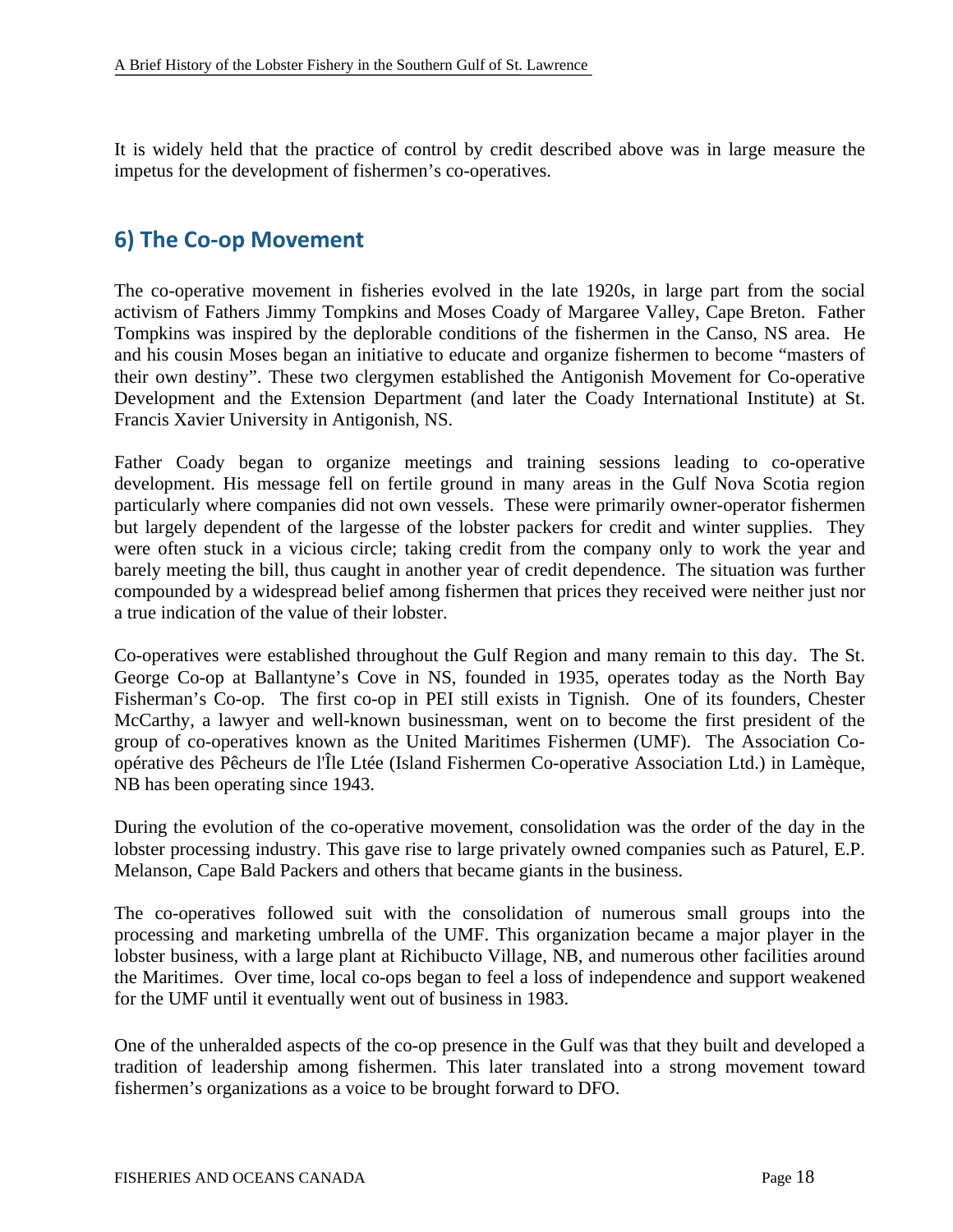It is widely held that the practice of control by credit described above was in large measure the impetus for the development of fishermen's co-operatives.

## 6) The Co-op Movement

The co-operative movement in fisheries evolved in the late 1920s, in large part from the social activism of Fathers Jimmy Tompkins and Moses Coady of Margaree Valley, Cape Breton. Father Tompkins was inspired by the deplorable conditions of the fishermen in the Canso, NS area. He and his cousin Moses began an initiative to educate and organize fishermen to become "masters of their own destiny". These two clergymen established the Antigonish Movement for Co-operative Development and the Extension Department (and later the Coady International Institute) at St. Francis Xavier University in Antigonish, NS.

Father Coady began to organize meetings and training sessions leading to co-operative development. His message fell on fertile ground in many areas in the Gulf Nova Scotia region particularly where companies did not own vessels. These were primarily owner-operator fishermen but largely dependent of the largesse of the lobster packers for credit and winter supplies. They were often stuck in a vicious circle; taking credit from the company only to work the year and barely meeting the bill, thus caught in another year of credit dependence. The situation was further compounded by a widespread belief among fishermen that prices they received were neither just nor a true indication of the value of their lobster.

Co-operatives were established throughout the Gulf Region and many remain to this day. The St. George Co-op at Ballantyne's Cove in NS, founded in 1935, operates today as the North Bay Fisherman's Co-op. The first co-op in PEI still exists in Tignish. One of its founders, Chester McCarthy, a lawyer and well-known businessman, went on to become the first president of the group of co-operatives known as the United Maritimes Fishermen (UMF). The Association Co-opérative des Pêcheurs de l'Île Ltée (Island Fishermen Co-operative Association Ltd.) in Lamèque, NB has been operating since 1943.

During the evolution of the co-operative movement, consolidation was the order of the day in the lobster processing industry. This gave rise to large privately owned companies such as Paturel, E.P. Melanson, Cape Bald Packers and others that became giants in the business.

The co-operatives followed suit with the consolidation of numerous small groups into the processing and marketing umbrella of the UMF. This organization became a major player in the lobster business, with a large plant at Richibucto Village, NB, and numerous other facilities around the Maritimes. Over time, local co-ops began to feel a loss of independence and support weakened for the UMF until it eventually went out of business in 1983.

One of the unheralded aspects of the co-op presence in the Gulf was that they built and developed a tradition of leadership among fishermen. This later translated into a strong movement toward fishermen's organizations as a voice to be brought forward to DFO.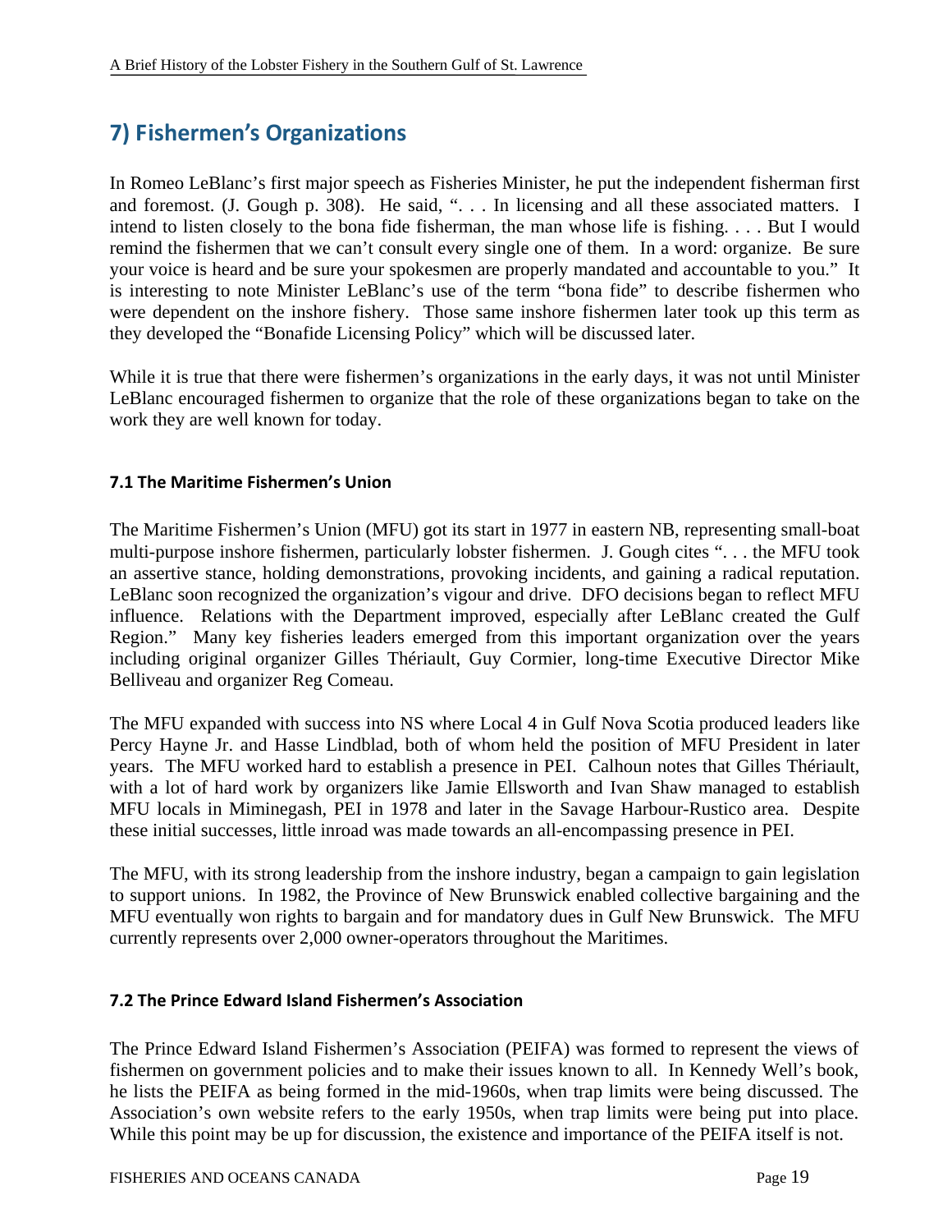## 7) Fishermen's Organizations

In Romeo LeBlanc's first major speech as Fisheries Minister, he put the independent fisherman first and foremost. (J. Gough p. 308). He said, ". . . In licensing and all these associated matters. I intend to listen closely to the bona fide fisherman, the man whose life is fishing. . . . But I would remind the fishermen that we can't consult every single one of them. In a word: organize. Be sure your voice is heard and be sure your spokesmen are properly mandated and accountable to you." It is interesting to note Minister LeBlanc's use of the term "bona fide" to describe fishermen who were dependent on the inshore fishery. Those same inshore fishermen later took up this term as they developed the "Bonafide Licensing Policy" which will be discussed later.

While it is true that there were fishermen's organizations in the early days, it was not until Minister LeBlanc encouraged fishermen to organize that the role of these organizations began to take on the work they are well known for today.

### 7.1 The Maritime Fishermen's Union

The Maritime Fishermen's Union (MFU) got its start in 1977 in eastern NB, representing small-boat multi-purpose inshore fishermen, particularly lobster fishermen. J. Gough cites ". . . the MFU took an assertive stance, holding demonstrations, provoking incidents, and gaining a radical reputation. LeBlanc soon recognized the organization's vigour and drive. DFO decisions began to reflect MFU influence. Relations with the Department improved, especially after LeBlanc created the Gulf Region." Many key fisheries leaders emerged from this important organization over the years including original organizer Gilles Thériault, Guy Cormier, long-time Executive Director Mike Belliveau and organizer Reg Comeau.

The MFU expanded with success into NS where Local 4 in Gulf Nova Scotia produced leaders like Percy Hayne Jr. and Hasse Lindblad, both of whom held the position of MFU President in later years. The MFU worked hard to establish a presence in PEI. Calhoun notes that Gilles Thériault, with a lot of hard work by organizers like Jamie Ellsworth and Ivan Shaw managed to establish MFU locals in Miminegash, PEI in 1978 and later in the Savage Harbour-Rustico area. Despite these initial successes, little inroad was made towards an all-encompassing presence in PEI.

The MFU, with its strong leadership from the inshore industry, began a campaign to gain legislation to support unions. In 1982, the Province of New Brunswick enabled collective bargaining and the MFU eventually won rights to bargain and for mandatory dues in Gulf New Brunswick. The MFU currently represents over 2,000 owner-operators throughout the Maritimes.

### 7.2 The Prince Edward Island Fishermen's Association

The Prince Edward Island Fishermen's Association (PEIFA) was formed to represent the views of fishermen on government policies and to make their issues known to all. In Kennedy Well's book, he lists the PEIFA as being formed in the mid-1960s, when trap limits were being discussed. The Association's own website refers to the early 1950s, when trap limits were being put into place. While this point may be up for discussion, the existence and importance of the PEIFA itself is not.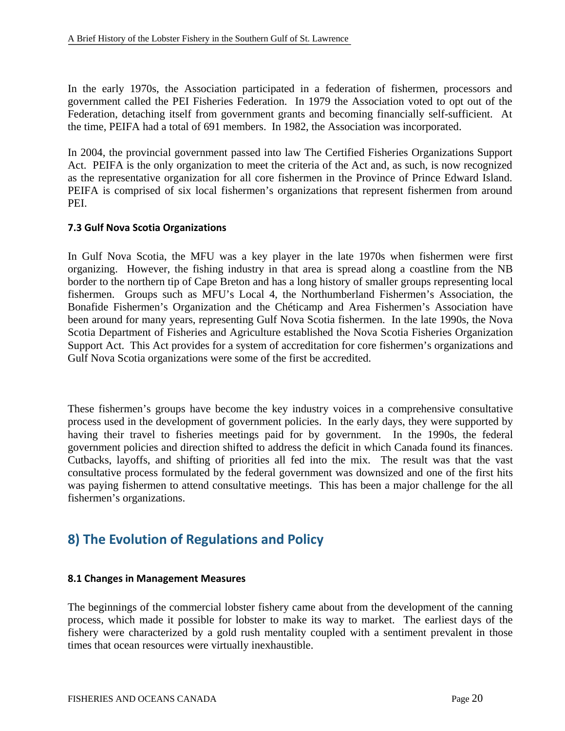In the early 1970s, the Association participated in a federation of fishermen, processors and government called the PEI Fisheries Federation. In 1979 the Association voted to opt out of the Federation, detaching itself from government grants and becoming financially self-sufficient. At the time, PEIFA had a total of 691 members. In 1982, the Association was incorporated.

In 2004, the provincial government passed into law The Certified Fisheries Organizations Support Act. PEIFA is the only organization to meet the criteria of the Act and, as such, is now recognized as the representative organization for all core fishermen in the Province of Prince Edward Island. PEIFA is comprised of six local fishermen's organizations that represent fishermen from around PEI.

### 7.3 Gulf Nova Scotia Organizations

In Gulf Nova Scotia, the MFU was a key player in the late 1970s when fishermen were first organizing. However, the fishing industry in that area is spread along a coastline from the NB border to the northern tip of Cape Breton and has a long history of smaller groups representing local fishermen. Groups such as MFU's Local 4, the Northumberland Fishermen's Association, the Bonafide Fishermen's Organization and the Chéticamp and Area Fishermen's Association have been around for many years, representing Gulf Nova Scotia fishermen. In the late 1990s, the Nova Scotia Department of Fisheries and Agriculture established the Nova Scotia Fisheries Organization Support Act. This Act provides for a system of accreditation for core fishermen's organizations and Gulf Nova Scotia organizations were some of the first be accredited.

These fishermen's groups have become the key industry voices in a comprehensive consultative process used in the development of government policies. In the early days, they were supported by having their travel to fisheries meetings paid for by government. In the 1990s, the federal government policies and direction shifted to address the deficit in which Canada found its finances. Cutbacks, layoffs, and shifting of priorities all fed into the mix. The result was that the vast consultative process formulated by the federal government was downsized and one of the first hits was paying fishermen to attend consultative meetings. This has been a major challenge for the all fishermen's organizations.

## 8) The Evolution of Regulations and Policy

### 8.1 Changes in Management Measures

The beginnings of the commercial lobster fishery came about from the development of the canning process, which made it possible for lobster to make its way to market. The earliest days of the fishery were characterized by a gold rush mentality coupled with a sentiment prevalent in those times that ocean resources were virtually inexhaustible.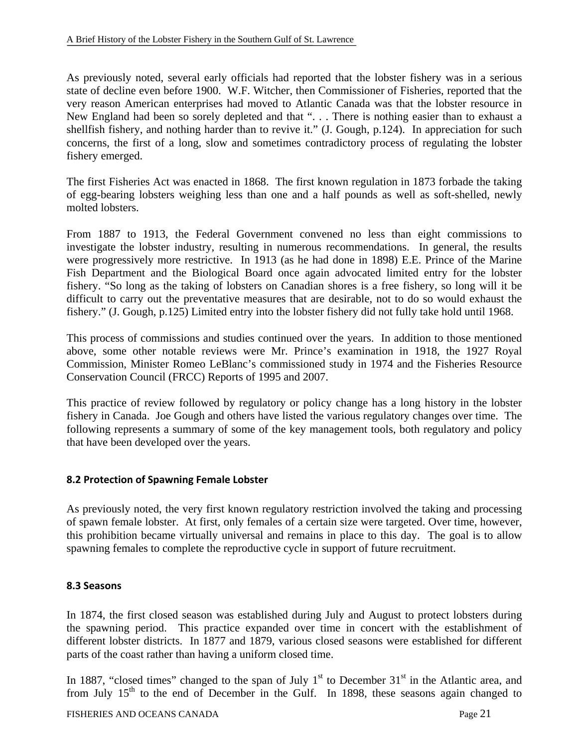As previously noted, several early officials had reported that the lobster fishery was in a serious state of decline even before 1900. W.F. Witcher, then Commissioner of Fisheries, reported that the very reason American enterprises had moved to Atlantic Canada was that the lobster resource in New England had been so sorely depleted and that ". . . There is nothing easier than to exhaust a shellfish fishery, and nothing harder than to revive it." (J. Gough, p.124). In appreciation for such concerns, the first of a long, slow and sometimes contradictory process of regulating the lobster fishery emerged.

The first Fisheries Act was enacted in 1868. The first known regulation in 1873 forbade the taking of egg-bearing lobsters weighing less than one and a half pounds as well as soft-shelled, newly molted lobsters.

From 1887 to 1913, the Federal Government convened no less than eight commissions to investigate the lobster industry, resulting in numerous recommendations. In general, the results were progressively more restrictive. In 1913 (as he had done in 1898) E.E. Prince of the Marine Fish Department and the Biological Board once again advocated limited entry for the lobster fishery. "So long as the taking of lobsters on Canadian shores is a free fishery, so long will it be difficult to carry out the preventative measures that are desirable, not to do so would exhaust the fishery." (J. Gough, p.125) Limited entry into the lobster fishery did not fully take hold until 1968.

This process of commissions and studies continued over the years. In addition to those mentioned above, some other notable reviews were Mr. Prince's examination in 1918, the 1927 Royal Commission, Minister Romeo LeBlanc's commissioned study in 1974 and the Fisheries Resource Conservation Council (FRCC) Reports of 1995 and 2007.

This practice of review followed by regulatory or policy change has a long history in the lobster fishery in Canada. Joe Gough and others have listed the various regulatory changes over time. The following represents a summary of some of the key management tools, both regulatory and policy that have been developed over the years.

### 8.2 Protection of Spawning Female Lobster

As previously noted, the very first known regulatory restriction involved the taking and processing of spawn female lobster. At first, only females of a certain size were targeted. Over time, however, this prohibition became virtually universal and remains in place to this day. The goal is to allow spawning females to complete the reproductive cycle in support of future recruitment.

### 8.3 Seasons

In 1874, the first closed season was established during July and August to protect lobsters during the spawning period. This practice expanded over time in concert with the establishment of different lobster districts. In 1877 and 1879, various closed seasons were established for different parts of the coast rather than having a uniform closed time.

In 1887, "closed times" changed to the span of July 1st to December 31st in the Atlantic area, and from July 15th to the end of December in the Gulf. In 1898, these seasons again changed to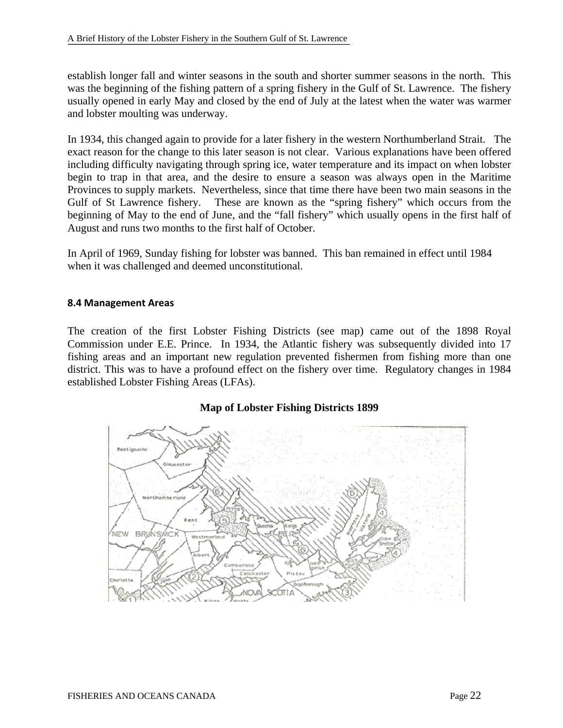establish longer fall and winter seasons in the south and shorter summer seasons in the north. This was the beginning of the fishing pattern of a spring fishery in the Gulf of St. Lawrence. The fishery usually opened in early May and closed by the end of July at the latest when the water was warmer and lobster moulting was underway.

In 1934, this changed again to provide for a later fishery in the western Northumberland Strait. The exact reason for the change to this later season is not clear. Various explanations have been offered including difficulty navigating through spring ice, water temperature and its impact on when lobster begin to trap in that area, and the desire to ensure a season was always open in the Maritime Provinces to supply markets. Nevertheless, since that time there have been two main seasons in the Gulf of St Lawrence fishery. These are known as the "spring fishery" which occurs from the beginning of May to the end of June, and the "fall fishery" which usually opens in the first half of August and runs two months to the first half of October.

In April of 1969, Sunday fishing for lobster was banned. This ban remained in effect until 1984 when it was challenged and deemed unconstitutional.

### 8.4 Management Areas

The creation of the first Lobster Fishing Districts (see map) came out of the 1898 Royal Commission under E.E. Prince. In 1934, the Atlantic fishery was subsequently divided into 17 fishing areas and an important new regulation prevented fishermen from fishing more than one district. This was to have a profound effect on the fishery over time. Regulatory changes in 1984 established Lobster Fishing Areas (LFAs).

**Map of Lobster Fishing Districts 1899**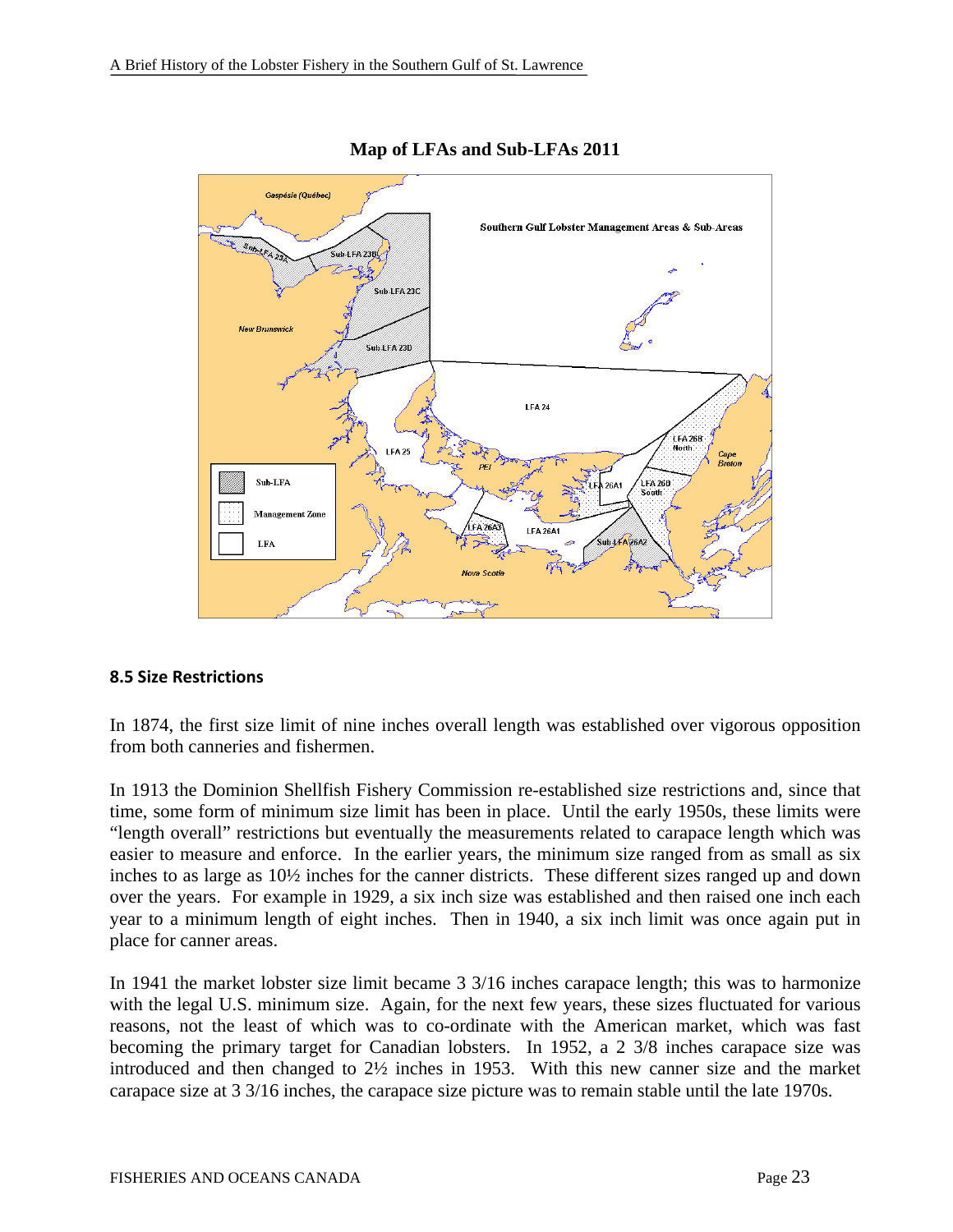**Map of LFAs and Sub-LFAs 2011**

#### 8.5 Size Restrictions

In 1874, the first size limit of nine inches overall length was established over vigorous opposition from both canneries and fishermen.

In 1913 the Dominion Shellfish Fishery Commission re-established size restrictions and, since that time, some form of minimum size limit has been in place. Until the early 1950s, these limits were "length overall" restrictions but eventually the measurements related to carapace length which was easier to measure and enforce. In the earlier years, the minimum size ranged from as small as six inches to as large as 10½ inches for the canner districts. These different sizes ranged up and down over the years. For example in 1929, a six inch size was established and then raised one inch each year to a minimum length of eight inches. Then in 1940, a six inch limit was once again put in place for canner areas.

In 1941 the market lobster size limit became 3 3/16 inches carapace length; this was to harmonize with the legal U.S. minimum size. Again, for the next few years, these sizes fluctuated for various reasons, not the least of which was to co-ordinate with the American market, which was fast becoming the primary target for Canadian lobsters. In 1952, a 2 3/8 inches carapace size was introduced and then changed to 2½ inches in 1953. With this new canner size and the market carapace size at 3 3/16 inches, the carapace size picture was to remain stable until the late 1970s.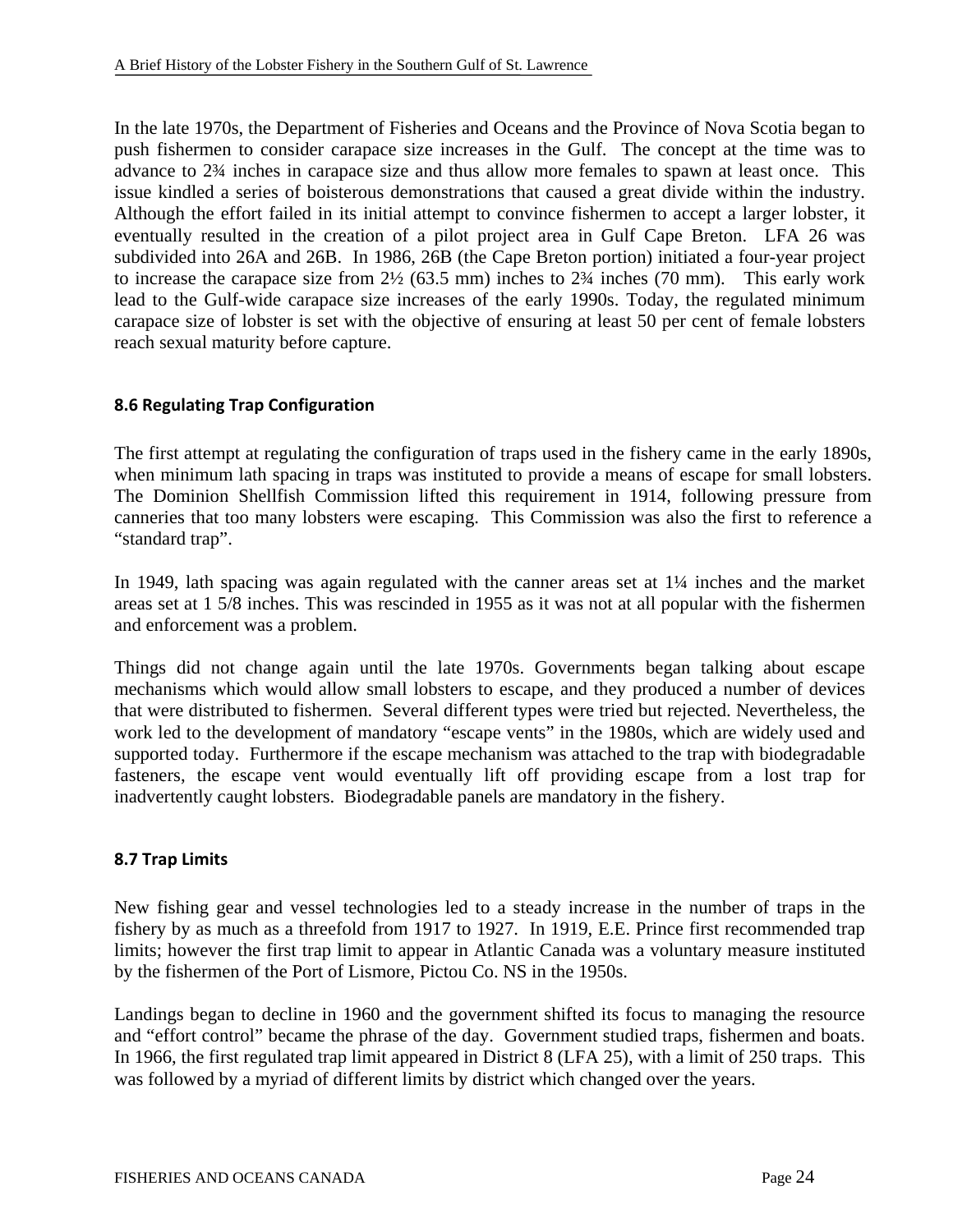In the late 1970s, the Department of Fisheries and Oceans and the Province of Nova Scotia began to push fishermen to consider carapace size increases in the Gulf. The concept at the time was to advance to 2¾ inches in carapace size and thus allow more females to spawn at least once. This issue kindled a series of boisterous demonstrations that caused a great divide within the industry. Although the effort failed in its initial attempt to convince fishermen to accept a larger lobster, it eventually resulted in the creation of a pilot project area in Gulf Cape Breton. LFA 26 was subdivided into 26A and 26B. In 1986, 26B (the Cape Breton portion) initiated a four-year project to increase the carapace size from 2½ (63.5 mm) inches to 2¾ inches (70 mm). This early work lead to the Gulf-wide carapace size increases of the early 1990s. Today, the regulated minimum carapace size of lobster is set with the objective of ensuring at least 50 per cent of female lobsters reach sexual maturity before capture.

### 8.6 Regulating Trap Configuration

The first attempt at regulating the configuration of traps used in the fishery came in the early 1890s, when minimum lath spacing in traps was instituted to provide a means of escape for small lobsters. The Dominion Shellfish Commission lifted this requirement in 1914, following pressure from canneries that too many lobsters were escaping. This Commission was also the first to reference a "standard trap".

In 1949, lath spacing was again regulated with the canner areas set at 1¼ inches and the market areas set at 1 5/8 inches. This was rescinded in 1955 as it was not at all popular with the fishermen and enforcement was a problem.

Things did not change again until the late 1970s. Governments began talking about escape mechanisms which would allow small lobsters to escape, and they produced a number of devices that were distributed to fishermen. Several different types were tried but rejected. Nevertheless, the work led to the development of mandatory "escape vents" in the 1980s, which are widely used and supported today. Furthermore if the escape mechanism was attached to the trap with biodegradable fasteners, the escape vent would eventually lift off providing escape from a lost trap for inadvertently caught lobsters. Biodegradable panels are mandatory in the fishery.

### 8.7 Trap Limits

New fishing gear and vessel technologies led to a steady increase in the number of traps in the fishery by as much as a threefold from 1917 to 1927. In 1919, E.E. Prince first recommended trap limits; however the first trap limit to appear in Atlantic Canada was a voluntary measure instituted by the fishermen of the Port of Lismore, Pictou Co. NS in the 1950s.

Landings began to decline in 1960 and the government shifted its focus to managing the resource and "effort control" became the phrase of the day. Government studied traps, fishermen and boats. In 1966, the first regulated trap limit appeared in District 8 (LFA 25), with a limit of 250 traps. This was followed by a myriad of different limits by district which changed over the years.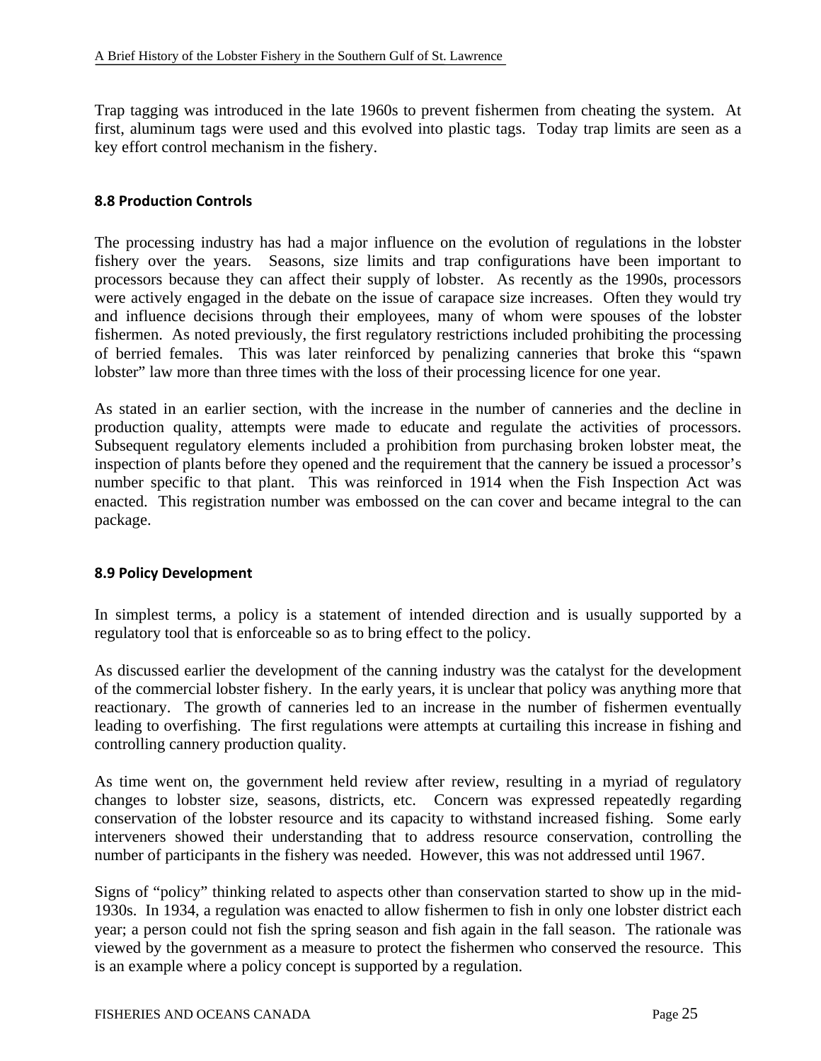Trap tagging was introduced in the late 1960s to prevent fishermen from cheating the system. At first, aluminum tags were used and this evolved into plastic tags. Today trap limits are seen as a key effort control mechanism in the fishery.

### 8.8 Production Controls

The processing industry has had a major influence on the evolution of regulations in the lobster fishery over the years. Seasons, size limits and trap configurations have been important to processors because they can affect their supply of lobster. As recently as the 1990s, processors were actively engaged in the debate on the issue of carapace size increases. Often they would try and influence decisions through their employees, many of whom were spouses of the lobster fishermen. As noted previously, the first regulatory restrictions included prohibiting the processing of berried females. This was later reinforced by penalizing canneries that broke this "spawn lobster" law more than three times with the loss of their processing licence for one year.

As stated in an earlier section, with the increase in the number of canneries and the decline in production quality, attempts were made to educate and regulate the activities of processors. Subsequent regulatory elements included a prohibition from purchasing broken lobster meat, the inspection of plants before they opened and the requirement that the cannery be issued a processor's number specific to that plant. This was reinforced in 1914 when the Fish Inspection Act was enacted. This registration number was embossed on the can cover and became integral to the can package.

### 8.9 Policy Development

In simplest terms, a policy is a statement of intended direction and is usually supported by a regulatory tool that is enforceable so as to bring effect to the policy.

As discussed earlier the development of the canning industry was the catalyst for the development of the commercial lobster fishery. In the early years, it is unclear that policy was anything more that reactionary. The growth of canneries led to an increase in the number of fishermen eventually leading to overfishing. The first regulations were attempts at curtailing this increase in fishing and controlling cannery production quality.

As time went on, the government held review after review, resulting in a myriad of regulatory changes to lobster size, seasons, districts, etc. Concern was expressed repeatedly regarding conservation of the lobster resource and its capacity to withstand increased fishing. Some early interveners showed their understanding that to address resource conservation, controlling the number of participants in the fishery was needed. However, this was not addressed until 1967.

Signs of "policy" thinking related to aspects other than conservation started to show up in the mid-1930s. In 1934, a regulation was enacted to allow fishermen to fish in only one lobster district each year; a person could not fish the spring season and fish again in the fall season. The rationale was viewed by the government as a measure to protect the fishermen who conserved the resource. This is an example where a policy concept is supported by a regulation.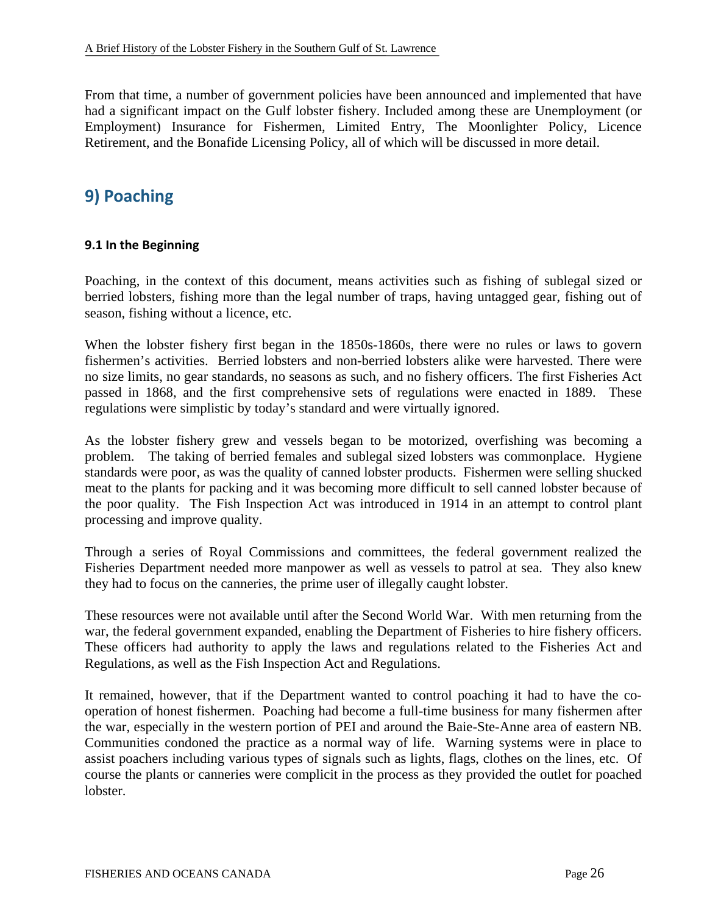From that time, a number of government policies have been announced and implemented that have had a significant impact on the Gulf lobster fishery. Included among these are Unemployment (or Employment) Insurance for Fishermen, Limited Entry, The Moonlighter Policy, Licence Retirement, and the Bonafide Licensing Policy, all of which will be discussed in more detail.

## 9) Poaching

### 9.1 In the Beginning

Poaching, in the context of this document, means activities such as fishing of sublegal sized or berried lobsters, fishing more than the legal number of traps, having untagged gear, fishing out of season, fishing without a licence, etc.

When the lobster fishery first began in the 1850s-1860s, there were no rules or laws to govern fishermen's activities. Berried lobsters and non-berried lobsters alike were harvested. There were no size limits, no gear standards, no seasons as such, and no fishery officers. The first Fisheries Act passed in 1868, and the first comprehensive sets of regulations were enacted in 1889. These regulations were simplistic by today's standard and were virtually ignored.

As the lobster fishery grew and vessels began to be motorized, overfishing was becoming a problem. The taking of berried females and sublegal sized lobsters was commonplace. Hygiene standards were poor, as was the quality of canned lobster products. Fishermen were selling shucked meat to the plants for packing and it was becoming more difficult to sell canned lobster because of the poor quality. The Fish Inspection Act was introduced in 1914 in an attempt to control plant processing and improve quality.

Through a series of Royal Commissions and committees, the federal government realized the Fisheries Department needed more manpower as well as vessels to patrol at sea. They also knew they had to focus on the canneries, the prime user of illegally caught lobster.

These resources were not available until after the Second World War. With men returning from the war, the federal government expanded, enabling the Department of Fisheries to hire fishery officers. These officers had authority to apply the laws and regulations related to the Fisheries Act and Regulations, as well as the Fish Inspection Act and Regulations.

It remained, however, that if the Department wanted to control poaching it had to have the co-operation of honest fishermen. Poaching had become a full-time business for many fishermen after the war, especially in the western portion of PEI and around the Baie-Ste-Anne area of eastern NB. Communities condoned the practice as a normal way of life. Warning systems were in place to assist poachers including various types of signals such as lights, flags, clothes on the lines, etc. Of course the plants or canneries were complicit in the process as they provided the outlet for poached lobster.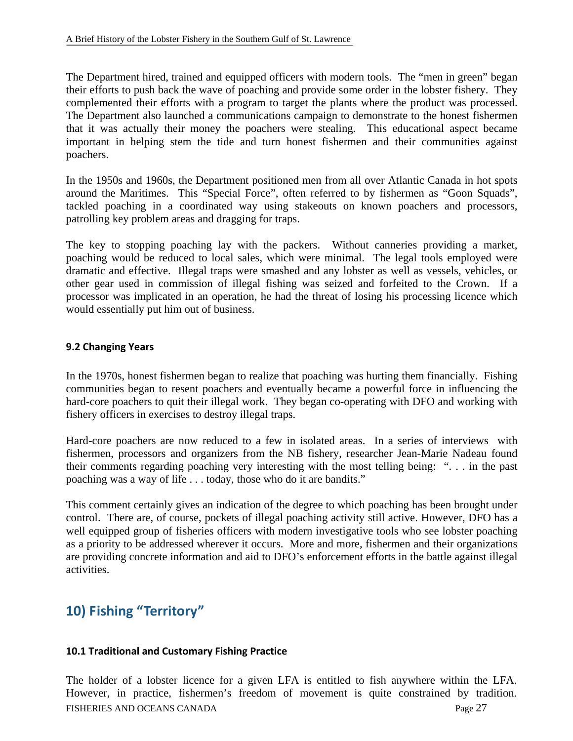The Department hired, trained and equipped officers with modern tools. The "men in green" began their efforts to push back the wave of poaching and provide some order in the lobster fishery. They complemented their efforts with a program to target the plants where the product was processed. The Department also launched a communications campaign to demonstrate to the honest fishermen that it was actually their money the poachers were stealing. This educational aspect became important in helping stem the tide and turn honest fishermen and their communities against poachers.

In the 1950s and 1960s, the Department positioned men from all over Atlantic Canada in hot spots around the Maritimes. This "Special Force", often referred to by fishermen as "Goon Squads", tackled poaching in a coordinated way using stakeouts on known poachers and processors, patrolling key problem areas and dragging for traps.

The key to stopping poaching lay with the packers. Without canneries providing a market, poaching would be reduced to local sales, which were minimal. The legal tools employed were dramatic and effective. Illegal traps were smashed and any lobster as well as vessels, vehicles, or other gear used in commission of illegal fishing was seized and forfeited to the Crown. If a processor was implicated in an operation, he had the threat of losing his processing licence which would essentially put him out of business.

### 9.2 Changing Years

In the 1970s, honest fishermen began to realize that poaching was hurting them financially. Fishing communities began to resent poachers and eventually became a powerful force in influencing the hard-core poachers to quit their illegal work. They began co-operating with DFO and working with fishery officers in exercises to destroy illegal traps.

Hard-core poachers are now reduced to a few in isolated areas. In a series of interviews with fishermen, processors and organizers from the NB fishery, researcher Jean-Marie Nadeau found their comments regarding poaching very interesting with the most telling being: ". . . in the past poaching was a way of life . . . today, those who do it are bandits."

This comment certainly gives an indication of the degree to which poaching has been brought under control. There are, of course, pockets of illegal poaching activity still active. However, DFO has a well equipped group of fisheries officers with modern investigative tools who see lobster poaching as a priority to be addressed wherever it occurs. More and more, fishermen and their organizations are providing concrete information and aid to DFO's enforcement efforts in the battle against illegal activities.

## 10) Fishing "Territory"

### 10.1 Traditional and Customary Fishing Practice

The holder of a lobster licence for a given LFA is entitled to fish anywhere within the LFA. However, in practice, fishermen's freedom of movement is quite constrained by tradition.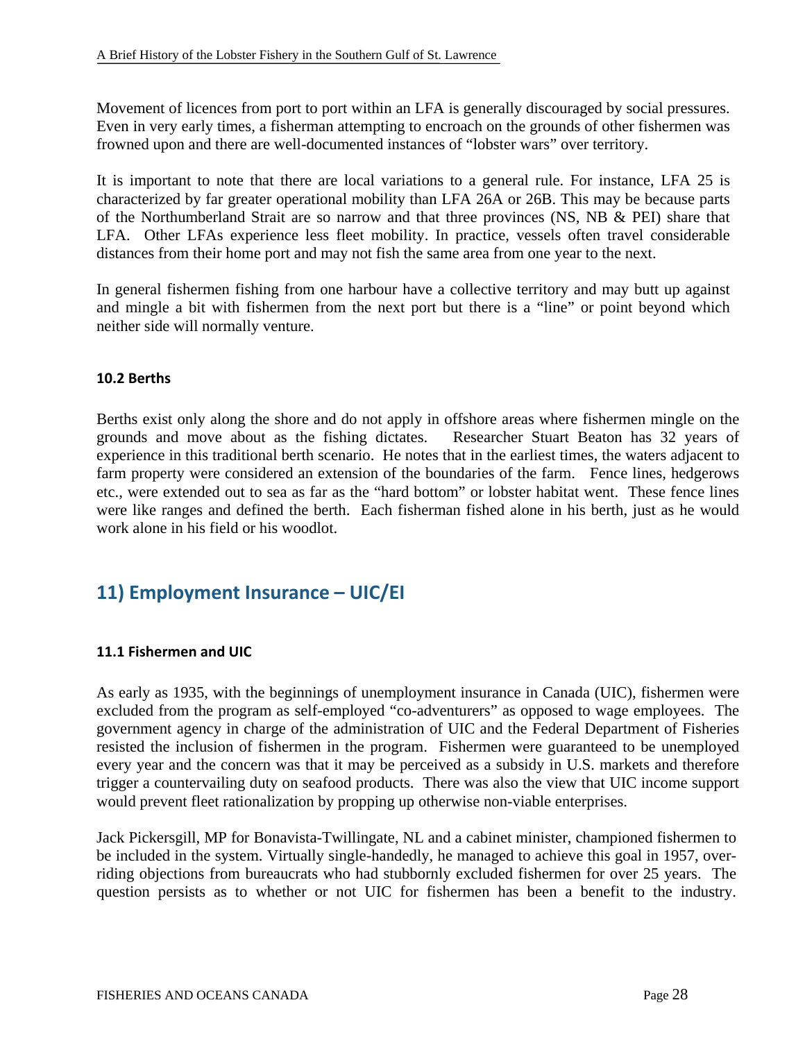Movement of licences from port to port within an LFA is generally discouraged by social pressures. Even in very early times, a fisherman attempting to encroach on the grounds of other fishermen was frowned upon and there are well-documented instances of "lobster wars" over territory.

It is important to note that there are local variations to a general rule. For instance, LFA 25 is characterized by far greater operational mobility than LFA 26A or 26B. This may be because parts of the Northumberland Strait are so narrow and that three provinces (NS, NB & PEI) share that LFA. Other LFAs experience less fleet mobility. In practice, vessels often travel considerable distances from their home port and may not fish the same area from one year to the next.

In general fishermen fishing from one harbour have a collective territory and may butt up against and mingle a bit with fishermen from the next port but there is a "line" or point beyond which neither side will normally venture.

### 10.2 Berths

Berths exist only along the shore and do not apply in offshore areas where fishermen mingle on the grounds and move about as the fishing dictates. Researcher Stuart Beaton has 32 years of experience in this traditional berth scenario. He notes that in the earliest times, the waters adjacent to farm property were considered an extension of the boundaries of the farm. Fence lines, hedgerows etc., were extended out to sea as far as the "hard bottom" or lobster habitat went. These fence lines were like ranges and defined the berth. Each fisherman fished alone in his berth, just as he would work alone in his field or his woodlot.

## 11) Employment Insurance – UIC/EI

### 11.1 Fishermen and UIC

As early as 1935, with the beginnings of unemployment insurance in Canada (UIC), fishermen were excluded from the program as self-employed "co-adventurers" as opposed to wage employees. The government agency in charge of the administration of UIC and the Federal Department of Fisheries resisted the inclusion of fishermen in the program. Fishermen were guaranteed to be unemployed every year and the concern was that it may be perceived as a subsidy in U.S. markets and therefore trigger a countervailing duty on seafood products. There was also the view that UIC income support would prevent fleet rationalization by propping up otherwise non-viable enterprises.

Jack Pickersgill, MP for Bonavista-Twillingate, NL and a cabinet minister, championed fishermen to be included in the system. Virtually single-handedly, he managed to achieve this goal in 1957, over-riding objections from bureaucrats who had stubbornly excluded fishermen for over 25 years. The question persists as to whether or not UIC for fishermen has been a benefit to the industry.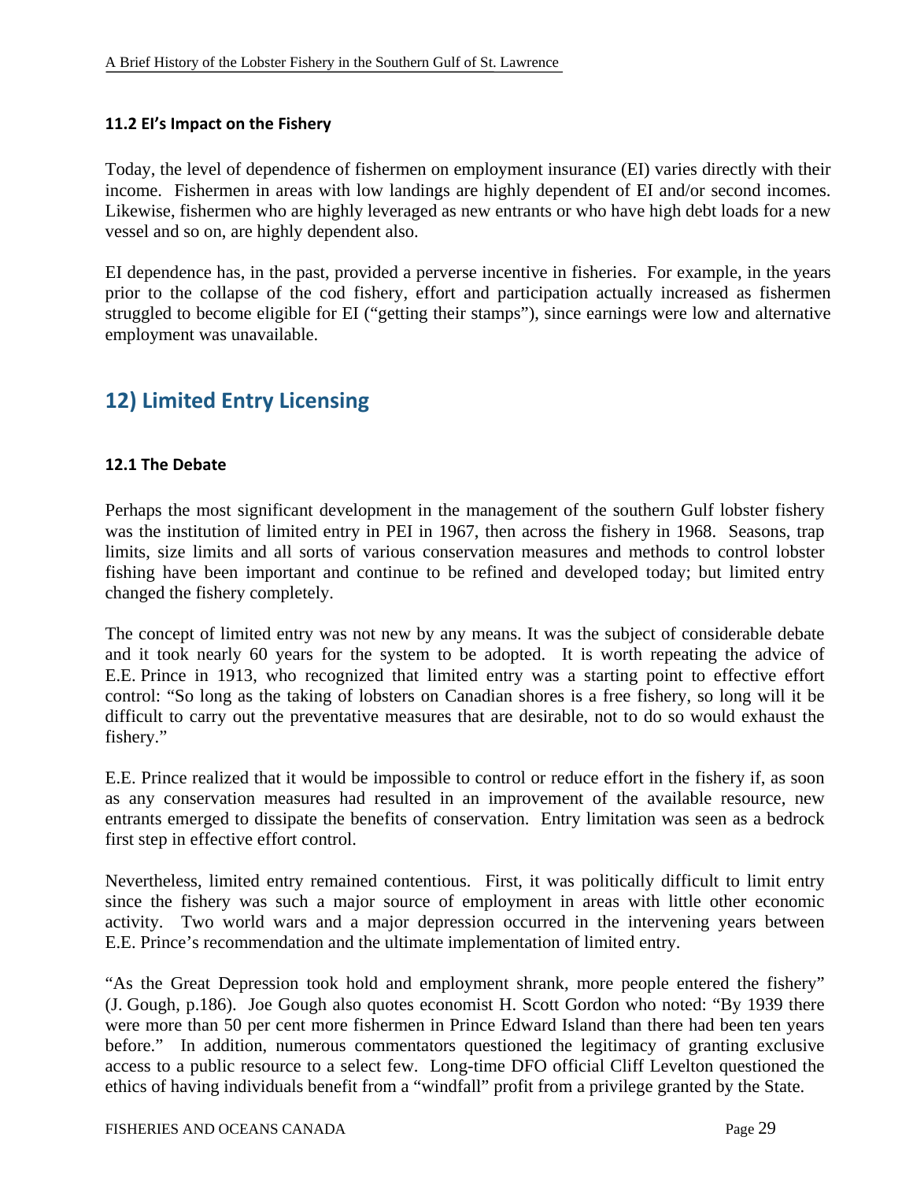### 11.2 EI's Impact on the Fishery

Today, the level of dependence of fishermen on employment insurance (EI) varies directly with their income. Fishermen in areas with low landings are highly dependent of EI and/or second incomes. Likewise, fishermen who are highly leveraged as new entrants or who have high debt loads for a new vessel and so on, are highly dependent also.

EI dependence has, in the past, provided a perverse incentive in fisheries. For example, in the years prior to the collapse of the cod fishery, effort and participation actually increased as fishermen struggled to become eligible for EI ("getting their stamps"), since earnings were low and alternative employment was unavailable.

## 12) Limited Entry Licensing

### 12.1 The Debate

Perhaps the most significant development in the management of the southern Gulf lobster fishery was the institution of limited entry in PEI in 1967, then across the fishery in 1968. Seasons, trap limits, size limits and all sorts of various conservation measures and methods to control lobster fishing have been important and continue to be refined and developed today; but limited entry changed the fishery completely.

The concept of limited entry was not new by any means. It was the subject of considerable debate and it took nearly 60 years for the system to be adopted. It is worth repeating the advice of E.E. Prince in 1913, who recognized that limited entry was a starting point to effective effort control: "So long as the taking of lobsters on Canadian shores is a free fishery, so long will it be difficult to carry out the preventative measures that are desirable, not to do so would exhaust the fishery."

E.E. Prince realized that it would be impossible to control or reduce effort in the fishery if, as soon as any conservation measures had resulted in an improvement of the available resource, new entrants emerged to dissipate the benefits of conservation. Entry limitation was seen as a bedrock first step in effective effort control.

Nevertheless, limited entry remained contentious. First, it was politically difficult to limit entry since the fishery was such a major source of employment in areas with little other economic activity. Two world wars and a major depression occurred in the intervening years between E.E. Prince's recommendation and the ultimate implementation of limited entry.

"As the Great Depression took hold and employment shrank, more people entered the fishery" (J. Gough, p.186). Joe Gough also quotes economist H. Scott Gordon who noted: "By 1939 there were more than 50 per cent more fishermen in Prince Edward Island than there had been ten years before." In addition, numerous commentators questioned the legitimacy of granting exclusive access to a public resource to a select few. Long-time DFO official Cliff Levelton questioned the ethics of having individuals benefit from a "windfall" profit from a privilege granted by the State.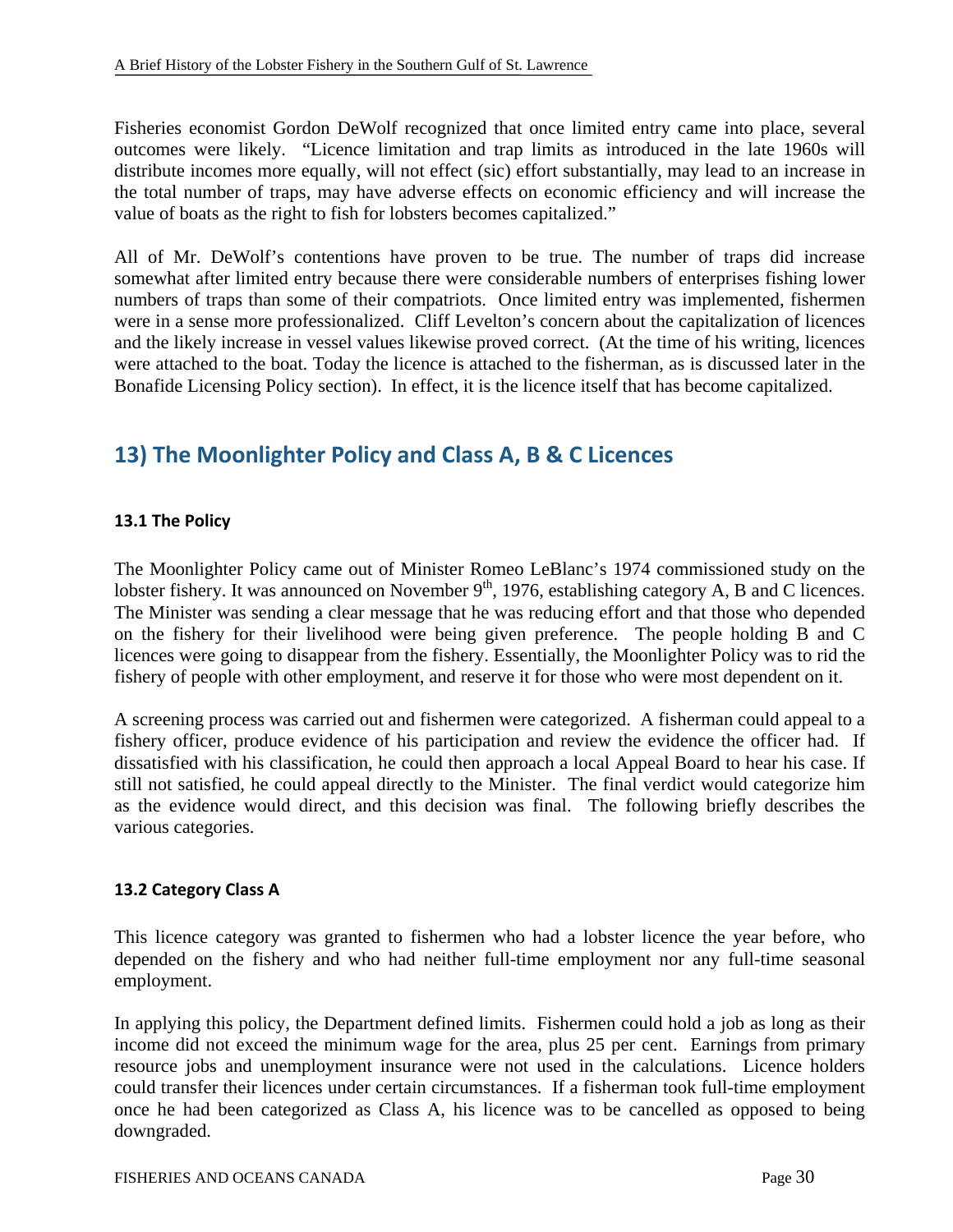Fisheries economist Gordon DeWolf recognized that once limited entry came into place, several outcomes were likely. "Licence limitation and trap limits as introduced in the late 1960s will distribute incomes more equally, will not effect (sic) effort substantially, may lead to an increase in the total number of traps, may have adverse effects on economic efficiency and will increase the value of boats as the right to fish for lobsters becomes capitalized."

All of Mr. DeWolf's contentions have proven to be true. The number of traps did increase somewhat after limited entry because there were considerable numbers of enterprises fishing lower numbers of traps than some of their compatriots. Once limited entry was implemented, fishermen were in a sense more professionalized. Cliff Levelton's concern about the capitalization of licences and the likely increase in vessel values likewise proved correct. (At the time of his writing, licences were attached to the boat. Today the licence is attached to the fisherman, as is discussed later in the Bonafide Licensing Policy section). In effect, it is the licence itself that has become capitalized.

## 13) The Moonlighter Policy and Class A, B & C Licences

### 13.1 The Policy

The Moonlighter Policy came out of Minister Romeo LeBlanc's 1974 commissioned study on the lobster fishery. It was announced on November 9th, 1976, establishing category A, B and C licences. The Minister was sending a clear message that he was reducing effort and that those who depended on the fishery for their livelihood were being given preference. The people holding B and C licences were going to disappear from the fishery. Essentially, the Moonlighter Policy was to rid the fishery of people with other employment, and reserve it for those who were most dependent on it.

A screening process was carried out and fishermen were categorized. A fisherman could appeal to a fishery officer, produce evidence of his participation and review the evidence the officer had. If dissatisfied with his classification, he could then approach a local Appeal Board to hear his case. If still not satisfied, he could appeal directly to the Minister. The final verdict would categorize him as the evidence would direct, and this decision was final. The following briefly describes the various categories.

### 13.2 Category Class A

This licence category was granted to fishermen who had a lobster licence the year before, who depended on the fishery and who had neither full-time employment nor any full-time seasonal employment.

In applying this policy, the Department defined limits. Fishermen could hold a job as long as their income did not exceed the minimum wage for the area, plus 25 per cent. Earnings from primary resource jobs and unemployment insurance were not used in the calculations. Licence holders could transfer their licences under certain circumstances. If a fisherman took full-time employment once he had been categorized as Class A, his licence was to be cancelled as opposed to being downgraded.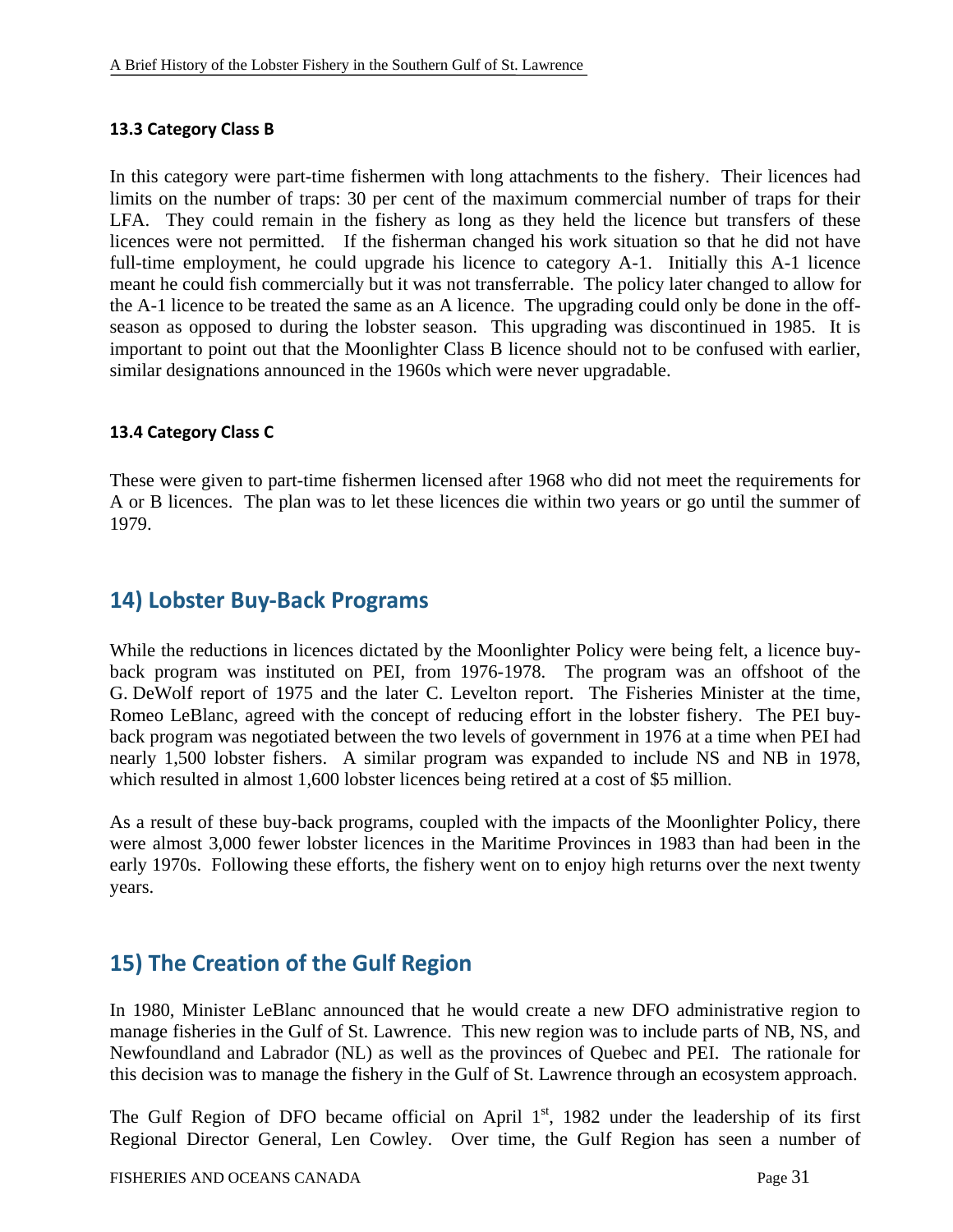### 13.3 Category Class B

In this category were part-time fishermen with long attachments to the fishery. Their licences had limits on the number of traps: 30 per cent of the maximum commercial number of traps for their LFA. They could remain in the fishery as long as they held the licence but transfers of these licences were not permitted. If the fisherman changed his work situation so that he did not have full-time employment, he could upgrade his licence to category A-1. Initially this A-1 licence meant he could fish commercially but it was not transferrable. The policy later changed to allow for the A-1 licence to be treated the same as an A licence. The upgrading could only be done in the off-season as opposed to during the lobster season. This upgrading was discontinued in 1985. It is important to point out that the Moonlighter Class B licence should not to be confused with earlier, similar designations announced in the 1960s which were never upgradable.

### 13.4 Category Class C

These were given to part-time fishermen licensed after 1968 who did not meet the requirements for A or B licences. The plan was to let these licences die within two years or go until the summer of 1979.

## 14) Lobster Buy-Back Programs

While the reductions in licences dictated by the Moonlighter Policy were being felt, a licence buy-back program was instituted on PEI, from 1976-1978. The program was an offshoot of the G. DeWolf report of 1975 and the later C. Levelton report. The Fisheries Minister at the time, Romeo LeBlanc, agreed with the concept of reducing effort in the lobster fishery. The PEI buy-back program was negotiated between the two levels of government in 1976 at a time when PEI had nearly 1,500 lobster fishers. A similar program was expanded to include NS and NB in 1978, which resulted in almost 1,600 lobster licences being retired at a cost of $5 million.

As a result of these buy-back programs, coupled with the impacts of the Moonlighter Policy, there were almost 3,000 fewer lobster licences in the Maritime Provinces in 1983 than had been in the early 1970s. Following these efforts, the fishery went on to enjoy high returns over the next twenty years.

## 15) The Creation of the Gulf Region

In 1980, Minister LeBlanc announced that he would create a new DFO administrative region to manage fisheries in the Gulf of St. Lawrence. This new region was to include parts of NB, NS, and Newfoundland and Labrador (NL) as well as the provinces of Quebec and PEI. The rationale for this decision was to manage the fishery in the Gulf of St. Lawrence through an ecosystem approach.

The Gulf Region of DFO became official on April 1st, 1982 under the leadership of its first Regional Director General, Len Cowley. Over time, the Gulf Region has seen a number of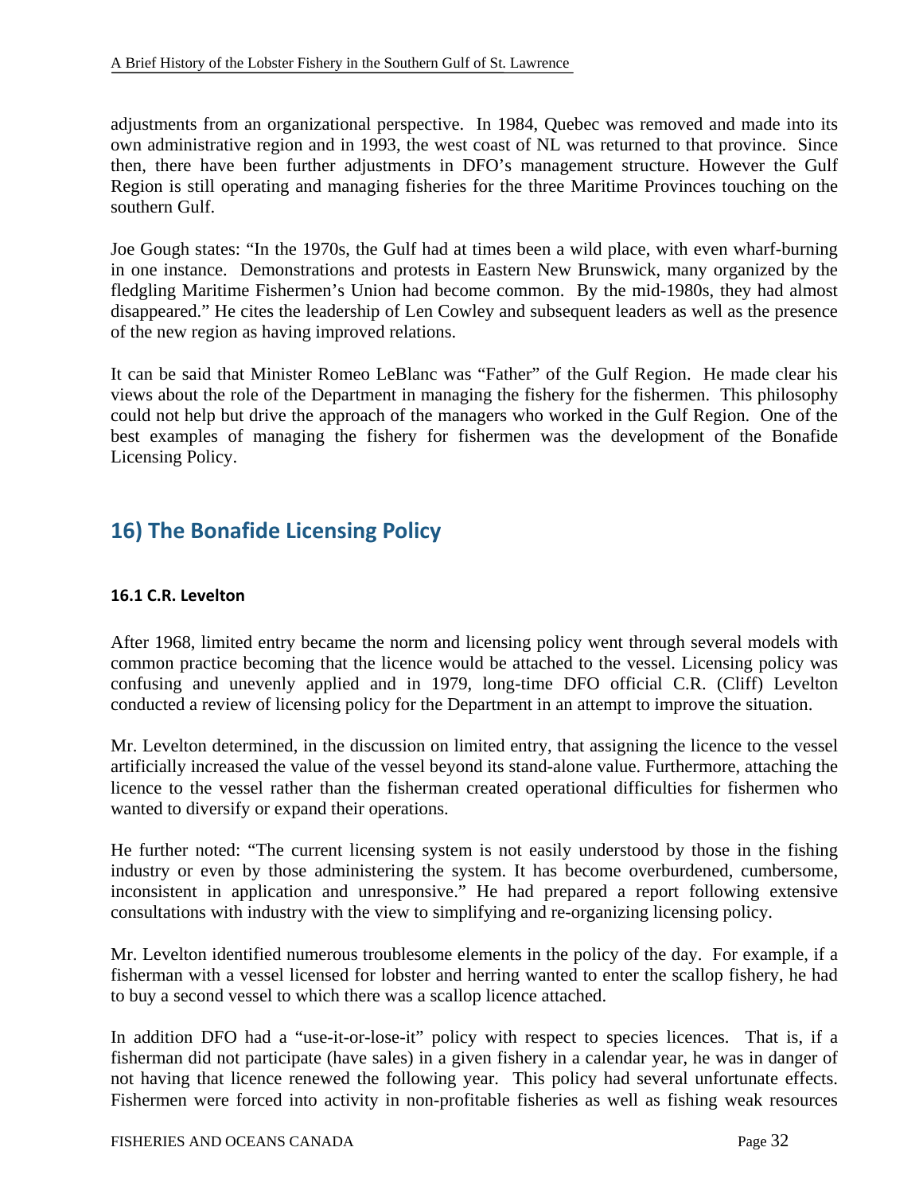adjustments from an organizational perspective. In 1984, Quebec was removed and made into its own administrative region and in 1993, the west coast of NL was returned to that province. Since then, there have been further adjustments in DFO's management structure. However the Gulf Region is still operating and managing fisheries for the three Maritime Provinces touching on the southern Gulf.

Joe Gough states: "In the 1970s, the Gulf had at times been a wild place, with even wharf-burning in one instance. Demonstrations and protests in Eastern New Brunswick, many organized by the fledgling Maritime Fishermen's Union had become common. By the mid-1980s, they had almost disappeared." He cites the leadership of Len Cowley and subsequent leaders as well as the presence of the new region as having improved relations.

It can be said that Minister Romeo LeBlanc was "Father" of the Gulf Region. He made clear his views about the role of the Department in managing the fishery for the fishermen. This philosophy could not help but drive the approach of the managers who worked in the Gulf Region. One of the best examples of managing the fishery for fishermen was the development of the Bonafide Licensing Policy.

## 16) The Bonafide Licensing Policy

### 16.1 C.R. Levelton

After 1968, limited entry became the norm and licensing policy went through several models with common practice becoming that the licence would be attached to the vessel. Licensing policy was confusing and unevenly applied and in 1979, long-time DFO official C.R. (Cliff) Levelton conducted a review of licensing policy for the Department in an attempt to improve the situation.

Mr. Levelton determined, in the discussion on limited entry, that assigning the licence to the vessel artificially increased the value of the vessel beyond its stand-alone value. Furthermore, attaching the licence to the vessel rather than the fisherman created operational difficulties for fishermen who wanted to diversify or expand their operations.

He further noted: "The current licensing system is not easily understood by those in the fishing industry or even by those administering the system. It has become overburdened, cumbersome, inconsistent in application and unresponsive." He had prepared a report following extensive consultations with industry with the view to simplifying and re-organizing licensing policy.

Mr. Levelton identified numerous troublesome elements in the policy of the day. For example, if a fisherman with a vessel licensed for lobster and herring wanted to enter the scallop fishery, he had to buy a second vessel to which there was a scallop licence attached.

In addition DFO had a "use-it-or-lose-it" policy with respect to species licences. That is, if a fisherman did not participate (have sales) in a given fishery in a calendar year, he was in danger of not having that licence renewed the following year. This policy had several unfortunate effects. Fishermen were forced into activity in non-profitable fisheries as well as fishing weak resources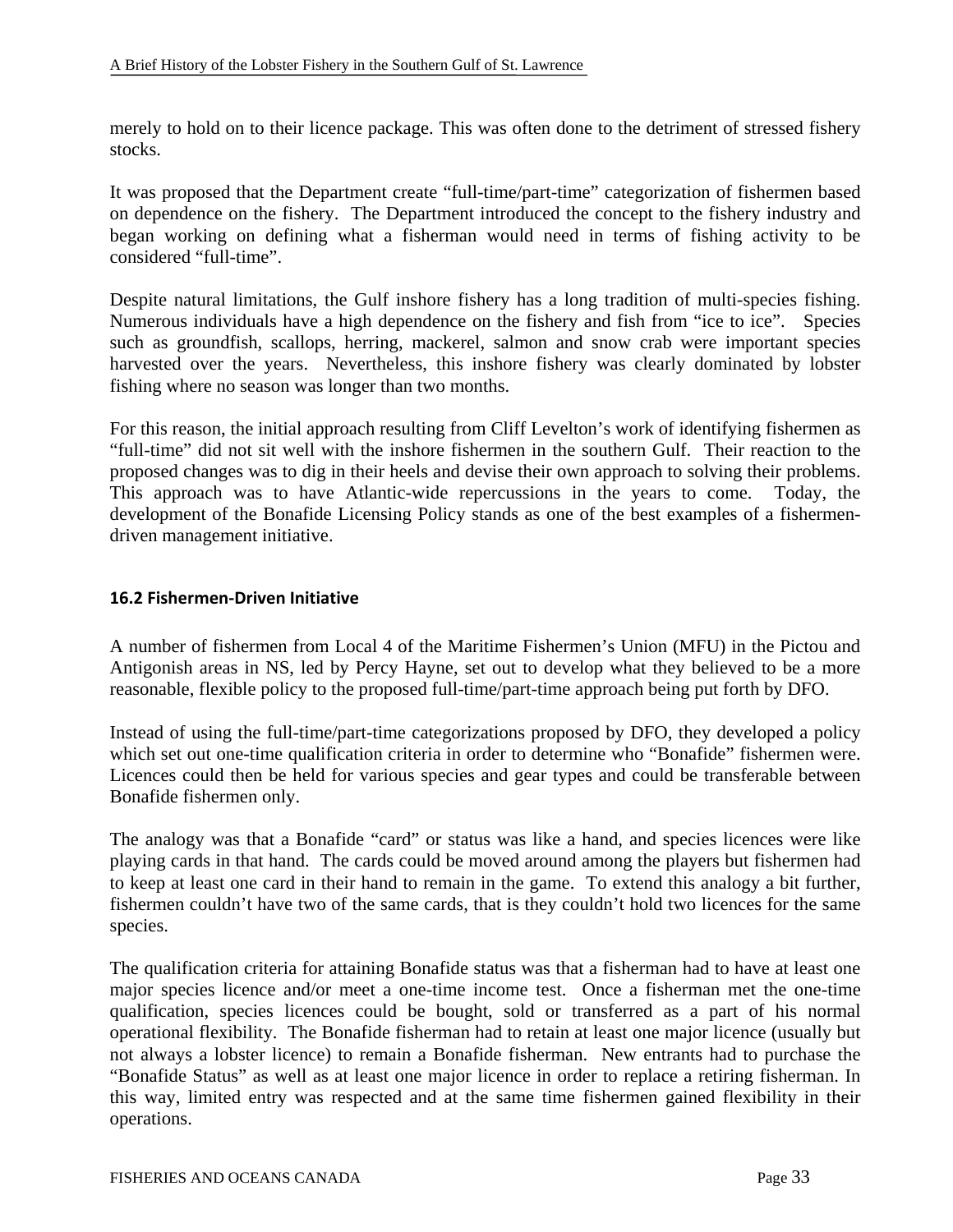merely to hold on to their licence package. This was often done to the detriment of stressed fishery stocks.

It was proposed that the Department create "full-time/part-time" categorization of fishermen based on dependence on the fishery. The Department introduced the concept to the fishery industry and began working on defining what a fisherman would need in terms of fishing activity to be considered "full-time".

Despite natural limitations, the Gulf inshore fishery has a long tradition of multi-species fishing. Numerous individuals have a high dependence on the fishery and fish from "ice to ice". Species such as groundfish, scallops, herring, mackerel, salmon and snow crab were important species harvested over the years. Nevertheless, this inshore fishery was clearly dominated by lobster fishing where no season was longer than two months.

For this reason, the initial approach resulting from Cliff Levelton's work of identifying fishermen as "full-time" did not sit well with the inshore fishermen in the southern Gulf. Their reaction to the proposed changes was to dig in their heels and devise their own approach to solving their problems. This approach was to have Atlantic-wide repercussions in the years to come. Today, the development of the Bonafide Licensing Policy stands as one of the best examples of a fishermen-driven management initiative.

### 16.2 Fishermen-Driven Initiative

A number of fishermen from Local 4 of the Maritime Fishermen's Union (MFU) in the Pictou and Antigonish areas in NS, led by Percy Hayne, set out to develop what they believed to be a more reasonable, flexible policy to the proposed full-time/part-time approach being put forth by DFO.

Instead of using the full-time/part-time categorizations proposed by DFO, they developed a policy which set out one-time qualification criteria in order to determine who "Bonafide" fishermen were. Licences could then be held for various species and gear types and could be transferable between Bonafide fishermen only.

The analogy was that a Bonafide "card" or status was like a hand, and species licences were like playing cards in that hand. The cards could be moved around among the players but fishermen had to keep at least one card in their hand to remain in the game. To extend this analogy a bit further, fishermen couldn't have two of the same cards, that is they couldn't hold two licences for the same species.

The qualification criteria for attaining Bonafide status was that a fisherman had to have at least one major species licence and/or meet a one-time income test. Once a fisherman met the one-time qualification, species licences could be bought, sold or transferred as a part of his normal operational flexibility. The Bonafide fisherman had to retain at least one major licence (usually but not always a lobster licence) to remain a Bonafide fisherman. New entrants had to purchase the "Bonafide Status" as well as at least one major licence in order to replace a retiring fisherman. In this way, limited entry was respected and at the same time fishermen gained flexibility in their operations.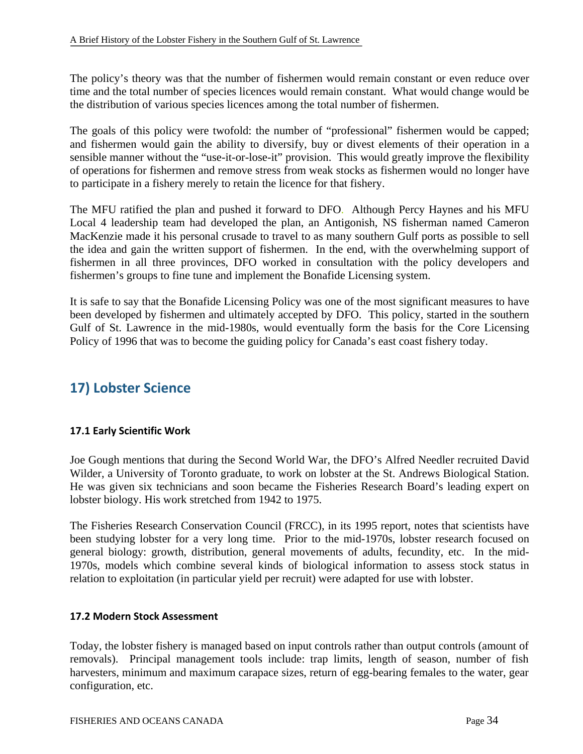The policy's theory was that the number of fishermen would remain constant or even reduce over time and the total number of species licences would remain constant. What would change would be the distribution of various species licences among the total number of fishermen.

The goals of this policy were twofold: the number of "professional" fishermen would be capped; and fishermen would gain the ability to diversify, buy or divest elements of their operation in a sensible manner without the "use-it-or-lose-it" provision. This would greatly improve the flexibility of operations for fishermen and remove stress from weak stocks as fishermen would no longer have to participate in a fishery merely to retain the licence for that fishery.

The MFU ratified the plan and pushed it forward to DFO. Although Percy Haynes and his MFU Local 4 leadership team had developed the plan, an Antigonish, NS fisherman named Cameron MacKenzie made it his personal crusade to travel to as many southern Gulf ports as possible to sell the idea and gain the written support of fishermen. In the end, with the overwhelming support of fishermen in all three provinces, DFO worked in consultation with the policy developers and fishermen's groups to fine tune and implement the Bonafide Licensing system.

It is safe to say that the Bonafide Licensing Policy was one of the most significant measures to have been developed by fishermen and ultimately accepted by DFO. This policy, started in the southern Gulf of St. Lawrence in the mid-1980s, would eventually form the basis for the Core Licensing Policy of 1996 that was to become the guiding policy for Canada's east coast fishery today.

## 17) Lobster Science

### 17.1 Early Scientific Work

Joe Gough mentions that during the Second World War, the DFO's Alfred Needler recruited David Wilder, a University of Toronto graduate, to work on lobster at the St. Andrews Biological Station. He was given six technicians and soon became the Fisheries Research Board's leading expert on lobster biology. His work stretched from 1942 to 1975.

The Fisheries Research Conservation Council (FRCC), in its 1995 report, notes that scientists have been studying lobster for a very long time. Prior to the mid-1970s, lobster research focused on general biology: growth, distribution, general movements of adults, fecundity, etc. In the mid-1970s, models which combine several kinds of biological information to assess stock status in relation to exploitation (in particular yield per recruit) were adapted for use with lobster.

### 17.2 Modern Stock Assessment

Today, the lobster fishery is managed based on input controls rather than output controls (amount of removals). Principal management tools include: trap limits, length of season, number of fish harvesters, minimum and maximum carapace sizes, return of egg-bearing females to the water, gear configuration, etc.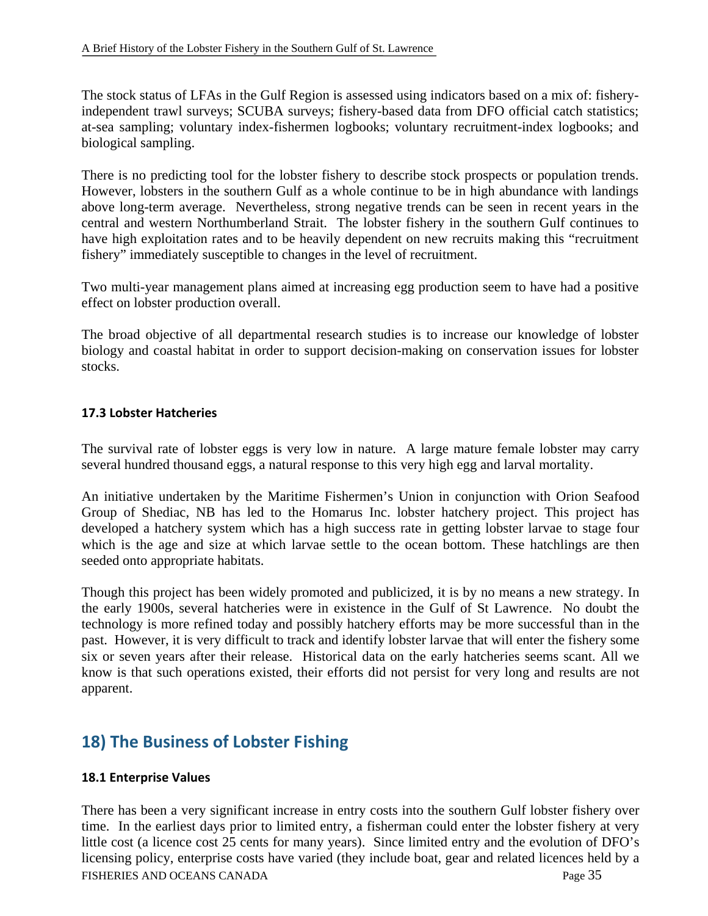The stock status of LFAs in the Gulf Region is assessed using indicators based on a mix of: fishery-independent trawl surveys; SCUBA surveys; fishery-based data from DFO official catch statistics; at-sea sampling; voluntary index-fishermen logbooks; voluntary recruitment-index logbooks; and biological sampling.

There is no predicting tool for the lobster fishery to describe stock prospects or population trends. However, lobsters in the southern Gulf as a whole continue to be in high abundance with landings above long-term average. Nevertheless, strong negative trends can be seen in recent years in the central and western Northumberland Strait. The lobster fishery in the southern Gulf continues to have high exploitation rates and to be heavily dependent on new recruits making this "recruitment fishery" immediately susceptible to changes in the level of recruitment.

Two multi-year management plans aimed at increasing egg production seem to have had a positive effect on lobster production overall.

The broad objective of all departmental research studies is to increase our knowledge of lobster biology and coastal habitat in order to support decision-making on conservation issues for lobster stocks.

### 17.3 Lobster Hatcheries

The survival rate of lobster eggs is very low in nature. A large mature female lobster may carry several hundred thousand eggs, a natural response to this very high egg and larval mortality.

An initiative undertaken by the Maritime Fishermen's Union in conjunction with Orion Seafood Group of Shediac, NB has led to the Homarus Inc. lobster hatchery project. This project has developed a hatchery system which has a high success rate in getting lobster larvae to stage four which is the age and size at which larvae settle to the ocean bottom. These hatchlings are then seeded onto appropriate habitats.

Though this project has been widely promoted and publicized, it is by no means a new strategy. In the early 1900s, several hatcheries were in existence in the Gulf of St Lawrence. No doubt the technology is more refined today and possibly hatchery efforts may be more successful than in the past. However, it is very difficult to track and identify lobster larvae that will enter the fishery some six or seven years after their release. Historical data on the early hatcheries seems scant. All we know is that such operations existed, their efforts did not persist for very long and results are not apparent.

## 18) The Business of Lobster Fishing

### 18.1 Enterprise Values

There has been a very significant increase in entry costs into the southern Gulf lobster fishery over time. In the earliest days prior to limited entry, a fisherman could enter the lobster fishery at very little cost (a licence cost 25 cents for many years). Since limited entry and the evolution of DFO's licensing policy, enterprise costs have varied (they include boat, gear and related licences held by a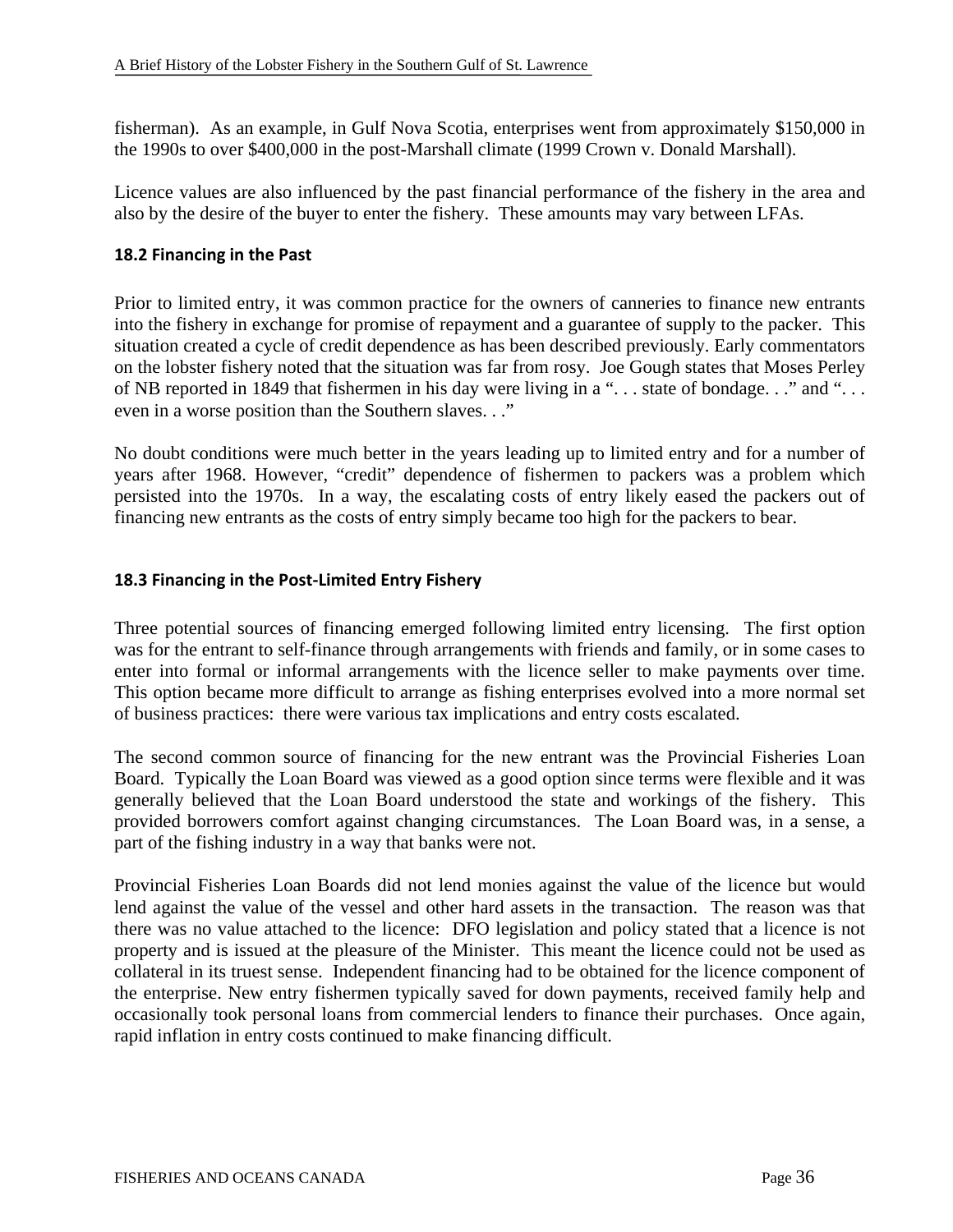fisherman). As an example, in Gulf Nova Scotia, enterprises went from approximately $150,000 in the 1990s to over $400,000 in the post-Marshall climate (1999 Crown v. Donald Marshall).

Licence values are also influenced by the past financial performance of the fishery in the area and also by the desire of the buyer to enter the fishery. These amounts may vary between LFAs.

### 18.2 Financing in the Past

Prior to limited entry, it was common practice for the owners of canneries to finance new entrants into the fishery in exchange for promise of repayment and a guarantee of supply to the packer. This situation created a cycle of credit dependence as has been described previously. Early commentators on the lobster fishery noted that the situation was far from rosy. Joe Gough states that Moses Perley of NB reported in 1849 that fishermen in his day were living in a ". . . state of bondage. . ." and ". . . even in a worse position than the Southern slaves. . ."

No doubt conditions were much better in the years leading up to limited entry and for a number of years after 1968. However, "credit" dependence of fishermen to packers was a problem which persisted into the 1970s. In a way, the escalating costs of entry likely eased the packers out of financing new entrants as the costs of entry simply became too high for the packers to bear.

### 18.3 Financing in the Post-Limited Entry Fishery

Three potential sources of financing emerged following limited entry licensing. The first option was for the entrant to self-finance through arrangements with friends and family, or in some cases to enter into formal or informal arrangements with the licence seller to make payments over time. This option became more difficult to arrange as fishing enterprises evolved into a more normal set of business practices: there were various tax implications and entry costs escalated.

The second common source of financing for the new entrant was the Provincial Fisheries Loan Board. Typically the Loan Board was viewed as a good option since terms were flexible and it was generally believed that the Loan Board understood the state and workings of the fishery. This provided borrowers comfort against changing circumstances. The Loan Board was, in a sense, a part of the fishing industry in a way that banks were not.

Provincial Fisheries Loan Boards did not lend monies against the value of the licence but would lend against the value of the vessel and other hard assets in the transaction. The reason was that there was no value attached to the licence: DFO legislation and policy stated that a licence is not property and is issued at the pleasure of the Minister. This meant the licence could not be used as collateral in its truest sense. Independent financing had to be obtained for the licence component of the enterprise. New entry fishermen typically saved for down payments, received family help and occasionally took personal loans from commercial lenders to finance their purchases. Once again, rapid inflation in entry costs continued to make financing difficult.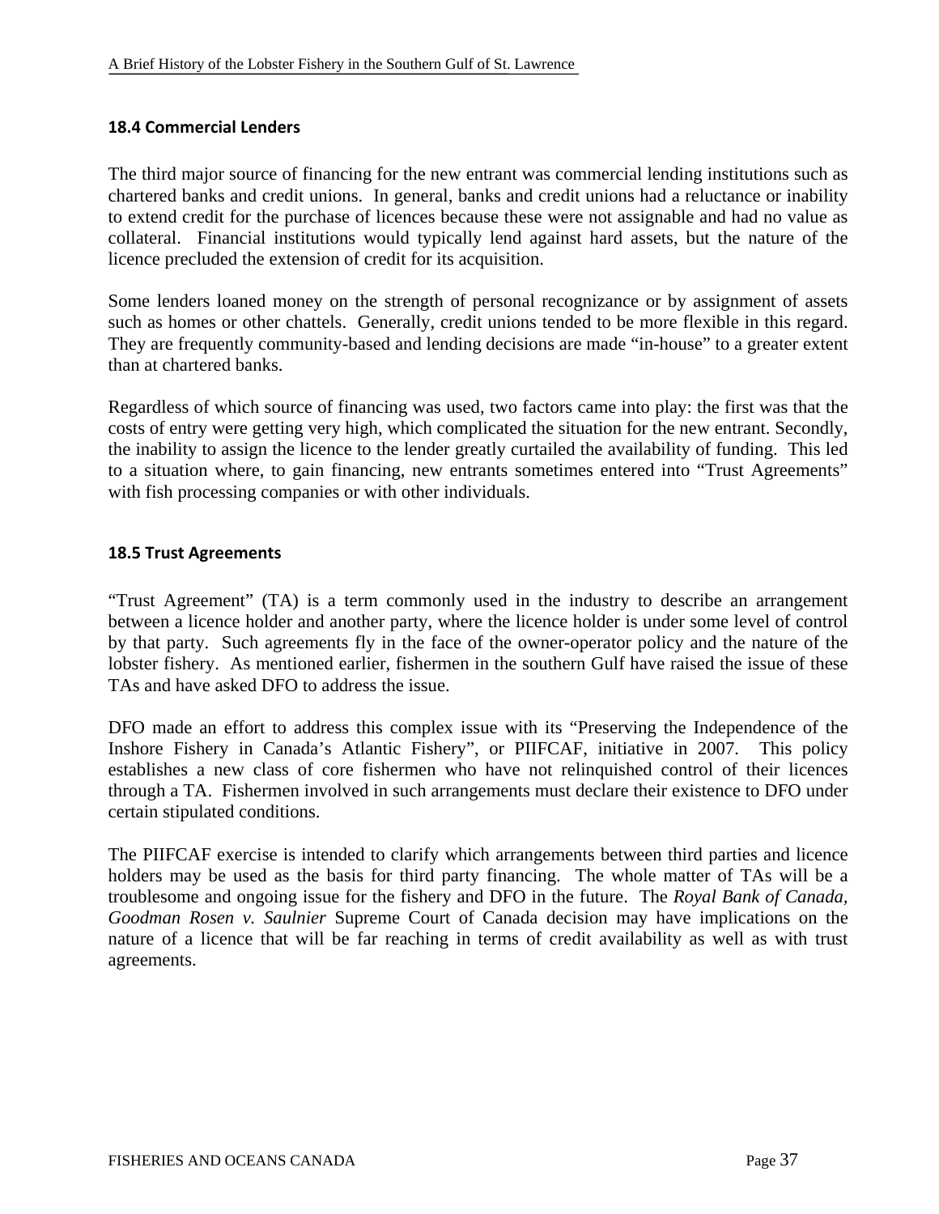### 18.4 Commercial Lenders

The third major source of financing for the new entrant was commercial lending institutions such as chartered banks and credit unions. In general, banks and credit unions had a reluctance or inability to extend credit for the purchase of licences because these were not assignable and had no value as collateral. Financial institutions would typically lend against hard assets, but the nature of the licence precluded the extension of credit for its acquisition.

Some lenders loaned money on the strength of personal recognizance or by assignment of assets such as homes or other chattels. Generally, credit unions tended to be more flexible in this regard. They are frequently community-based and lending decisions are made "in-house" to a greater extent than at chartered banks.

Regardless of which source of financing was used, two factors came into play: the first was that the costs of entry were getting very high, which complicated the situation for the new entrant. Secondly, the inability to assign the licence to the lender greatly curtailed the availability of funding. This led to a situation where, to gain financing, new entrants sometimes entered into "Trust Agreements" with fish processing companies or with other individuals.

### 18.5 Trust Agreements

"Trust Agreement" (TA) is a term commonly used in the industry to describe an arrangement between a licence holder and another party, where the licence holder is under some level of control by that party. Such agreements fly in the face of the owner-operator policy and the nature of the lobster fishery. As mentioned earlier, fishermen in the southern Gulf have raised the issue of these TAs and have asked DFO to address the issue.

DFO made an effort to address this complex issue with its "Preserving the Independence of the Inshore Fishery in Canada's Atlantic Fishery", or PIIFCAF, initiative in 2007. This policy establishes a new class of core fishermen who have not relinquished control of their licences through a TA. Fishermen involved in such arrangements must declare their existence to DFO under certain stipulated conditions.

The PIIFCAF exercise is intended to clarify which arrangements between third parties and licence holders may be used as the basis for third party financing. The whole matter of TAs will be a troublesome and ongoing issue for the fishery and DFO in the future. The *Royal Bank of Canada, Goodman Rosen v. Saulnier* Supreme Court of Canada decision may have implications on the nature of a licence that will be far reaching in terms of credit availability as well as with trust agreements.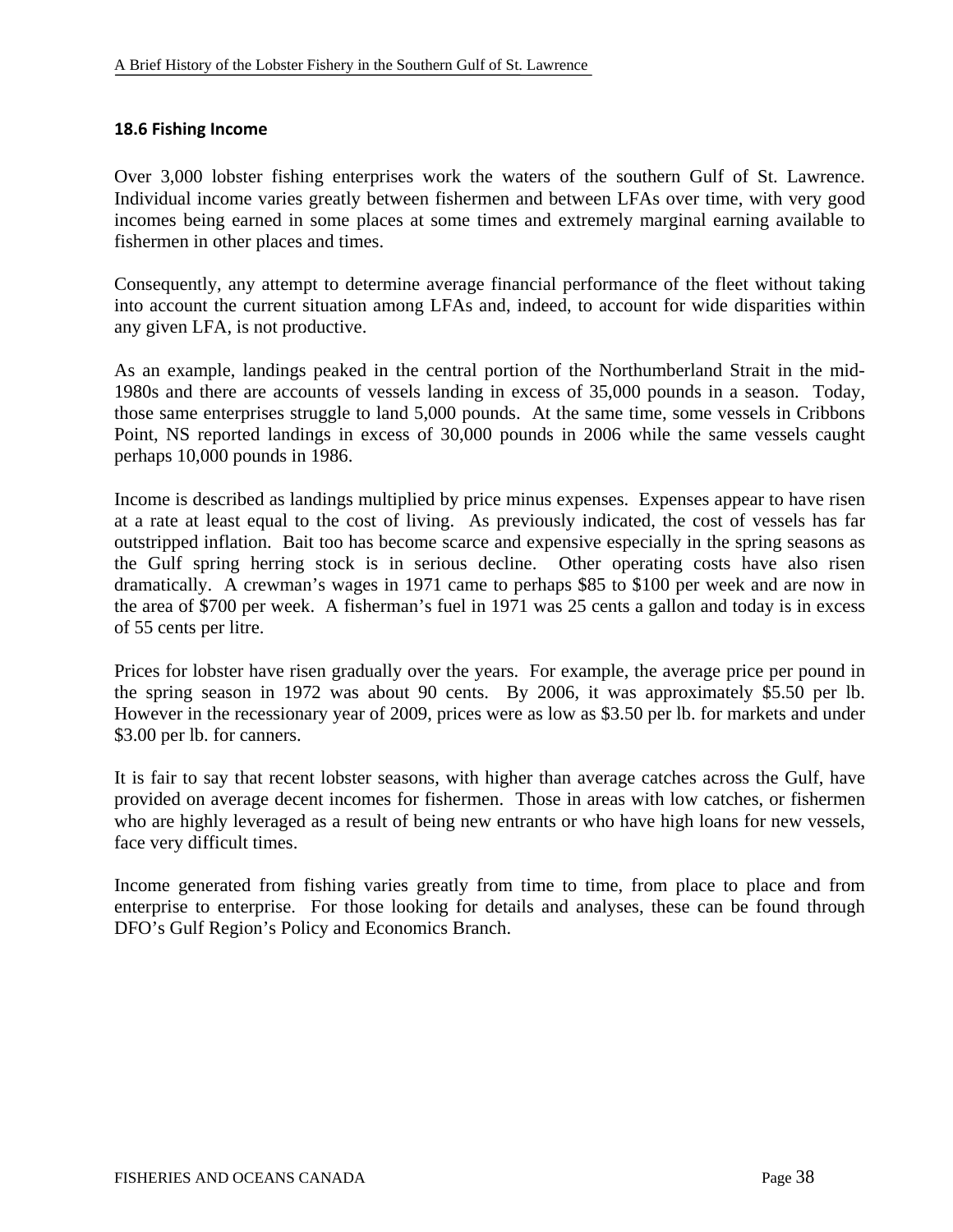### 18.6 Fishing Income

Over 3,000 lobster fishing enterprises work the waters of the southern Gulf of St. Lawrence. Individual income varies greatly between fishermen and between LFAs over time, with very good incomes being earned in some places at some times and extremely marginal earning available to fishermen in other places and times.

Consequently, any attempt to determine average financial performance of the fleet without taking into account the current situation among LFAs and, indeed, to account for wide disparities within any given LFA, is not productive.

As an example, landings peaked in the central portion of the Northumberland Strait in the mid-1980s and there are accounts of vessels landing in excess of 35,000 pounds in a season. Today, those same enterprises struggle to land 5,000 pounds. At the same time, some vessels in Cribbons Point, NS reported landings in excess of 30,000 pounds in 2006 while the same vessels caught perhaps 10,000 pounds in 1986.

Income is described as landings multiplied by price minus expenses. Expenses appear to have risen at a rate at least equal to the cost of living. As previously indicated, the cost of vessels has far outstripped inflation. Bait too has become scarce and expensive especially in the spring seasons as the Gulf spring herring stock is in serious decline. Other operating costs have also risen dramatically. A crewman's wages in 1971 came to perhaps $85 to $100 per week and are now in the area of $700 per week. A fisherman's fuel in 1971 was 25 cents a gallon and today is in excess of 55 cents per litre.

Prices for lobster have risen gradually over the years. For example, the average price per pound in the spring season in 1972 was about 90 cents. By 2006, it was approximately $5.50 per lb. However in the recessionary year of 2009, prices were as low as $3.50 per lb. for markets and under $3.00 per lb. for canners.

It is fair to say that recent lobster seasons, with higher than average catches across the Gulf, have provided on average decent incomes for fishermen. Those in areas with low catches, or fishermen who are highly leveraged as a result of being new entrants or who have high loans for new vessels, face very difficult times.

Income generated from fishing varies greatly from time to time, from place to place and from enterprise to enterprise. For those looking for details and analyses, these can be found through DFO's Gulf Region's Policy and Economics Branch.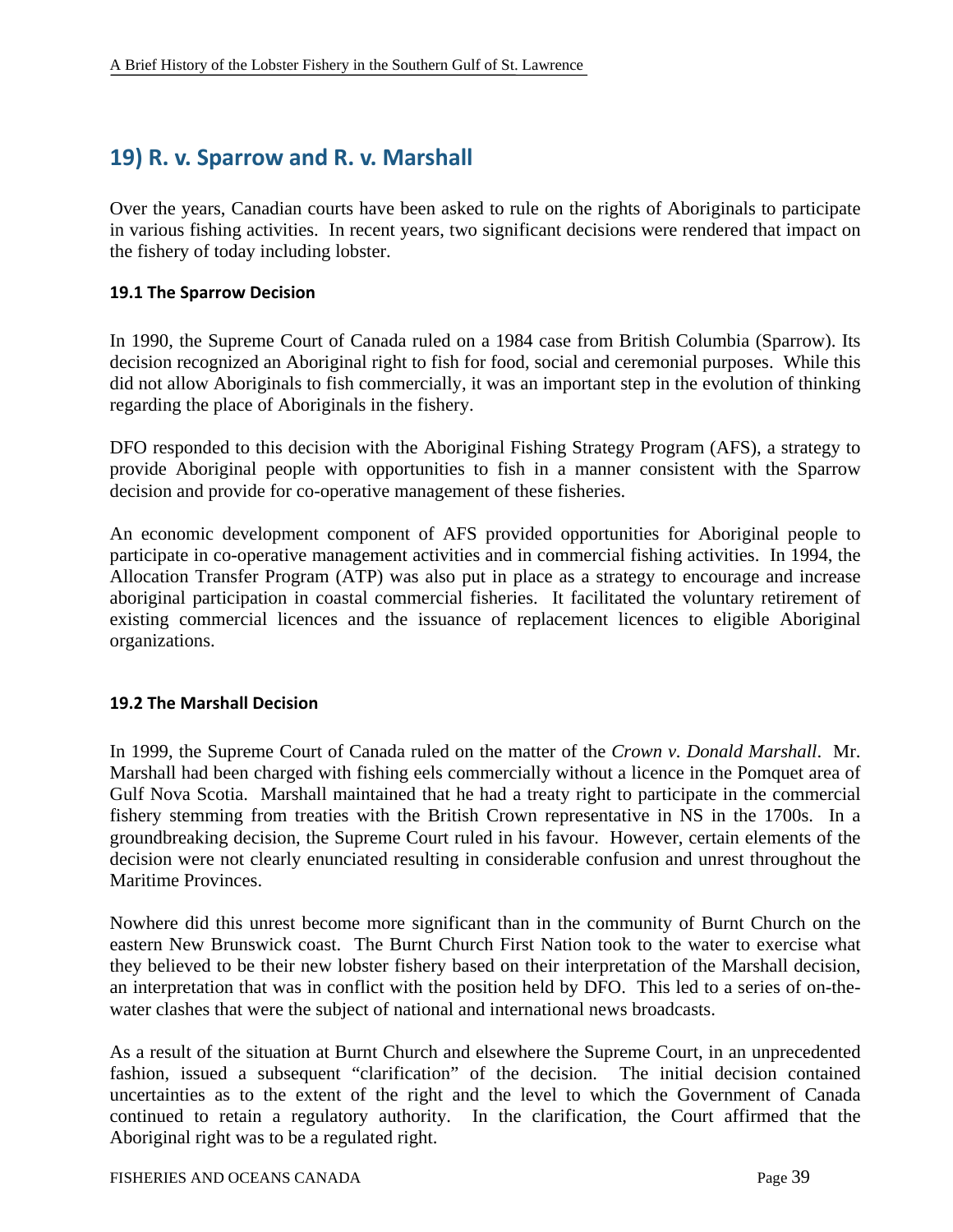## 19) R. v. Sparrow and R. v. Marshall

Over the years, Canadian courts have been asked to rule on the rights of Aboriginals to participate in various fishing activities. In recent years, two significant decisions were rendered that impact on the fishery of today including lobster.

### 19.1 The Sparrow Decision

In 1990, the Supreme Court of Canada ruled on a 1984 case from British Columbia (Sparrow). Its decision recognized an Aboriginal right to fish for food, social and ceremonial purposes. While this did not allow Aboriginals to fish commercially, it was an important step in the evolution of thinking regarding the place of Aboriginals in the fishery.

DFO responded to this decision with the Aboriginal Fishing Strategy Program (AFS), a strategy to provide Aboriginal people with opportunities to fish in a manner consistent with the Sparrow decision and provide for co-operative management of these fisheries.

An economic development component of AFS provided opportunities for Aboriginal people to participate in co-operative management activities and in commercial fishing activities. In 1994, the Allocation Transfer Program (ATP) was also put in place as a strategy to encourage and increase aboriginal participation in coastal commercial fisheries. It facilitated the voluntary retirement of existing commercial licences and the issuance of replacement licences to eligible Aboriginal organizations.

### 19.2 The Marshall Decision

In 1999, the Supreme Court of Canada ruled on the matter of the *Crown v. Donald Marshall*. Mr. Marshall had been charged with fishing eels commercially without a licence in the Pomquet area of Gulf Nova Scotia. Marshall maintained that he had a treaty right to participate in the commercial fishery stemming from treaties with the British Crown representative in NS in the 1700s. In a groundbreaking decision, the Supreme Court ruled in his favour. However, certain elements of the decision were not clearly enunciated resulting in considerable confusion and unrest throughout the Maritime Provinces.

Nowhere did this unrest become more significant than in the community of Burnt Church on the eastern New Brunswick coast. The Burnt Church First Nation took to the water to exercise what they believed to be their new lobster fishery based on their interpretation of the Marshall decision, an interpretation that was in conflict with the position held by DFO. This led to a series of on-the-water clashes that were the subject of national and international news broadcasts.

As a result of the situation at Burnt Church and elsewhere the Supreme Court, in an unprecedented fashion, issued a subsequent "clarification" of the decision. The initial decision contained uncertainties as to the extent of the right and the level to which the Government of Canada continued to retain a regulatory authority. In the clarification, the Court affirmed that the Aboriginal right was to be a regulated right.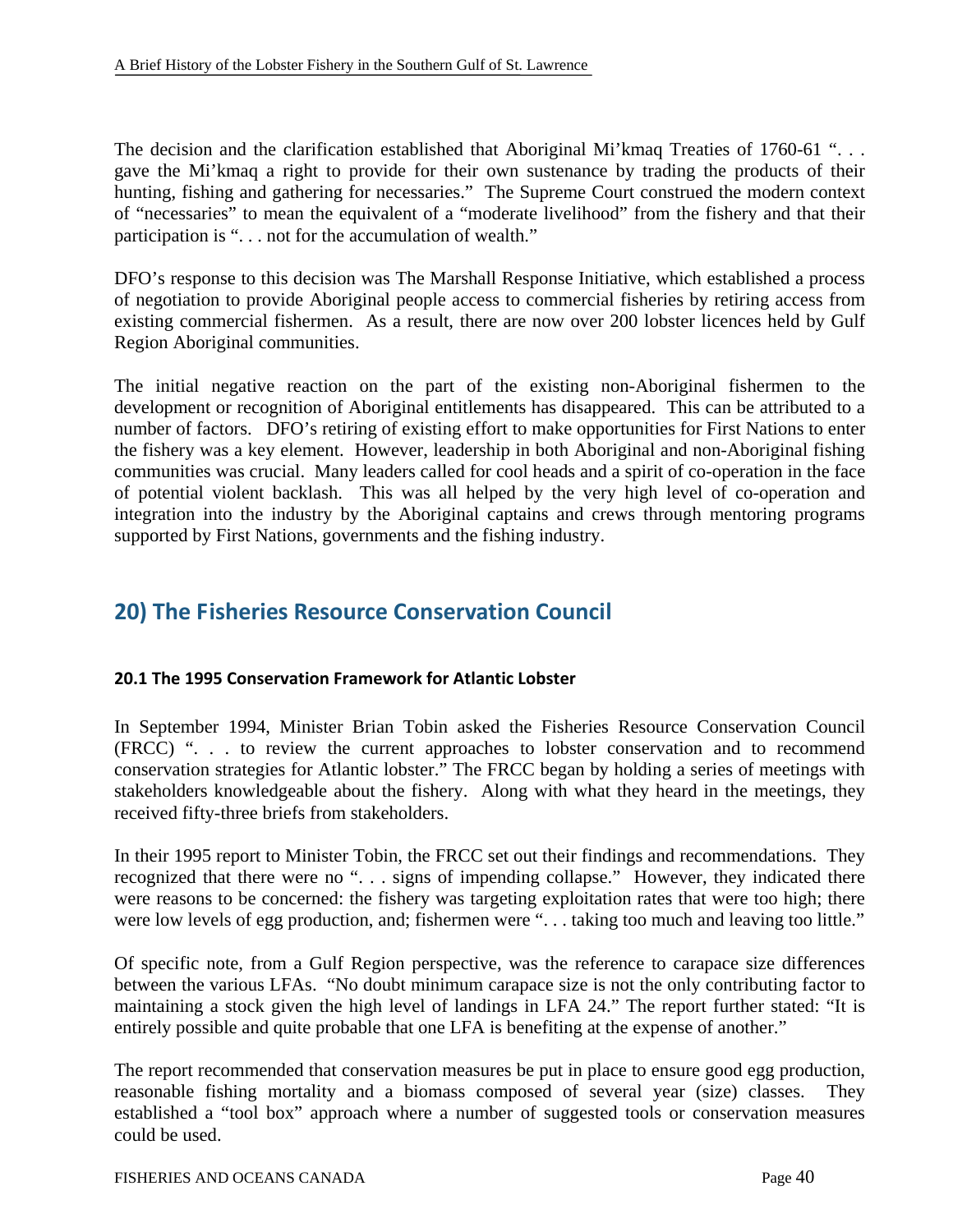The decision and the clarification established that Aboriginal Mi'kmaq Treaties of 1760-61 ". . . gave the Mi'kmaq a right to provide for their own sustenance by trading the products of their hunting, fishing and gathering for necessaries." The Supreme Court construed the modern context of "necessaries" to mean the equivalent of a "moderate livelihood" from the fishery and that their participation is ". . . not for the accumulation of wealth."

DFO's response to this decision was The Marshall Response Initiative, which established a process of negotiation to provide Aboriginal people access to commercial fisheries by retiring access from existing commercial fishermen. As a result, there are now over 200 lobster licences held by Gulf Region Aboriginal communities.

The initial negative reaction on the part of the existing non-Aboriginal fishermen to the development or recognition of Aboriginal entitlements has disappeared. This can be attributed to a number of factors. DFO's retiring of existing effort to make opportunities for First Nations to enter the fishery was a key element. However, leadership in both Aboriginal and non-Aboriginal fishing communities was crucial. Many leaders called for cool heads and a spirit of co-operation in the face of potential violent backlash. This was all helped by the very high level of co-operation and integration into the industry by the Aboriginal captains and crews through mentoring programs supported by First Nations, governments and the fishing industry.

## 20) The Fisheries Resource Conservation Council

### 20.1 The 1995 Conservation Framework for Atlantic Lobster

In September 1994, Minister Brian Tobin asked the Fisheries Resource Conservation Council (FRCC) ". . . to review the current approaches to lobster conservation and to recommend conservation strategies for Atlantic lobster." The FRCC began by holding a series of meetings with stakeholders knowledgeable about the fishery. Along with what they heard in the meetings, they received fifty-three briefs from stakeholders.

In their 1995 report to Minister Tobin, the FRCC set out their findings and recommendations. They recognized that there were no ". . . signs of impending collapse." However, they indicated there were reasons to be concerned: the fishery was targeting exploitation rates that were too high; there were low levels of egg production, and; fishermen were ". . . taking too much and leaving too little."

Of specific note, from a Gulf Region perspective, was the reference to carapace size differences between the various LFAs. "No doubt minimum carapace size is not the only contributing factor to maintaining a stock given the high level of landings in LFA 24." The report further stated: "It is entirely possible and quite probable that one LFA is benefiting at the expense of another."

The report recommended that conservation measures be put in place to ensure good egg production, reasonable fishing mortality and a biomass composed of several year (size) classes. They established a "tool box" approach where a number of suggested tools or conservation measures could be used.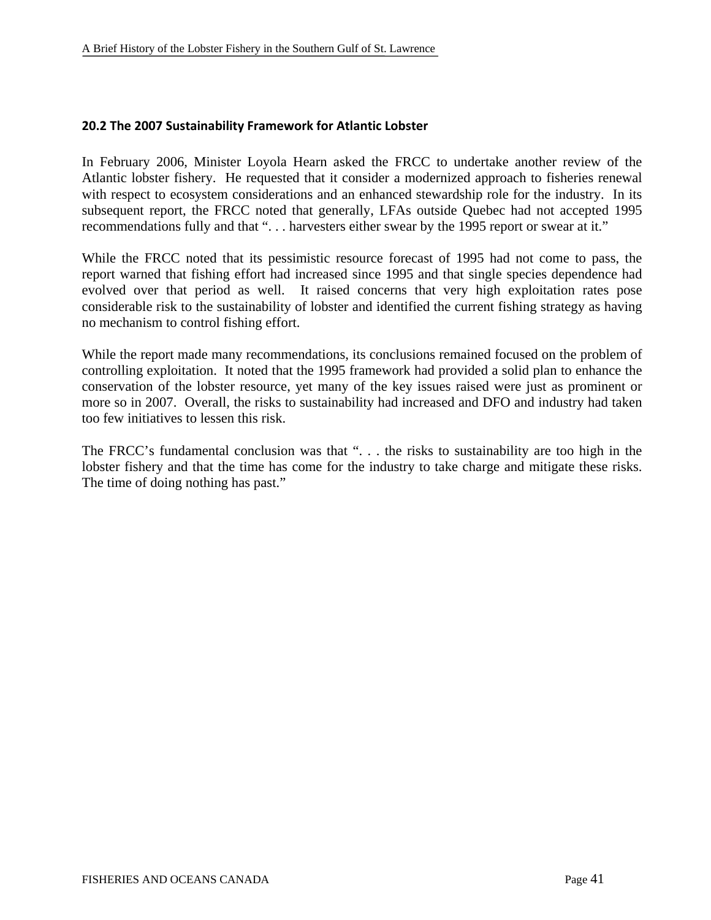### 20.2 The 2007 Sustainability Framework for Atlantic Lobster

In February 2006, Minister Loyola Hearn asked the FRCC to undertake another review of the Atlantic lobster fishery. He requested that it consider a modernized approach to fisheries renewal with respect to ecosystem considerations and an enhanced stewardship role for the industry. In its subsequent report, the FRCC noted that generally, LFAs outside Quebec had not accepted 1995 recommendations fully and that ". . . harvesters either swear by the 1995 report or swear at it."

While the FRCC noted that its pessimistic resource forecast of 1995 had not come to pass, the report warned that fishing effort had increased since 1995 and that single species dependence had evolved over that period as well. It raised concerns that very high exploitation rates pose considerable risk to the sustainability of lobster and identified the current fishing strategy as having no mechanism to control fishing effort.

While the report made many recommendations, its conclusions remained focused on the problem of controlling exploitation. It noted that the 1995 framework had provided a solid plan to enhance the conservation of the lobster resource, yet many of the key issues raised were just as prominent or more so in 2007. Overall, the risks to sustainability had increased and DFO and industry had taken too few initiatives to lessen this risk.

The FRCC's fundamental conclusion was that ". . . the risks to sustainability are too high in the lobster fishery and that the time has come for the industry to take charge and mitigate these risks. The time of doing nothing has past."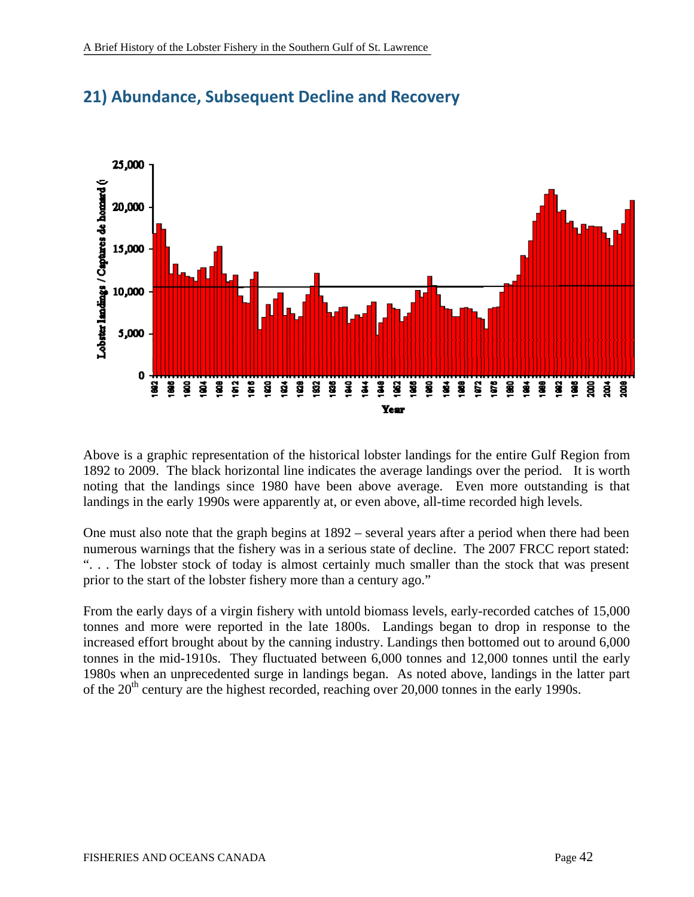## 21) Abundance, Subsequent Decline and Recovery

Above is a graphic representation of the historical lobster landings for the entire Gulf Region from 1892 to 2009. The black horizontal line indicates the average landings over the period. It is worth noting that the landings since 1980 have been above average. Even more outstanding is that landings in the early 1990s were apparently at, or even above, all-time recorded high levels.

One must also note that the graph begins at 1892 – several years after a period when there had been numerous warnings that the fishery was in a serious state of decline. The 2007 FRCC report stated: ". . . The lobster stock of today is almost certainly much smaller than the stock that was present prior to the start of the lobster fishery more than a century ago."

From the early days of a virgin fishery with untold biomass levels, early-recorded catches of 15,000 tonnes and more were reported in the late 1800s. Landings began to drop in response to the increased effort brought about by the canning industry. Landings then bottomed out to around 6,000 tonnes in the mid-1910s. They fluctuated between 6,000 tonnes and 12,000 tonnes until the early 1980s when an unprecedented surge in landings began. As noted above, landings in the latter part of the 20th century are the highest recorded, reaching over 20,000 tonnes in the early 1990s.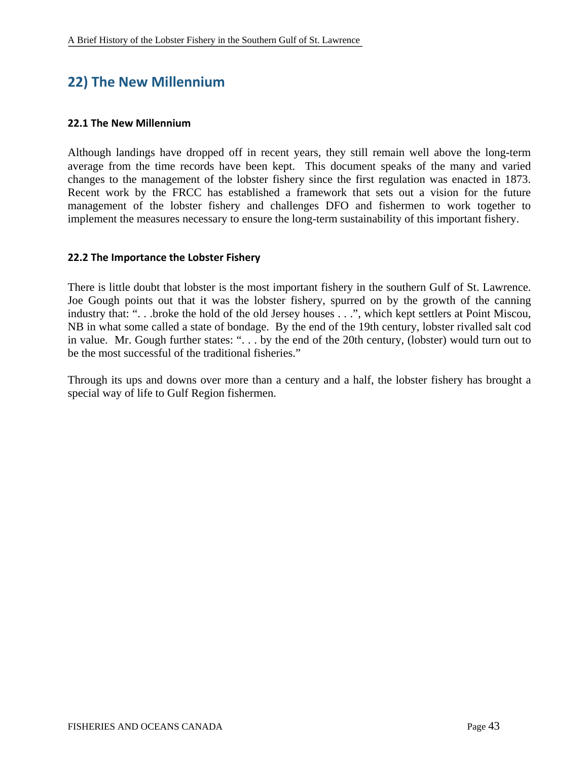## 22) The New Millennium

### 22.1 The New Millennium

Although landings have dropped off in recent years, they still remain well above the long-term average from the time records have been kept. This document speaks of the many and varied changes to the management of the lobster fishery since the first regulation was enacted in 1873. Recent work by the FRCC has established a framework that sets out a vision for the future management of the lobster fishery and challenges DFO and fishermen to work together to implement the measures necessary to ensure the long-term sustainability of this important fishery.

### 22.2 The Importance the Lobster Fishery

There is little doubt that lobster is the most important fishery in the southern Gulf of St. Lawrence. Joe Gough points out that it was the lobster fishery, spurred on by the growth of the canning industry that: ". . .broke the hold of the old Jersey houses . . .", which kept settlers at Point Miscou, NB in what some called a state of bondage. By the end of the 19th century, lobster rivalled salt cod in value. Mr. Gough further states: ". . . by the end of the 20th century, (lobster) would turn out to be the most successful of the traditional fisheries."

Through its ups and downs over more than a century and a half, the lobster fishery has brought a special way of life to Gulf Region fishermen.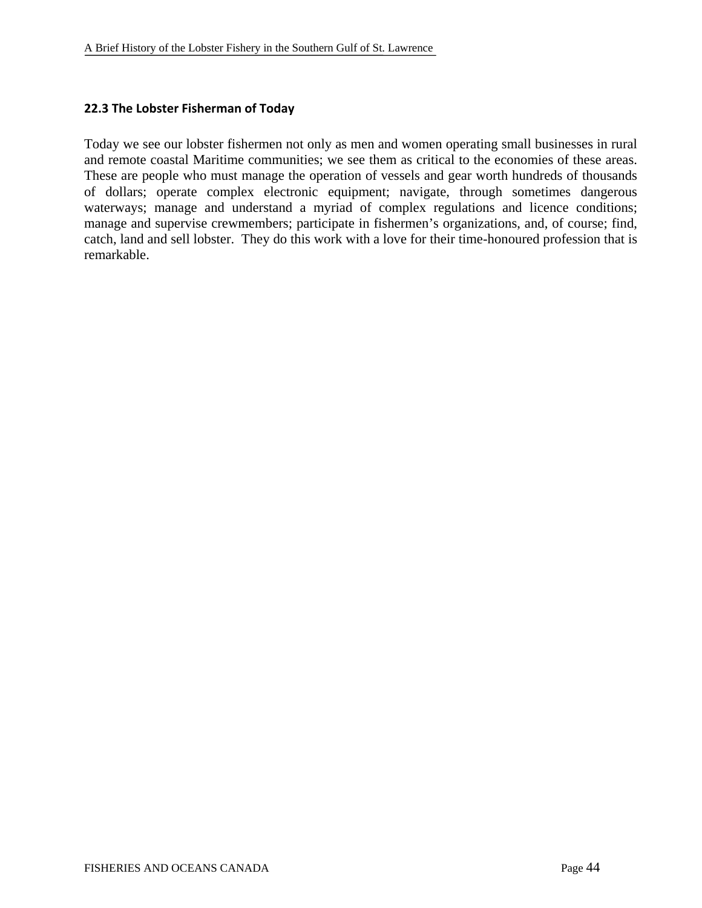### 22.3 The Lobster Fisherman of Today

Today we see our lobster fishermen not only as men and women operating small businesses in rural and remote coastal Maritime communities; we see them as critical to the economies of these areas. These are people who must manage the operation of vessels and gear worth hundreds of thousands of dollars; operate complex electronic equipment; navigate, through sometimes dangerous waterways; manage and understand a myriad of complex regulations and licence conditions; manage and supervise crewmembers; participate in fishermen's organizations, and, of course; find, catch, land and sell lobster. They do this work with a love for their time-honoured profession that is remarkable.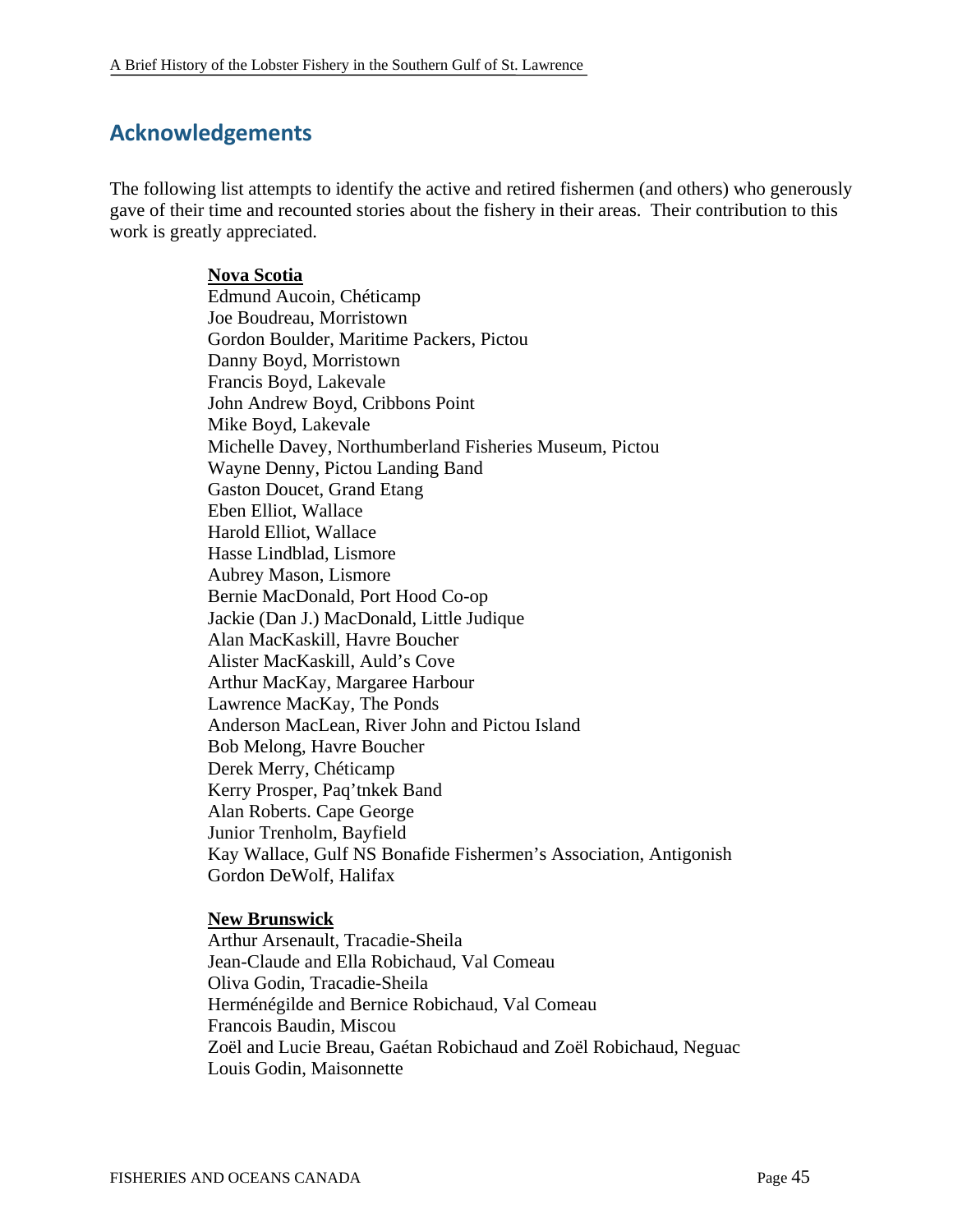## Acknowledgements

The following list attempts to identify the active and retired fishermen (and others) who generously gave of their time and recounted stories about the fishery in their areas. Their contribution to this work is greatly appreciated.

**Nova Scotia**

Edmund Aucoin, Chéticamp
Joe Boudreau, Morristown
Gordon Boulder, Maritime Packers, Pictou
Danny Boyd, Morristown
Francis Boyd, Lakevale
John Andrew Boyd, Cribbons Point
Mike Boyd, Lakevale
Michelle Davey, Northumberland Fisheries Museum, Pictou
Wayne Denny, Pictou Landing Band
Gaston Doucet, Grand Etang
Eben Elliot, Wallace
Harold Elliot, Wallace
Hasse Lindblad, Lismore
Aubrey Mason, Lismore
Bernie MacDonald, Port Hood Co-op
Jackie (Dan J.) MacDonald, Little Judique
Alan MacKaskill, Havre Boucher
Alister MacKaskill, Auld's Cove
Arthur MacKay, Margaree Harbour
Lawrence MacKay, The Ponds
Anderson MacLean, River John and Pictou Island
Bob Melong, Havre Boucher
Derek Merry, Chéticamp
Kerry Prosper, Paq'tnkek Band
Alan Roberts. Cape George
Junior Trenholm, Bayfield
Kay Wallace, Gulf NS Bonafide Fishermen's Association, Antigonish
Gordon DeWolf, Halifax

**New Brunswick**

Arthur Arsenault, Tracadie-Sheila
Jean-Claude and Ella Robichaud, Val Comeau
Oliva Godin, Tracadie-Sheila
Herménégilde and Bernice Robichaud, Val Comeau
Francois Baudin, Miscou
Zoël and Lucie Breau, Gaétan Robichaud and Zoël Robichaud, Neguac
Louis Godin, Maisonnette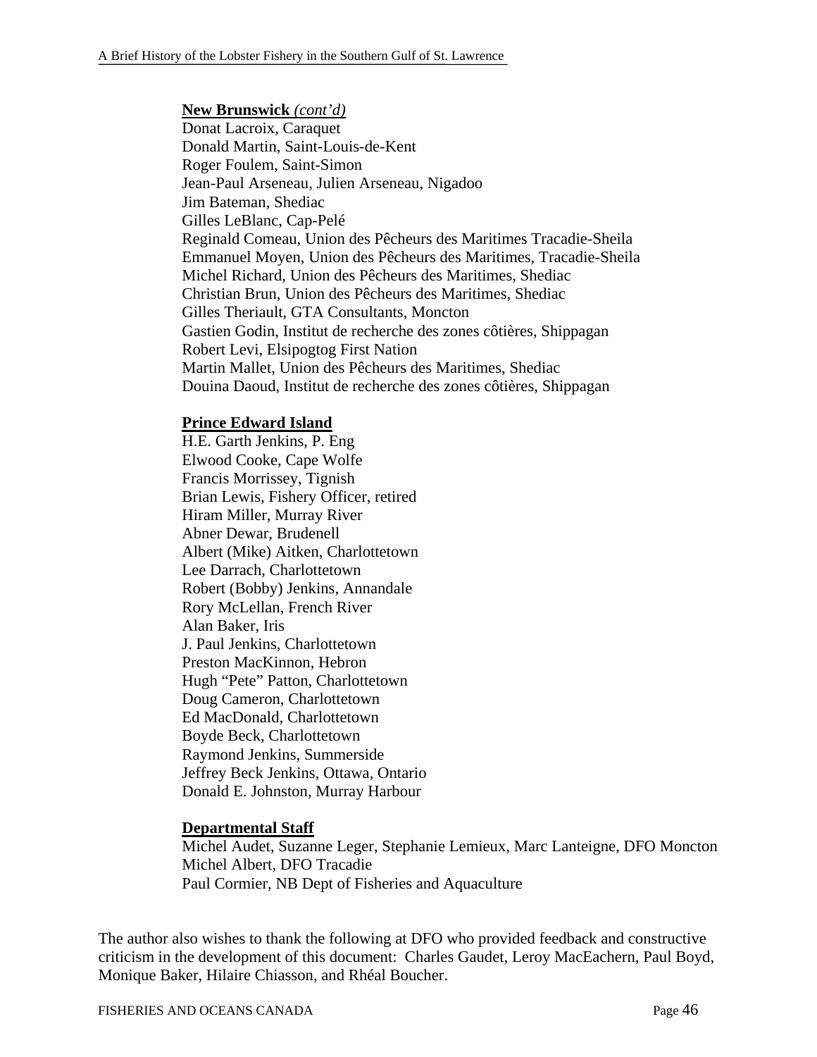**New Brunswick** *(cont'd)*

Donat Lacroix, Caraquet
Donald Martin, Saint-Louis-de-Kent
Roger Foulem, Saint-Simon
Jean-Paul Arseneau, Julien Arseneau, Nigadoo
Jim Bateman, Shediac
Gilles LeBlanc, Cap-Pelé
Reginald Comeau, Union des Pêcheurs des Maritimes Tracadie-Sheila
Emmanuel Moyen, Union des Pêcheurs des Maritimes, Tracadie-Sheila
Michel Richard, Union des Pêcheurs des Maritimes, Shediac
Christian Brun, Union des Pêcheurs des Maritimes, Shediac
Gilles Theriault, GTA Consultants, Moncton
Gastien Godin, Institut de recherche des zones côtières, Shippagan
Robert Levi, Elsipogtog First Nation
Martin Mallet, Union des Pêcheurs des Maritimes, Shediac
Douina Daoud, Institut de recherche des zones côtières, Shippagan

**Prince Edward Island**

H.E. Garth Jenkins, P. Eng
Elwood Cooke, Cape Wolfe
Francis Morrissey, Tignish
Brian Lewis, Fishery Officer, retired
Hiram Miller, Murray River
Abner Dewar, Brudenell
Albert (Mike) Aitken, Charlottetown
Lee Darrach, Charlottetown
Robert (Bobby) Jenkins, Annandale
Rory McLellan, French River
Alan Baker, Iris
J. Paul Jenkins, Charlottetown
Preston MacKinnon, Hebron
Hugh "Pete" Patton, Charlottetown
Doug Cameron, Charlottetown
Ed MacDonald, Charlottetown
Boyde Beck, Charlottetown
Raymond Jenkins, Summerside
Jeffrey Beck Jenkins, Ottawa, Ontario
Donald E. Johnston, Murray Harbour

**Departmental Staff**

Michel Audet, Suzanne Leger, Stephanie Lemieux, Marc Lanteigne, DFO Moncton
Michel Albert, DFO Tracadie
Paul Cormier, NB Dept of Fisheries and Aquaculture

The author also wishes to thank the following at DFO who provided feedback and constructive criticism in the development of this document: Charles Gaudet, Leroy MacEachern, Paul Boyd, Monique Baker, Hilaire Chiasson, and Rhéal Boucher.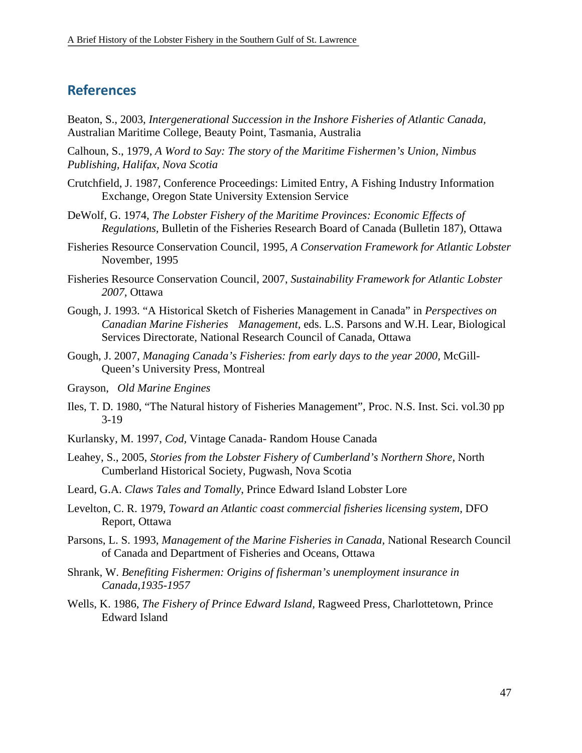## References

Beaton, S., 2003, *Intergenerational Succession in the Inshore Fisheries of Atlantic Canada,* Australian Maritime College, Beauty Point, Tasmania, Australia

Calhoun, S., 1979, *A Word to Say: The story of the Maritime Fishermen's Union, Nimbus Publishing, Halifax, Nova Scotia*

Crutchfield, J. 1987, Conference Proceedings: Limited Entry, A Fishing Industry Information Exchange, Oregon State University Extension Service

DeWolf, G. 1974, *The Lobster Fishery of the Maritime Provinces: Economic Effects of Regulations,* Bulletin of the Fisheries Research Board of Canada (Bulletin 187), Ottawa

Fisheries Resource Conservation Council, 1995, *A Conservation Framework for Atlantic Lobster* November, 1995

Fisheries Resource Conservation Council, 2007, *Sustainability Framework for Atlantic Lobster 2007,* Ottawa

Gough, J. 1993. "A Historical Sketch of Fisheries Management in Canada" in *Perspectives on Canadian Marine Fisheries Management,* eds. L.S. Parsons and W.H. Lear, Biological Services Directorate, National Research Council of Canada, Ottawa

Gough, J. 2007, *Managing Canada's Fisheries: from early days to the year 2000,* McGill-Queen's University Press, Montreal

Grayson, *Old Marine Engines*

Iles, T. D. 1980, "The Natural history of Fisheries Management", Proc. N.S. Inst. Sci. vol.30 pp 3-19

Kurlansky, M. 1997, *Cod,* Vintage Canada- Random House Canada

Leahey, S., 2005, *Stories from the Lobster Fishery of Cumberland's Northern Shore,* North Cumberland Historical Society, Pugwash, Nova Scotia

Leard, G.A. *Claws Tales and Tomally,* Prince Edward Island Lobster Lore

Levelton, C. R. 1979, *Toward an Atlantic coast commercial fisheries licensing system,* DFO Report, Ottawa

Parsons, L. S. 1993, *Management of the Marine Fisheries in Canada,* National Research Council of Canada and Department of Fisheries and Oceans, Ottawa

Shrank, W. *Benefiting Fishermen: Origins of fisherman's unemployment insurance in Canada,1935-1957*

Wells, K. 1986, *The Fishery of Prince Edward Island,* Ragweed Press, Charlottetown, Prince Edward Island